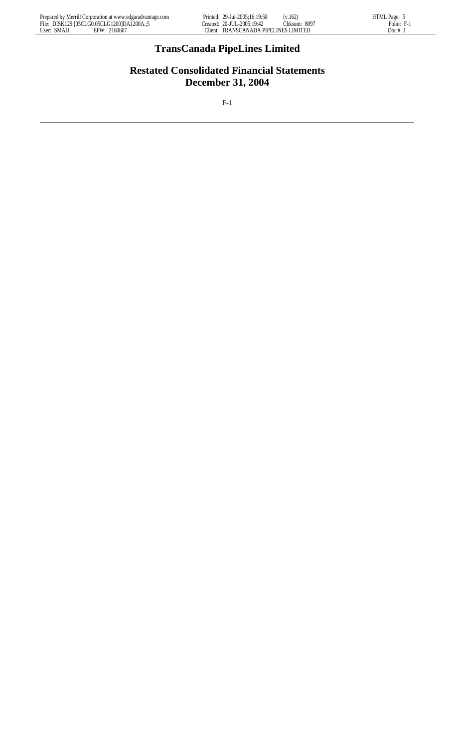# TransCanada PipeLines Limited

## Restated Consolidated Financial Statements
## December 31, 2004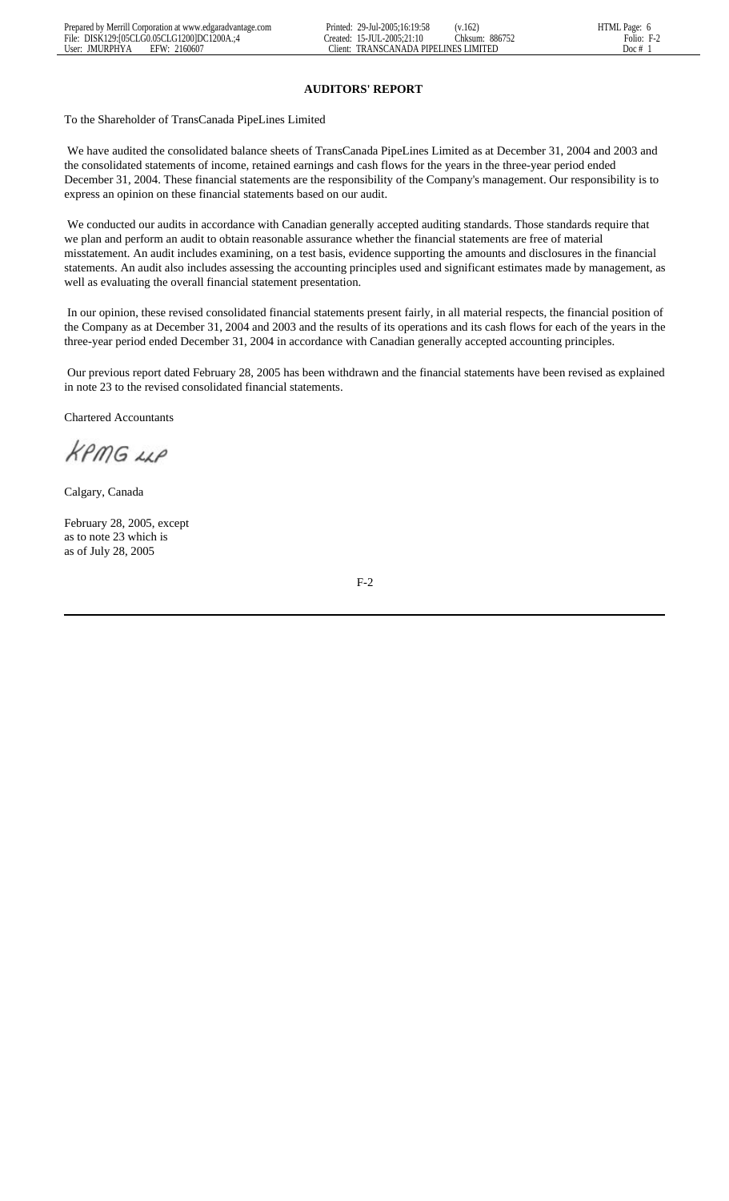## AUDITORS' REPORT

To the Shareholder of TransCanada PipeLines Limited

We have audited the consolidated balance sheets of TransCanada PipeLines Limited as at December 31, 2004 and 2003 and the consolidated statements of income, retained earnings and cash flows for the years in the three-year period ended December 31, 2004. These financial statements are the responsibility of the Company's management. Our responsibility is to express an opinion on these financial statements based on our audit.

We conducted our audits in accordance with Canadian generally accepted auditing standards. Those standards require that we plan and perform an audit to obtain reasonable assurance whether the financial statements are free of material misstatement. An audit includes examining, on a test basis, evidence supporting the amounts and disclosures in the financial statements. An audit also includes assessing the accounting principles used and significant estimates made by management, as well as evaluating the overall financial statement presentation.

In our opinion, these revised consolidated financial statements present fairly, in all material respects, the financial position of the Company as at December 31, 2004 and 2003 and the results of its operations and its cash flows for each of the years in the three-year period ended December 31, 2004 in accordance with Canadian generally accepted accounting principles.

Our previous report dated February 28, 2005 has been withdrawn and the financial statements have been revised as explained in note 23 to the revised consolidated financial statements.

Chartered Accountants

KPMG LLP

Calgary, Canada

February 28, 2005, except
as to note 23 which is
as of July 28, 2005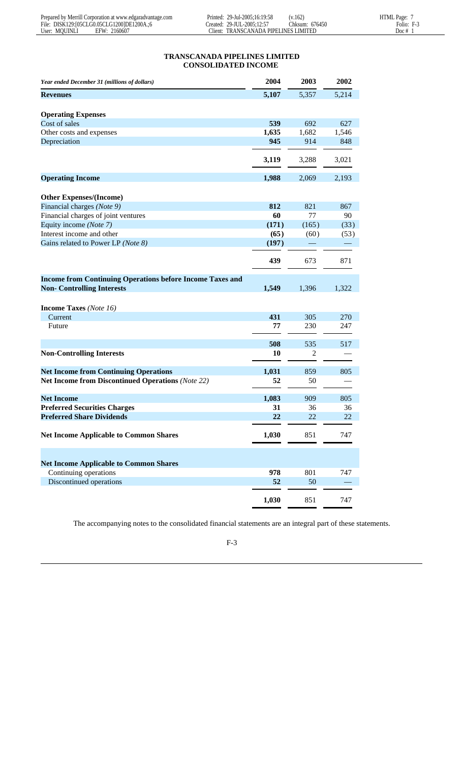# TRANSCANADA PIPELINES LIMITED
## CONSOLIDATED INCOME

| *Year ended December 31 (millions of dollars)* | 2004 | 2003 | 2002 |
|---|---|---|---|
| **Revenues** | **5,107** | 5,357 | 5,214 |
| | | | |
| **Operating Expenses** | | | |
| Cost of sales | **539** | 692 | 627 |
| Other costs and expenses | **1,635** | 1,682 | 1,546 |
| Depreciation | **945** | 914 | 848 |
| | **3,119** | 3,288 | 3,021 |
| **Operating Income** | **1,988** | 2,069 | 2,193 |
| | | | |
| **Other Expenses/(Income)** | | | |
| Financial charges *(Note 9)* | **812** | 821 | 867 |
| Financial charges of joint ventures | **60** | 77 | 90 |
| Equity income *(Note 7)* | **(171)** | (165) | (33) |
| Interest income and other | **(65)** | (60) | (53) |
| Gains related to Power LP *(Note 8)* | **(197)** | — | — |
| | **439** | 673 | 871 |
| **Income from Continuing Operations before Income Taxes and Non- Controlling Interests** | **1,549** | 1,396 | 1,322 |
| | | | |
| **Income Taxes** *(Note 16)* | | | |
| Current | **431** | 305 | 270 |
| Future | **77** | 230 | 247 |
| | **508** | 535 | 517 |
| **Non-Controlling Interests** | **10** | 2 | — |
| **Net Income from Continuing Operations** | **1,031** | 859 | 805 |
| **Net Income from Discontinued Operations** *(Note 22)* | **52** | 50 | — |
| **Net Income** | **1,083** | 909 | 805 |
| **Preferred Securities Charges** | **31** | 36 | 36 |
| **Preferred Share Dividends** | **22** | 22 | 22 |
| **Net Income Applicable to Common Shares** | **1,030** | 851 | 747 |
| | | | |
| **Net Income Applicable to Common Shares** | | | |
| Continuing operations | **978** | 801 | 747 |
| Discontinued operations | **52** | 50 | — |
| | **1,030** | 851 | 747 |

The accompanying notes to the consolidated financial statements are an integral part of these statements.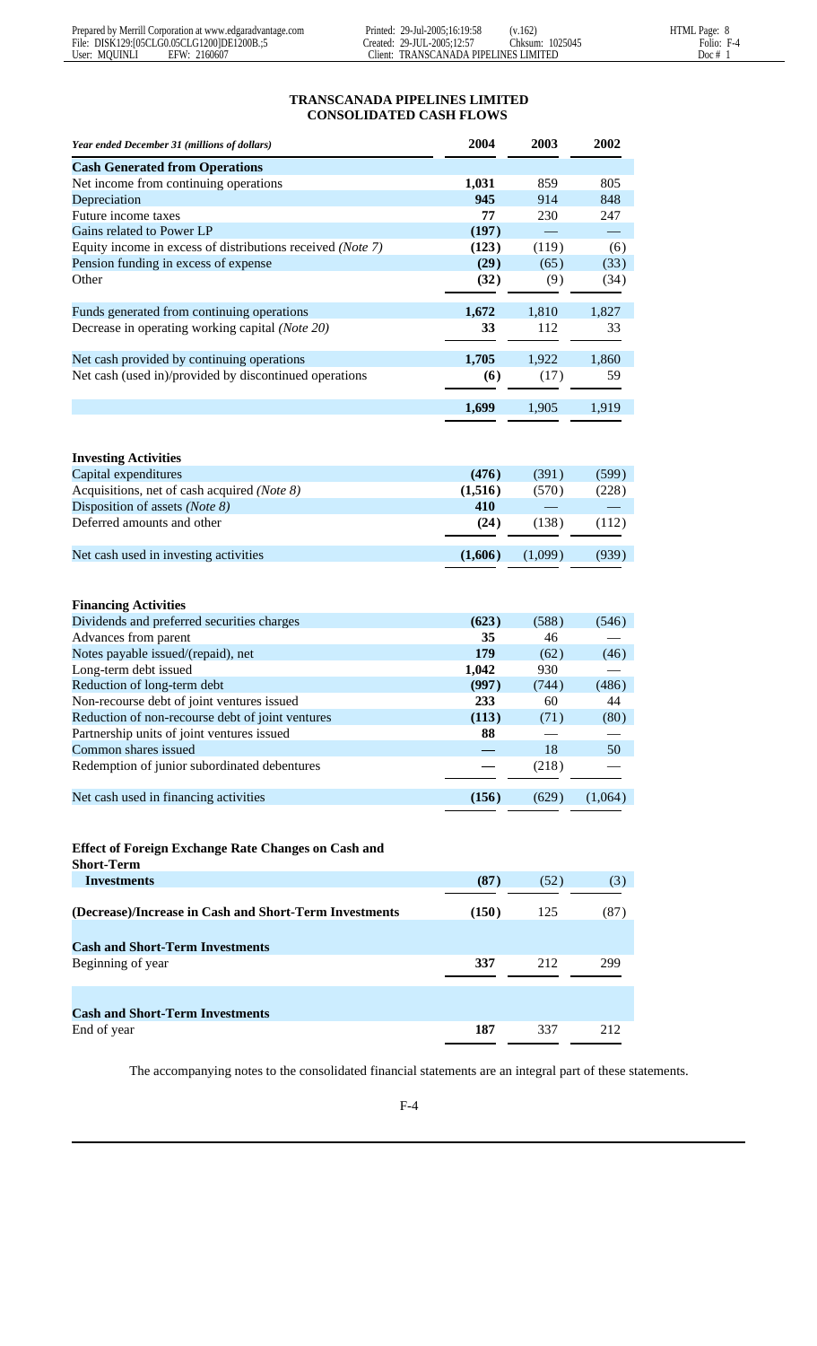## TRANSCANADA PIPELINES LIMITED
## CONSOLIDATED CASH FLOWS

| *Year ended December 31 (millions of dollars)* | 2004 | 2003 | 2002 |
|---|---|---|---|
| **Cash Generated from Operations** | | | |
| Net income from continuing operations | **1,031** | 859 | 805 |
| Depreciation | **945** | 914 | 848 |
| Future income taxes | **77** | 230 | 247 |
| Gains related to Power LP | **(197)** | — | — |
| Equity income in excess of distributions received *(Note 7)* | **(123)** | (119) | (6) |
| Pension funding in excess of expense | **(29)** | (65) | (33) |
| Other | **(32)** | (9) | (34) |
| Funds generated from continuing operations | **1,672** | 1,810 | 1,827 |
| Decrease in operating working capital *(Note 20)* | **33** | 112 | 33 |
| Net cash provided by continuing operations | **1,705** | 1,922 | 1,860 |
| Net cash (used in)/provided by discontinued operations | **(6)** | (17) | 59 |
| | **1,699** | 1,905 | 1,919 |
| **Investing Activities** | | | |
| Capital expenditures | **(476)** | (391) | (599) |
| Acquisitions, net of cash acquired *(Note 8)* | **(1,516)** | (570) | (228) |
| Disposition of assets *(Note 8)* | **410** | — | — |
| Deferred amounts and other | **(24)** | (138) | (112) |
| Net cash used in investing activities | **(1,606)** | (1,099) | (939) |
| **Financing Activities** | | | |
| Dividends and preferred securities charges | **(623)** | (588) | (546) |
| Advances from parent | **35** | 46 | — |
| Notes payable issued/(repaid), net | **179** | (62) | (46) |
| Long-term debt issued | **1,042** | 930 | — |
| Reduction of long-term debt | **(997)** | (744) | (486) |
| Non-recourse debt of joint ventures issued | **233** | 60 | 44 |
| Reduction of non-recourse debt of joint ventures | **(113)** | (71) | (80) |
| Partnership units of joint ventures issued | **88** | — | — |
| Common shares issued | **—** | 18 | 50 |
| Redemption of junior subordinated debentures | — | (218) | — |
| Net cash used in financing activities | **(156)** | (629) | (1,064) |
| **Effect of Foreign Exchange Rate Changes on Cash and Short-Term Investments** | **(87)** | (52) | (3) |
| **(Decrease)/Increase in Cash and Short-Term Investments** | **(150)** | 125 | (87) |
| **Cash and Short-Term Investments** | | | |
| Beginning of year | **337** | 212 | 299 |
| **Cash and Short-Term Investments** | | | |
| End of year | **187** | 337 | 212 |

The accompanying notes to the consolidated financial statements are an integral part of these statements.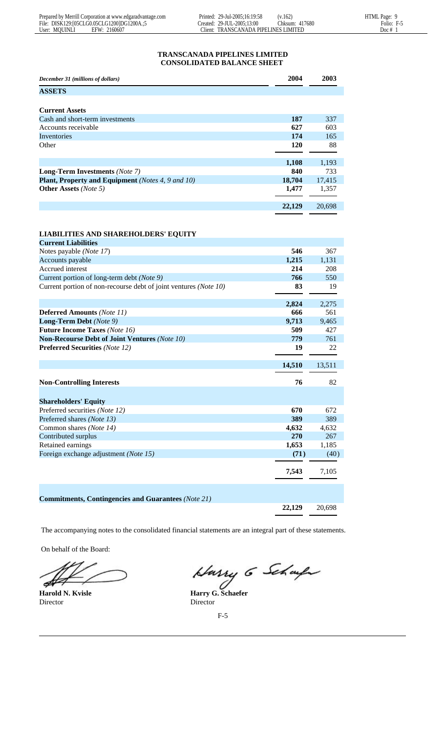# TRANSCANADA PIPELINES LIMITED
## CONSOLIDATED BALANCE SHEET

| *December 31 (millions of dollars)* | 2004 | 2003 |
|---|---|---|
| **ASSETS** | | |
| **Current Assets** | | |
| Cash and short-term investments | **187** | 337 |
| Accounts receivable | **627** | 603 |
| Inventories | **174** | 165 |
| Other | **120** | 88 |
| | **1,108** | 1,193 |
| **Long-Term Investments** *(Note 7)* | **840** | 733 |
| **Plant, Property and Equipment** *(Notes 4, 9 and 10)* | **18,704** | 17,415 |
| **Other Assets** *(Note 5)* | **1,477** | 1,357 |
| | **22,129** | 20,698 |
| **LIABILITIES AND SHAREHOLDERS' EQUITY** | | |
| **Current Liabilities** | | |
| Notes payable *(Note 17)* | **546** | 367 |
| Accounts payable | **1,215** | 1,131 |
| Accrued interest | **214** | 208 |
| Current portion of long-term debt *(Note 9)* | **766** | 550 |
| Current portion of non-recourse debt of joint ventures *(Note 10)* | **83** | 19 |
| | **2,824** | 2,275 |
| **Deferred Amounts** *(Note 11)* | **666** | 561 |
| **Long-Term Debt** *(Note 9)* | **9,713** | 9,465 |
| **Future Income Taxes** *(Note 16)* | **509** | 427 |
| **Non-Recourse Debt of Joint Ventures** *(Note 10)* | **779** | 761 |
| **Preferred Securities** *(Note 12)* | **19** | 22 |
| | **14,510** | 13,511 |
| **Non-Controlling Interests** | **76** | 82 |
| **Shareholders' Equity** | | |
| Preferred securities *(Note 12)* | **670** | 672 |
| Preferred shares *(Note 13)* | **389** | 389 |
| Common shares *(Note 14)* | **4,632** | 4,632 |
| Contributed surplus | **270** | 267 |
| Retained earnings | **1,653** | 1,185 |
| Foreign exchange adjustment *(Note 15)* | **(71)** | (40) |
| | **7,543** | 7,105 |
| **Commitments, Contingencies and Guarantees** *(Note 21)* | | |
| | **22,129** | 20,698 |

The accompanying notes to the consolidated financial statements are an integral part of these statements.

On behalf of the Board:

**Harold N. Kvisle**
Director

**Harry G. Schaefer**
Director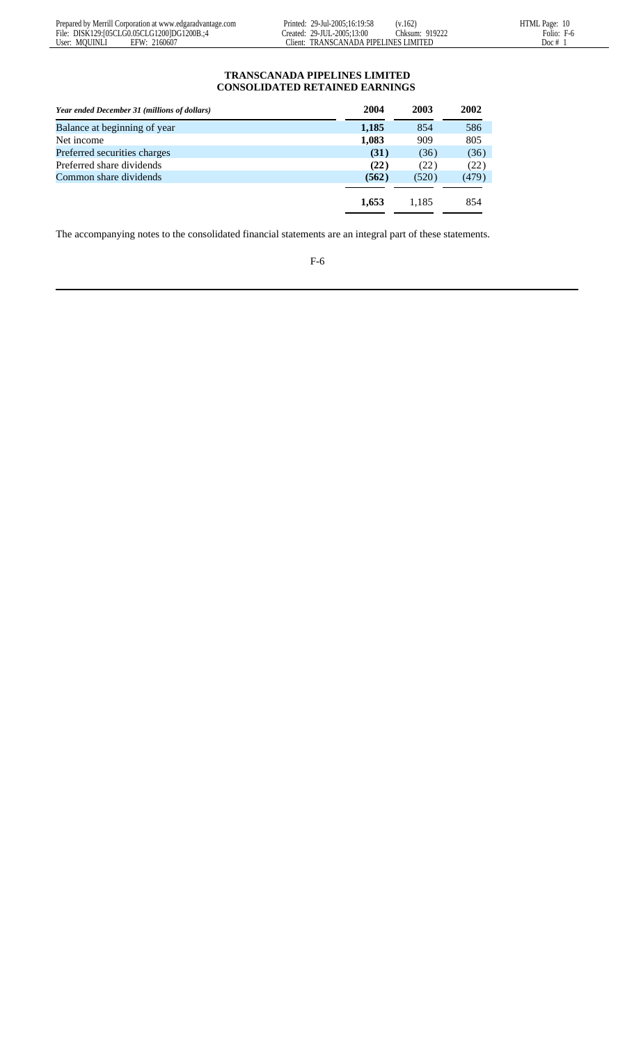# TRANSCANADA PIPELINES LIMITED
## CONSOLIDATED RETAINED EARNINGS

| *Year ended December 31 (millions of dollars)* | **2004** | **2003** | **2002** |
|---|---|---|---|
| Balance at beginning of year | **1,185** | 854 | 586 |
| Net income | **1,083** | 909 | 805 |
| Preferred securities charges | **(31)** | (36) | (36) |
| Preferred share dividends | **(22)** | (22) | (22) |
| Common share dividends | **(562)** | (520) | (479) |
| | **1,653** | 1,185 | 854 |

The accompanying notes to the consolidated financial statements are an integral part of these statements.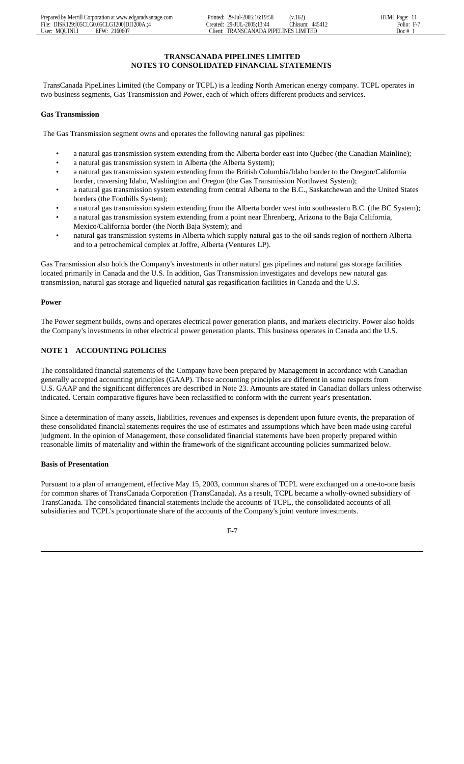**TRANSCANADA PIPELINES LIMITED**
**NOTES TO CONSOLIDATED FINANCIAL STATEMENTS**

TransCanada PipeLines Limited (the Company or TCPL) is a leading North American energy company. TCPL operates in two business segments, Gas Transmission and Power, each of which offers different products and services.

**Gas Transmission**

The Gas Transmission segment owns and operates the following natural gas pipelines:

- a natural gas transmission system extending from the Alberta border east into Québec (the Canadian Mainline);
- a natural gas transmission system in Alberta (the Alberta System);
- a natural gas transmission system extending from the British Columbia/Idaho border to the Oregon/California border, traversing Idaho, Washington and Oregon (the Gas Transmission Northwest System);
- a natural gas transmission system extending from central Alberta to the B.C., Saskatchewan and the United States borders (the Foothills System);
- a natural gas transmission system extending from the Alberta border west into southeastern B.C. (the BC System);
- a natural gas transmission system extending from a point near Ehrenberg, Arizona to the Baja California, Mexico/California border (the North Baja System); and
- natural gas transmission systems in Alberta which supply natural gas to the oil sands region of northern Alberta and to a petrochemical complex at Joffre, Alberta (Ventures LP).

Gas Transmission also holds the Company's investments in other natural gas pipelines and natural gas storage facilities located primarily in Canada and the U.S. In addition, Gas Transmission investigates and develops new natural gas transmission, natural gas storage and liquefied natural gas regasification facilities in Canada and the U.S.

**Power**

The Power segment builds, owns and operates electrical power generation plants, and markets electricity. Power also holds the Company's investments in other electrical power generation plants. This business operates in Canada and the U.S.

## NOTE 1 ACCOUNTING POLICIES

The consolidated financial statements of the Company have been prepared by Management in accordance with Canadian generally accepted accounting principles (GAAP). These accounting principles are different in some respects from U.S. GAAP and the significant differences are described in Note 23. Amounts are stated in Canadian dollars unless otherwise indicated. Certain comparative figures have been reclassified to conform with the current year's presentation.

Since a determination of many assets, liabilities, revenues and expenses is dependent upon future events, the preparation of these consolidated financial statements requires the use of estimates and assumptions which have been made using careful judgment. In the opinion of Management, these consolidated financial statements have been properly prepared within reasonable limits of materiality and within the framework of the significant accounting policies summarized below.

**Basis of Presentation**

Pursuant to a plan of arrangement, effective May 15, 2003, common shares of TCPL were exchanged on a one-to-one basis for common shares of TransCanada Corporation (TransCanada). As a result, TCPL became a wholly-owned subsidiary of TransCanada. The consolidated financial statements include the accounts of TCPL, the consolidated accounts of all subsidiaries and TCPL's proportionate share of the accounts of the Company's joint venture investments.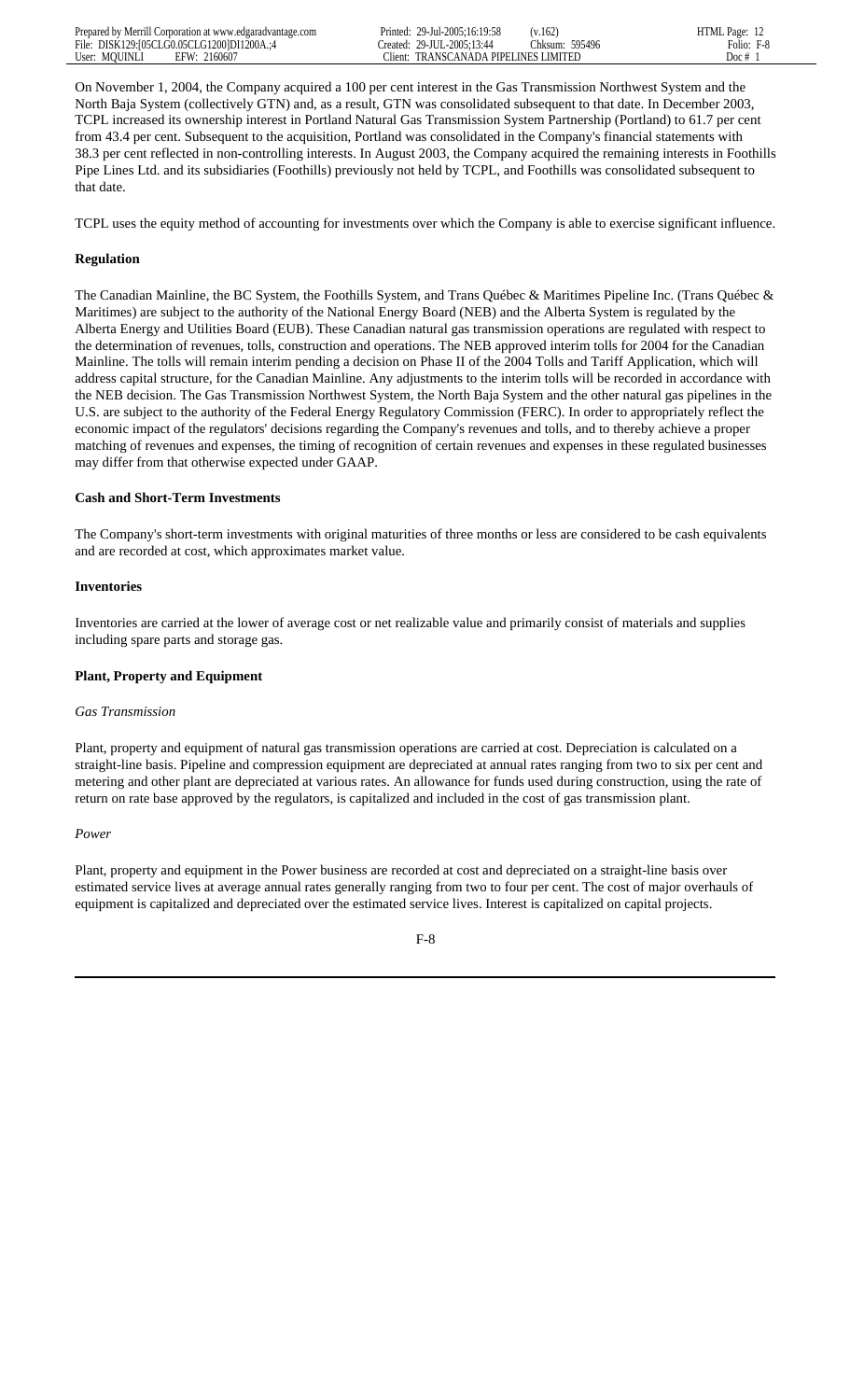On November 1, 2004, the Company acquired a 100 per cent interest in the Gas Transmission Northwest System and the North Baja System (collectively GTN) and, as a result, GTN was consolidated subsequent to that date. In December 2003, TCPL increased its ownership interest in Portland Natural Gas Transmission System Partnership (Portland) to 61.7 per cent from 43.4 per cent. Subsequent to the acquisition, Portland was consolidated in the Company's financial statements with 38.3 per cent reflected in non-controlling interests. In August 2003, the Company acquired the remaining interests in Foothills Pipe Lines Ltd. and its subsidiaries (Foothills) previously not held by TCPL, and Foothills was consolidated subsequent to that date.

TCPL uses the equity method of accounting for investments over which the Company is able to exercise significant influence.

**Regulation**

The Canadian Mainline, the BC System, the Foothills System, and Trans Québec & Maritimes Pipeline Inc. (Trans Québec & Maritimes) are subject to the authority of the National Energy Board (NEB) and the Alberta System is regulated by the Alberta Energy and Utilities Board (EUB). These Canadian natural gas transmission operations are regulated with respect to the determination of revenues, tolls, construction and operations. The NEB approved interim tolls for 2004 for the Canadian Mainline. The tolls will remain interim pending a decision on Phase II of the 2004 Tolls and Tariff Application, which will address capital structure, for the Canadian Mainline. Any adjustments to the interim tolls will be recorded in accordance with the NEB decision. The Gas Transmission Northwest System, the North Baja System and the other natural gas pipelines in the U.S. are subject to the authority of the Federal Energy Regulatory Commission (FERC). In order to appropriately reflect the economic impact of the regulators' decisions regarding the Company's revenues and tolls, and to thereby achieve a proper matching of revenues and expenses, the timing of recognition of certain revenues and expenses in these regulated businesses may differ from that otherwise expected under GAAP.

**Cash and Short-Term Investments**

The Company's short-term investments with original maturities of three months or less are considered to be cash equivalents and are recorded at cost, which approximates market value.

**Inventories**

Inventories are carried at the lower of average cost or net realizable value and primarily consist of materials and supplies including spare parts and storage gas.

**Plant, Property and Equipment**

*Gas Transmission*

Plant, property and equipment of natural gas transmission operations are carried at cost. Depreciation is calculated on a straight-line basis. Pipeline and compression equipment are depreciated at annual rates ranging from two to six per cent and metering and other plant are depreciated at various rates. An allowance for funds used during construction, using the rate of return on rate base approved by the regulators, is capitalized and included in the cost of gas transmission plant.

*Power*

Plant, property and equipment in the Power business are recorded at cost and depreciated on a straight-line basis over estimated service lives at average annual rates generally ranging from two to four per cent. The cost of major overhauls of equipment is capitalized and depreciated over the estimated service lives. Interest is capitalized on capital projects.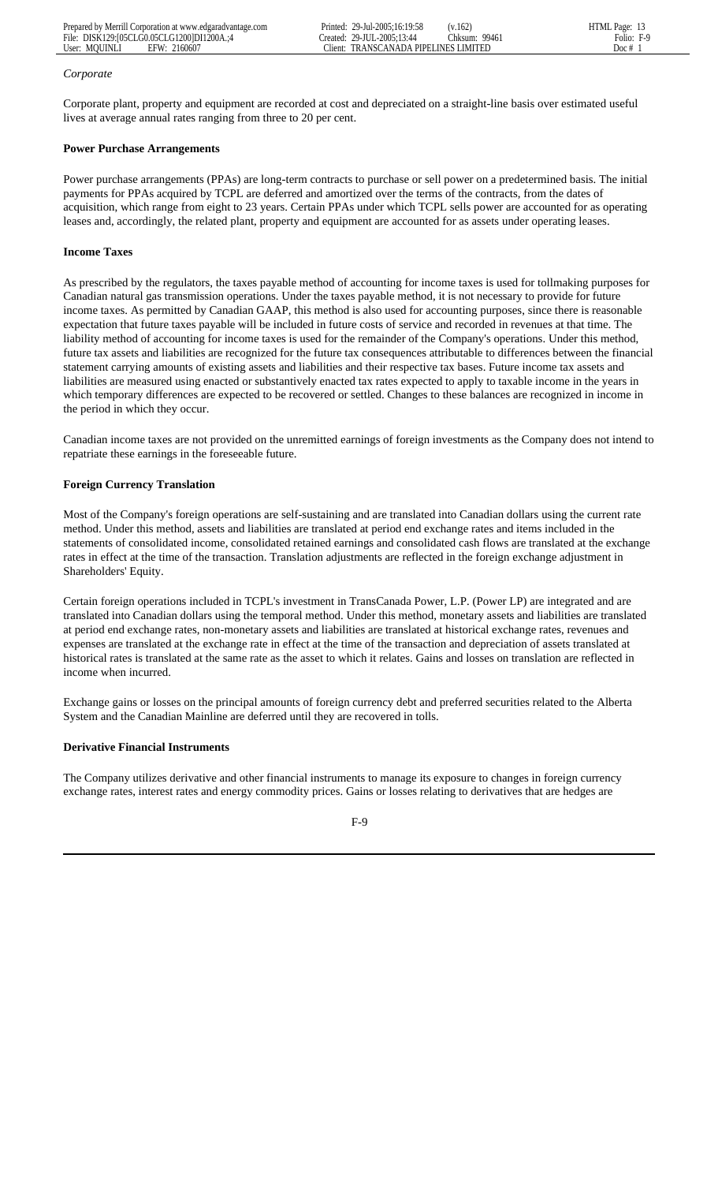*Corporate*

Corporate plant, property and equipment are recorded at cost and depreciated on a straight-line basis over estimated useful lives at average annual rates ranging from three to 20 per cent.

**Power Purchase Arrangements**

Power purchase arrangements (PPAs) are long-term contracts to purchase or sell power on a predetermined basis. The initial payments for PPAs acquired by TCPL are deferred and amortized over the terms of the contracts, from the dates of acquisition, which range from eight to 23 years. Certain PPAs under which TCPL sells power are accounted for as operating leases and, accordingly, the related plant, property and equipment are accounted for as assets under operating leases.

**Income Taxes**

As prescribed by the regulators, the taxes payable method of accounting for income taxes is used for tollmaking purposes for Canadian natural gas transmission operations. Under the taxes payable method, it is not necessary to provide for future income taxes. As permitted by Canadian GAAP, this method is also used for accounting purposes, since there is reasonable expectation that future taxes payable will be included in future costs of service and recorded in revenues at that time. The liability method of accounting for income taxes is used for the remainder of the Company's operations. Under this method, future tax assets and liabilities are recognized for the future tax consequences attributable to differences between the financial statement carrying amounts of existing assets and liabilities and their respective tax bases. Future income tax assets and liabilities are measured using enacted or substantively enacted tax rates expected to apply to taxable income in the years in which temporary differences are expected to be recovered or settled. Changes to these balances are recognized in income in the period in which they occur.

Canadian income taxes are not provided on the unremitted earnings of foreign investments as the Company does not intend to repatriate these earnings in the foreseeable future.

**Foreign Currency Translation**

Most of the Company's foreign operations are self-sustaining and are translated into Canadian dollars using the current rate method. Under this method, assets and liabilities are translated at period end exchange rates and items included in the statements of consolidated income, consolidated retained earnings and consolidated cash flows are translated at the exchange rates in effect at the time of the transaction. Translation adjustments are reflected in the foreign exchange adjustment in Shareholders' Equity.

Certain foreign operations included in TCPL's investment in TransCanada Power, L.P. (Power LP) are integrated and are translated into Canadian dollars using the temporal method. Under this method, monetary assets and liabilities are translated at period end exchange rates, non-monetary assets and liabilities are translated at historical exchange rates, revenues and expenses are translated at the exchange rate in effect at the time of the transaction and depreciation of assets translated at historical rates is translated at the same rate as the asset to which it relates. Gains and losses on translation are reflected in income when incurred.

Exchange gains or losses on the principal amounts of foreign currency debt and preferred securities related to the Alberta System and the Canadian Mainline are deferred until they are recovered in tolls.

**Derivative Financial Instruments**

The Company utilizes derivative and other financial instruments to manage its exposure to changes in foreign currency exchange rates, interest rates and energy commodity prices. Gains or losses relating to derivatives that are hedges are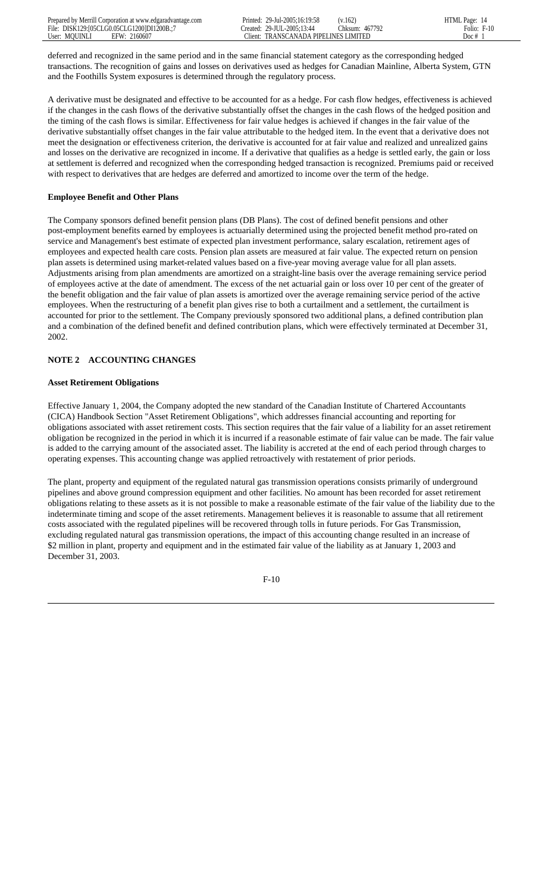deferred and recognized in the same period and in the same financial statement category as the corresponding hedged transactions. The recognition of gains and losses on derivatives used as hedges for Canadian Mainline, Alberta System, GTN and the Foothills System exposures is determined through the regulatory process.

A derivative must be designated and effective to be accounted for as a hedge. For cash flow hedges, effectiveness is achieved if the changes in the cash flows of the derivative substantially offset the changes in the cash flows of the hedged position and the timing of the cash flows is similar. Effectiveness for fair value hedges is achieved if changes in the fair value of the derivative substantially offset changes in the fair value attributable to the hedged item. In the event that a derivative does not meet the designation or effectiveness criterion, the derivative is accounted for at fair value and realized and unrealized gains and losses on the derivative are recognized in income. If a derivative that qualifies as a hedge is settled early, the gain or loss at settlement is deferred and recognized when the corresponding hedged transaction is recognized. Premiums paid or received with respect to derivatives that are hedges are deferred and amortized to income over the term of the hedge.

**Employee Benefit and Other Plans**

The Company sponsors defined benefit pension plans (DB Plans). The cost of defined benefit pensions and other post-employment benefits earned by employees is actuarially determined using the projected benefit method pro-rated on service and Management's best estimate of expected plan investment performance, salary escalation, retirement ages of employees and expected health care costs. Pension plan assets are measured at fair value. The expected return on pension plan assets is determined using market-related values based on a five-year moving average value for all plan assets. Adjustments arising from plan amendments are amortized on a straight-line basis over the average remaining service period of employees active at the date of amendment. The excess of the net actuarial gain or loss over 10 per cent of the greater of the benefit obligation and the fair value of plan assets is amortized over the average remaining service period of the active employees. When the restructuring of a benefit plan gives rise to both a curtailment and a settlement, the curtailment is accounted for prior to the settlement. The Company previously sponsored two additional plans, a defined contribution plan and a combination of the defined benefit and defined contribution plans, which were effectively terminated at December 31, 2002.

## NOTE 2 ACCOUNTING CHANGES

**Asset Retirement Obligations**

Effective January 1, 2004, the Company adopted the new standard of the Canadian Institute of Chartered Accountants (CICA) Handbook Section "Asset Retirement Obligations", which addresses financial accounting and reporting for obligations associated with asset retirement costs. This section requires that the fair value of a liability for an asset retirement obligation be recognized in the period in which it is incurred if a reasonable estimate of fair value can be made. The fair value is added to the carrying amount of the associated asset. The liability is accreted at the end of each period through charges to operating expenses. This accounting change was applied retroactively with restatement of prior periods.

The plant, property and equipment of the regulated natural gas transmission operations consists primarily of underground pipelines and above ground compression equipment and other facilities. No amount has been recorded for asset retirement obligations relating to these assets as it is not possible to make a reasonable estimate of the fair value of the liability due to the indeterminate timing and scope of the asset retirements. Management believes it is reasonable to assume that all retirement costs associated with the regulated pipelines will be recovered through tolls in future periods. For Gas Transmission, excluding regulated natural gas transmission operations, the impact of this accounting change resulted in an increase of $2 million in plant, property and equipment and in the estimated fair value of the liability as at January 1, 2003 and December 31, 2003.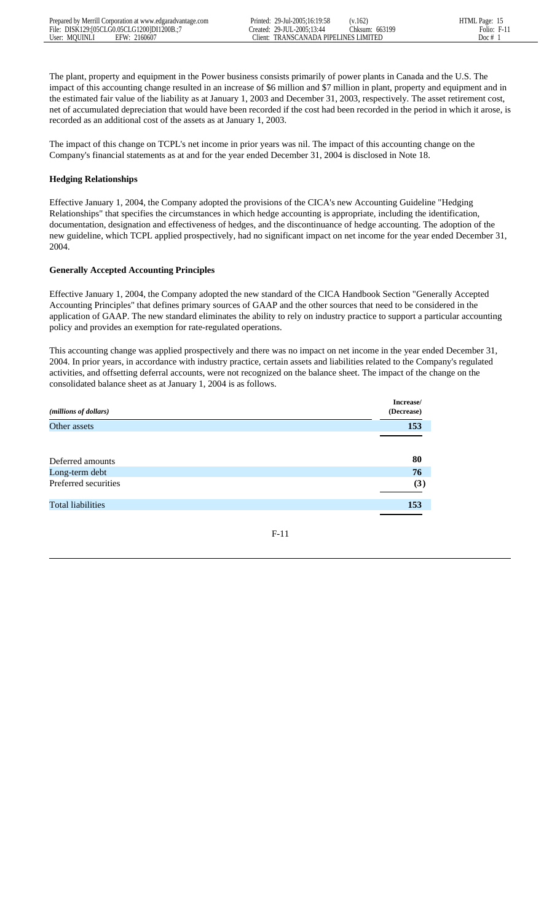The plant, property and equipment in the Power business consists primarily of power plants in Canada and the U.S. The impact of this accounting change resulted in an increase of $6 million and $7 million in plant, property and equipment and in the estimated fair value of the liability as at January 1, 2003 and December 31, 2003, respectively. The asset retirement cost, net of accumulated depreciation that would have been recorded if the cost had been recorded in the period in which it arose, is recorded as an additional cost of the assets as at January 1, 2003.

The impact of this change on TCPL's net income in prior years was nil. The impact of this accounting change on the Company's financial statements as at and for the year ended December 31, 2004 is disclosed in Note 18.

**Hedging Relationships**

Effective January 1, 2004, the Company adopted the provisions of the CICA's new Accounting Guideline "Hedging Relationships" that specifies the circumstances in which hedge accounting is appropriate, including the identification, documentation, designation and effectiveness of hedges, and the discontinuance of hedge accounting. The adoption of the new guideline, which TCPL applied prospectively, had no significant impact on net income for the year ended December 31, 2004.

**Generally Accepted Accounting Principles**

Effective January 1, 2004, the Company adopted the new standard of the CICA Handbook Section "Generally Accepted Accounting Principles" that defines primary sources of GAAP and the other sources that need to be considered in the application of GAAP. The new standard eliminates the ability to rely on industry practice to support a particular accounting policy and provides an exemption for rate-regulated operations.

This accounting change was applied prospectively and there was no impact on net income in the year ended December 31, 2004. In prior years, in accordance with industry practice, certain assets and liabilities related to the Company's regulated activities, and offsetting deferral accounts, were not recognized on the balance sheet. The impact of the change on the consolidated balance sheet as at January 1, 2004 is as follows.

| *(millions of dollars)* | **Increase/ (Decrease)** |
|---|---|
| Other assets | **153** |
| | |
| Deferred amounts | **80** |
| Long-term debt | **76** |
| Preferred securities | **(3)** |
| Total liabilities | **153** |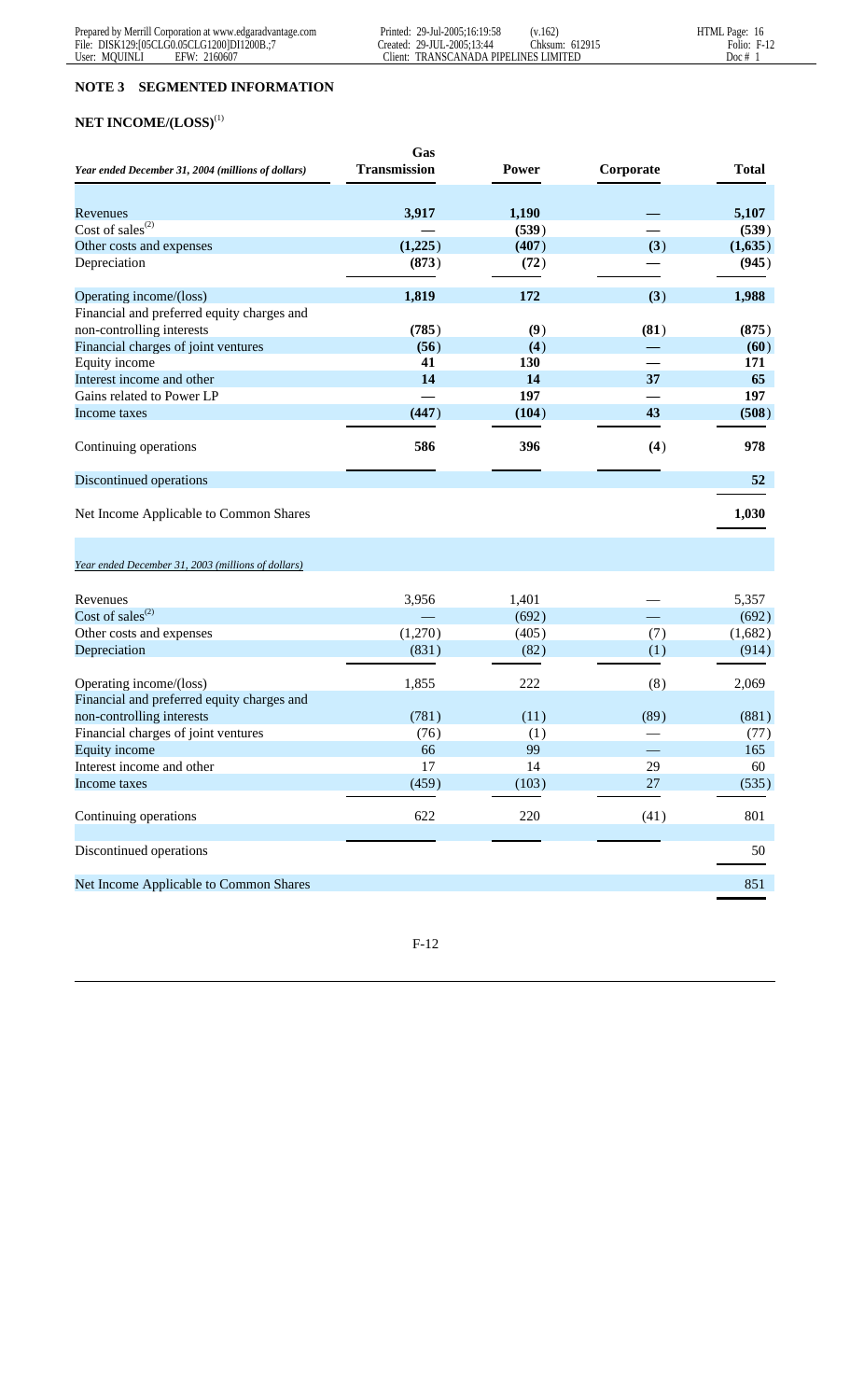## NOTE 3 SEGMENTED INFORMATION

### NET INCOME/(LOSS)[1]

| *Year ended December 31, 2004 (millions of dollars)* | Gas Transmission | Power | Corporate | Total |
|---|---|---|---|---|
| Revenues | **3,917** | **1,190** | **—** | **5,107** |
| Cost of sales[2] | **—** | **(539)** | **—** | **(539)** |
| Other costs and expenses | **(1,225)** | **(407)** | **(3)** | **(1,635)** |
| Depreciation | **(873)** | **(72)** | **—** | **(945)** |
| Operating income/(loss) | **1,819** | **172** | **(3)** | **1,988** |
| Financial and preferred equity charges and non-controlling interests | **(785)** | **(9)** | **(81)** | **(875)** |
| Financial charges of joint ventures | **(56)** | **(4)** | **—** | **(60)** |
| Equity income | **41** | **130** | **—** | **171** |
| Interest income and other | **14** | **14** | **37** | **65** |
| Gains related to Power LP | **—** | **197** | **—** | **197** |
| Income taxes | **(447)** | **(104)** | **43** | **(508)** |
| Continuing operations | **586** | **396** | **(4)** | **978** |
| Discontinued operations | | | | **52** |
| Net Income Applicable to Common Shares | | | | **1,030** |
| *Year ended December 31, 2003 (millions of dollars)* | | | | |
| Revenues | 3,956 | 1,401 | — | 5,357 |
| Cost of sales[2] | — | (692) | — | (692) |
| Other costs and expenses | (1,270) | (405) | (7) | (1,682) |
| Depreciation | (831) | (82) | (1) | (914) |
| Operating income/(loss) | 1,855 | 222 | (8) | 2,069 |
| Financial and preferred equity charges and non-controlling interests | (781) | (11) | (89) | (881) |
| Financial charges of joint ventures | (76) | (1) | — | (77) |
| Equity income | 66 | 99 | — | 165 |
| Interest income and other | 17 | 14 | 29 | 60 |
| Income taxes | (459) | (103) | 27 | (535) |
| Continuing operations | 622 | 220 | (41) | 801 |
| Discontinued operations | | | | 50 |
| Net Income Applicable to Common Shares | | | | 851 |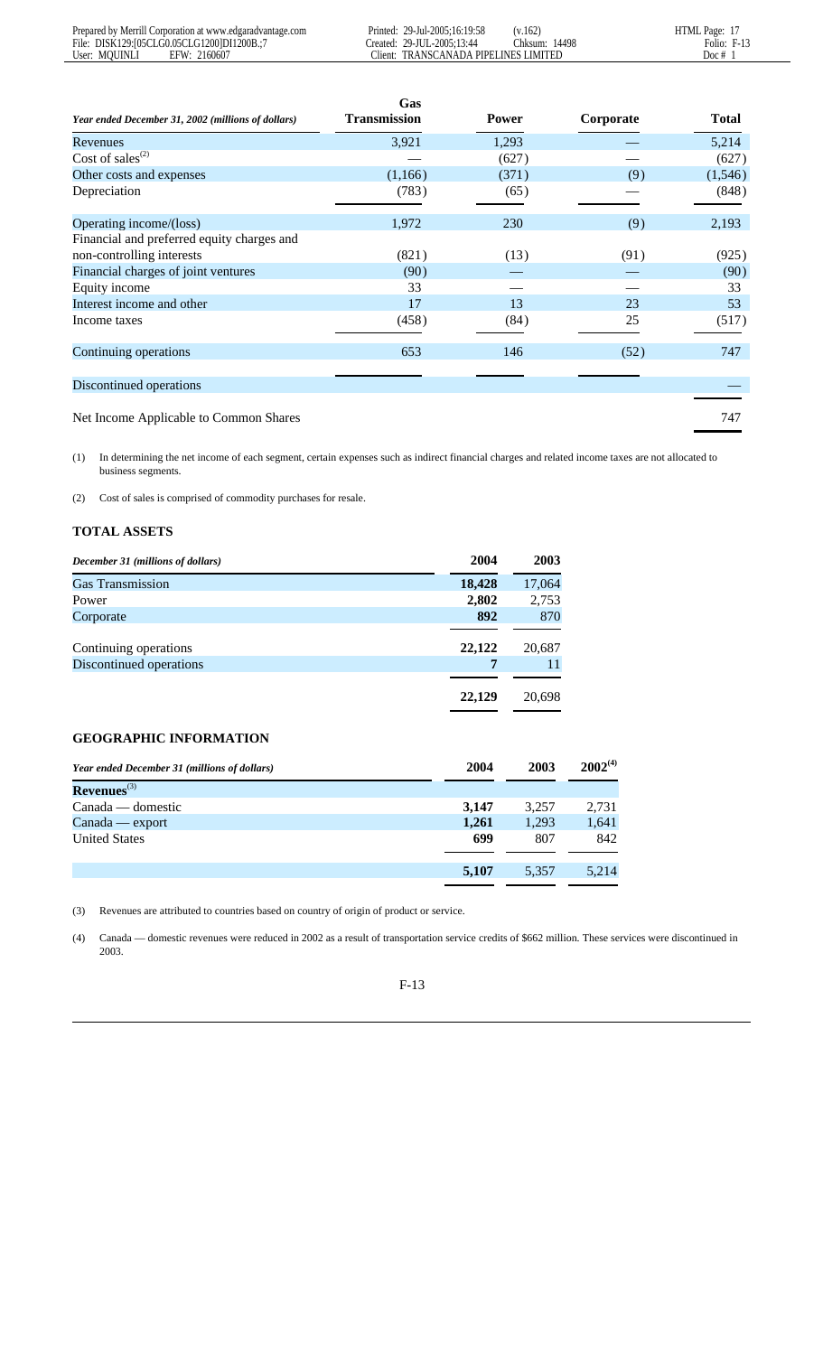| *Year ended December 31, 2002 (millions of dollars)* | Gas Transmission | Power | Corporate | Total |
|---|---|---|---|---|
| Revenues | 3,921 | 1,293 | — | 5,214 |
| Cost of sales[(2)] | — | (627) | — | (627) |
| Other costs and expenses | (1,166) | (371) | (9) | (1,546) |
| Depreciation | (783) | (65) | — | (848) |
| Operating income/(loss) | 1,972 | 230 | (9) | 2,193 |
| Financial and preferred equity charges and non-controlling interests | (821) | (13) | (91) | (925) |
| Financial charges of joint ventures | (90) | — | — | (90) |
| Equity income | 33 | — | — | 33 |
| Interest income and other | 17 | 13 | 23 | 53 |
| Income taxes | (458) | (84) | 25 | (517) |
| Continuing operations | 653 | 146 | (52) | 747 |
| Discontinued operations | | | | — |
| Net Income Applicable to Common Shares | | | | 747 |

(1) In determining the net income of each segment, certain expenses such as indirect financial charges and related income taxes are not allocated to business segments.

(2) Cost of sales is comprised of commodity purchases for resale.

### TOTAL ASSETS

| *December 31 (millions of dollars)* | 2004 | 2003 |
|---|---|---|
| Gas Transmission | **18,428** | 17,064 |
| Power | **2,802** | 2,753 |
| Corporate | **892** | 870 |
| Continuing operations | **22,122** | 20,687 |
| Discontinued operations | **7** | 11 |
| | **22,129** | 20,698 |

### GEOGRAPHIC INFORMATION

| *Year ended December 31 (millions of dollars)* | 2004 | 2003 | 2002[(4)] |
|---|---|---|---|
| **Revenues**[(3)] | | | |
| Canada — domestic | **3,147** | 3,257 | 2,731 |
| Canada — export | **1,261** | 1,293 | 1,641 |
| United States | **699** | 807 | 842 |
| | **5,107** | 5,357 | 5,214 |

(3) Revenues are attributed to countries based on country of origin of product or service.

(4) Canada — domestic revenues were reduced in 2002 as a result of transportation service credits of $662 million. These services were discontinued in 2003.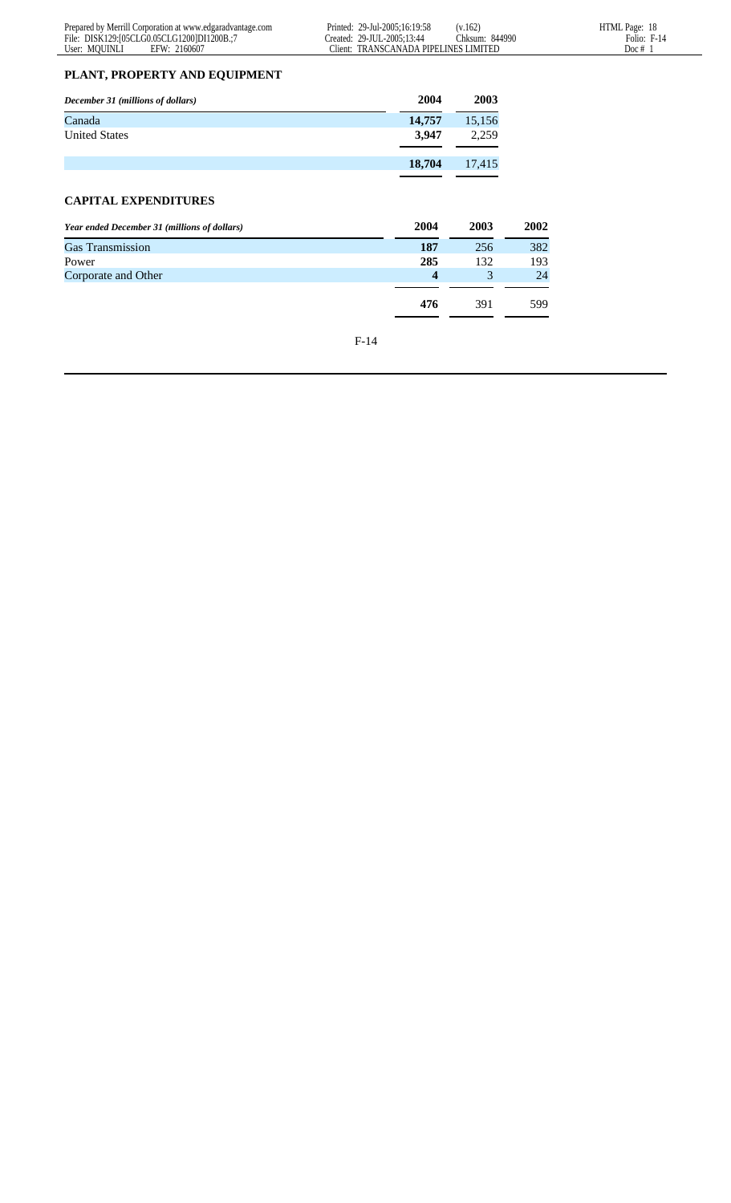## PLANT, PROPERTY AND EQUIPMENT

| *December 31 (millions of dollars)* | 2004 | 2003 |
|---|---|---|
| Canada | **14,757** | 15,156 |
| United States | **3,947** | 2,259 |
| | **18,704** | 17,415 |

## CAPITAL EXPENDITURES

| *Year ended December 31 (millions of dollars)* | 2004 | 2003 | 2002 |
|---|---|---|---|
| Gas Transmission | **187** | 256 | 382 |
| Power | **285** | 132 | 193 |
| Corporate and Other | **4** | 3 | 24 |
| | **476** | 391 | 599 |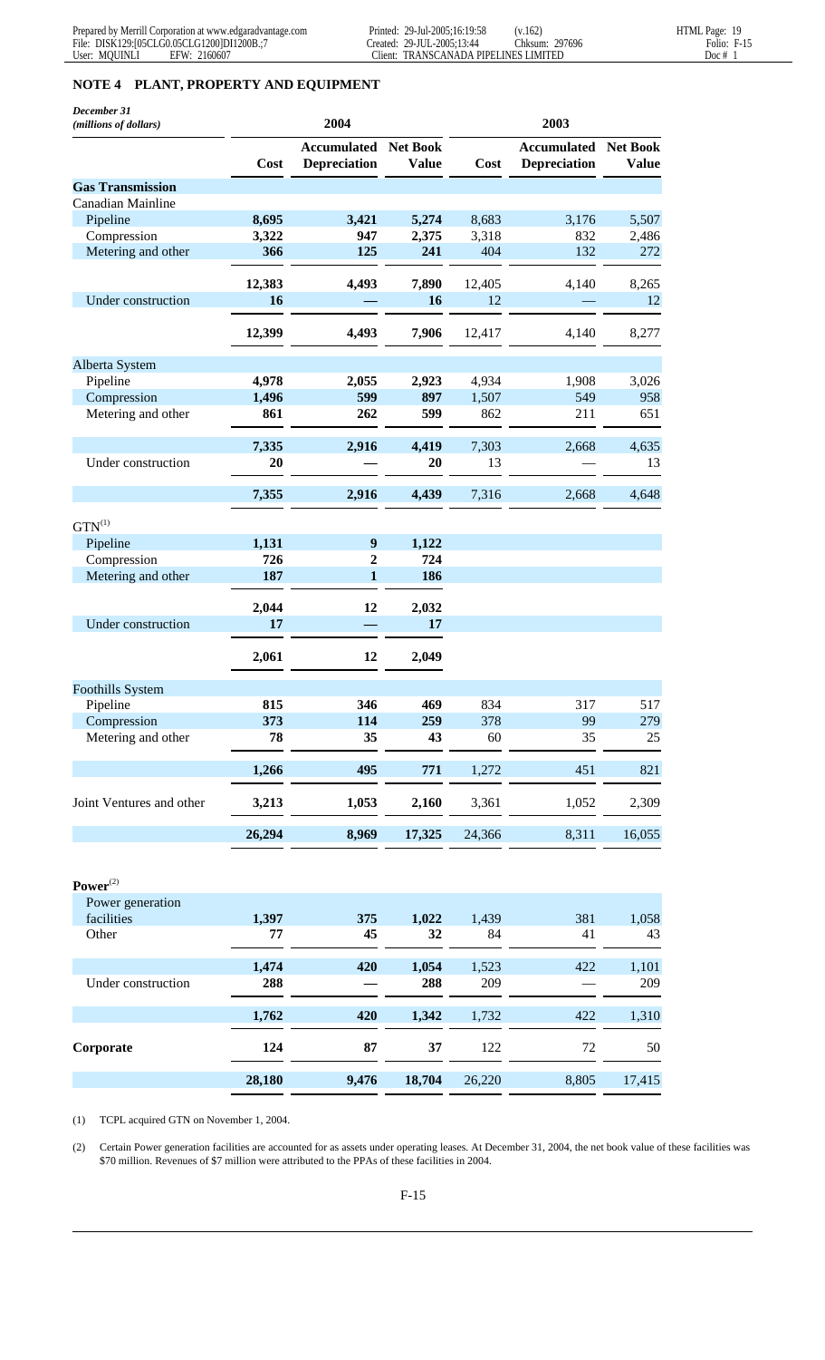## NOTE 4 PLANT, PROPERTY AND EQUIPMENT

| *December 31* *(millions of dollars)* | 2004 | | | 2003 | | |
|---|---|---|---|---|---|---|
| | **Cost** | **Accumulated Depreciation** | **Net Book Value** | **Cost** | **Accumulated Depreciation** | **Net Book Value** |
| **Gas Transmission** | | | | | | |
| Canadian Mainline | | | | | | |
| Pipeline | **8,695** | **3,421** | **5,274** | 8,683 | 3,176 | 5,507 |
| Compression | **3,322** | **947** | **2,375** | 3,318 | 832 | 2,486 |
| Metering and other | **366** | **125** | **241** | 404 | 132 | 272 |
| | **12,383** | **4,493** | **7,890** | 12,405 | 4,140 | 8,265 |
| Under construction | **16** | **—** | **16** | 12 | — | 12 |
| | **12,399** | **4,493** | **7,906** | 12,417 | 4,140 | 8,277 |
| Alberta System | | | | | | |
| Pipeline | **4,978** | **2,055** | **2,923** | 4,934 | 1,908 | 3,026 |
| Compression | **1,496** | **599** | **897** | 1,507 | 549 | 958 |
| Metering and other | **861** | **262** | **599** | 862 | 211 | 651 |
| | **7,335** | **2,916** | **4,419** | 7,303 | 2,668 | 4,635 |
| Under construction | **20** | **—** | **20** | 13 | — | 13 |
| | **7,355** | **2,916** | **4,439** | 7,316 | 2,668 | 4,648 |
| GTN(1) | | | | | | |
| Pipeline | **1,131** | **9** | **1,122** | | | |
| Compression | **726** | **2** | **724** | | | |
| Metering and other | **187** | **1** | **186** | | | |
| | **2,044** | **12** | **2,032** | | | |
| Under construction | **17** | **—** | **17** | | | |
| | **2,061** | **12** | **2,049** | | | |
| Foothills System | | | | | | |
| Pipeline | **815** | **346** | **469** | 834 | 317 | 517 |
| Compression | **373** | **114** | **259** | 378 | 99 | 279 |
| Metering and other | **78** | **35** | **43** | 60 | 35 | 25 |
| | **1,266** | **495** | **771** | 1,272 | 451 | 821 |
| Joint Ventures and other | **3,213** | **1,053** | **2,160** | 3,361 | 1,052 | 2,309 |
| | **26,294** | **8,969** | **17,325** | 24,366 | 8,311 | 16,055 |
| **Power**(2) | | | | | | |
| Power generation facilities | **1,397** | **375** | **1,022** | 1,439 | 381 | 1,058 |
| Other | **77** | **45** | **32** | 84 | 41 | 43 |
| | **1,474** | **420** | **1,054** | 1,523 | 422 | 1,101 |
| Under construction | **288** | **—** | **288** | 209 | — | 209 |
| | **1,762** | **420** | **1,342** | 1,732 | 422 | 1,310 |
| **Corporate** | **124** | **87** | **37** | 122 | 72 | 50 |
| | **28,180** | **9,476** | **18,704** | 26,220 | 8,805 | 17,415 |

(1) TCPL acquired GTN on November 1, 2004.

(2) Certain Power generation facilities are accounted for as assets under operating leases. At December 31, 2004, the net book value of these facilities was $70 million. Revenues of $7 million were attributed to the PPAs of these facilities in 2004.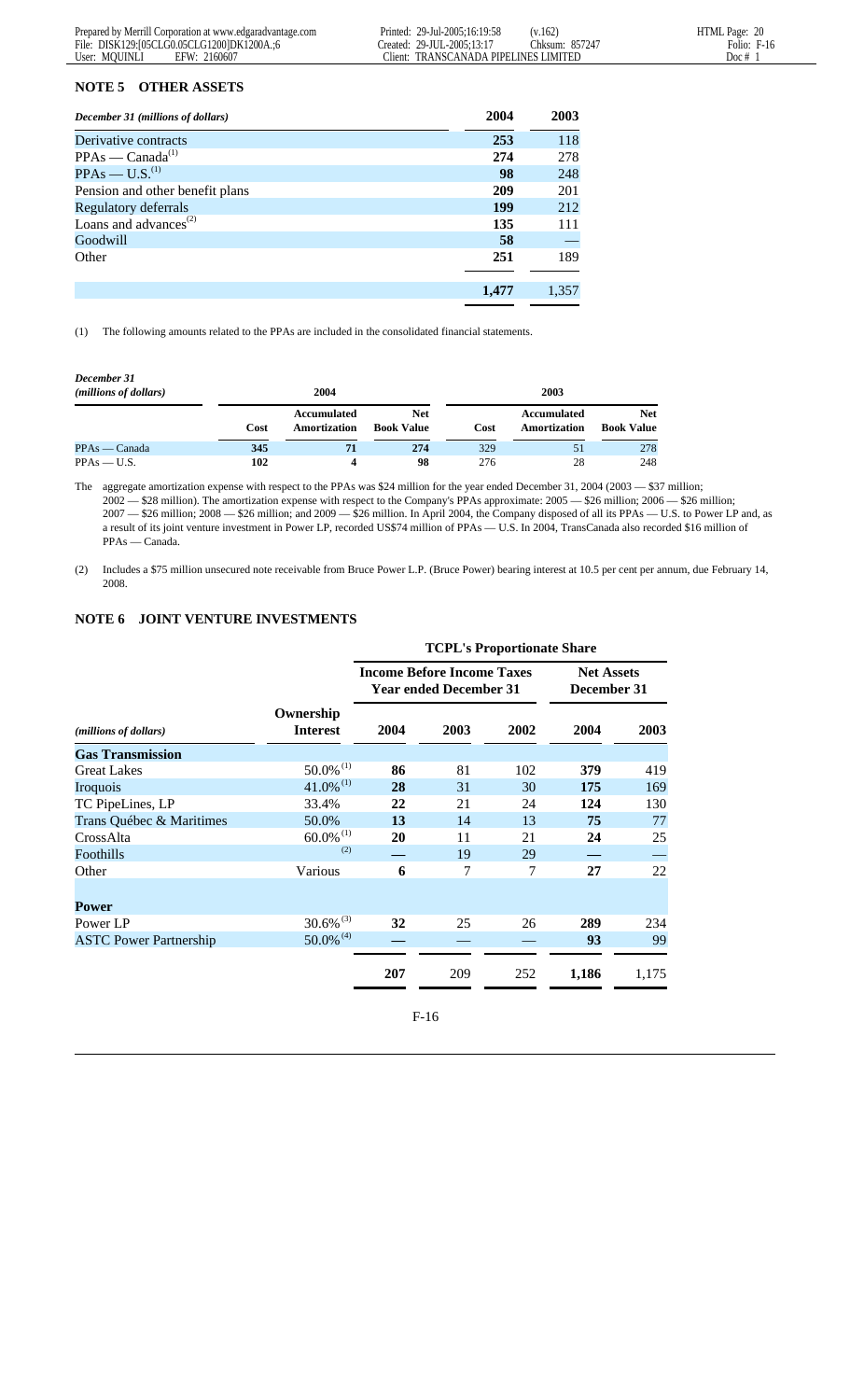## NOTE 5 OTHER ASSETS

| *December 31 (millions of dollars)* | 2004 | 2003 |
|---|---|---|
| Derivative contracts | **253** | 118 |
| PPAs — Canada[(1)] | **274** | 278 |
| PPAs — U.S.[(1)] | **98** | 248 |
| Pension and other benefit plans | **209** | 201 |
| Regulatory deferrals | **199** | 212 |
| Loans and advances[(2)] | **135** | 111 |
| Goodwill | **58** | — |
| Other | **251** | 189 |
| | **1,477** | 1,357 |

(1) The following amounts related to the PPAs are included in the consolidated financial statements.

| *December 31 (millions of dollars)* | 2004 | | | 2003 | | |
|---|---|---|---|---|---|---|
| | Cost | Accumulated Amortization | Net Book Value | Cost | Accumulated Amortization | Net Book Value |
| PPAs — Canada | **345** | **71** | **274** | 329 | 51 | 278 |
| PPAs — U.S. | **102** | **4** | **98** | 276 | 28 | 248 |

The aggregate amortization expense with respect to the PPAs was $24 million for the year ended December 31, 2004 (2003 — $37 million; 2002 — $28 million). The amortization expense with respect to the Company's PPAs approximate: 2005 — $26 million; 2006 — $26 million; 2007 — $26 million; 2008 — $26 million; and 2009 — $26 million. In April 2004, the Company disposed of all its PPAs — U.S. to Power LP and, as a result of its joint venture investment in Power LP, recorded US$74 million of PPAs — U.S. In 2004, TransCanada also recorded $16 million of PPAs — Canada.

(2) Includes a $75 million unsecured note receivable from Bruce Power L.P. (Bruce Power) bearing interest at 10.5 per cent per annum, due February 14, 2008.

## NOTE 6 JOINT VENTURE INVESTMENTS

| | | TCPL's Proportionate Share | | | | |
|---|---|---|---|---|---|---|
| | | Income Before Income Taxes Year ended December 31 | | | Net Assets December 31 | |
| *(millions of dollars)* | Ownership Interest | 2004 | 2003 | 2002 | 2004 | 2003 |
| **Gas Transmission** | | | | | | |
| Great Lakes | 50.0%[(1)] | **86** | 81 | 102 | **379** | 419 |
| Iroquois | 41.0%[(1)] | **28** | 31 | 30 | **175** | 169 |
| TC PipeLines, LP | 33.4% | **22** | 21 | 24 | **124** | 130 |
| Trans Québec & Maritimes | 50.0% | **13** | 14 | 13 | **75** | 77 |
| CrossAlta | 60.0%[(1)] | **20** | 11 | 21 | **24** | 25 |
| Foothills | [(2)] | **—** | 19 | 29 | **—** | — |
| Other | Various | **6** | 7 | 7 | **27** | 22 |
| **Power** | | | | | | |
| Power LP | 30.6%[(3)] | **32** | 25 | 26 | **289** | 234 |
| ASTC Power Partnership | 50.0%[(4)] | **—** | — | — | **93** | 99 |
| | | **207** | 209 | 252 | **1,186** | 1,175 |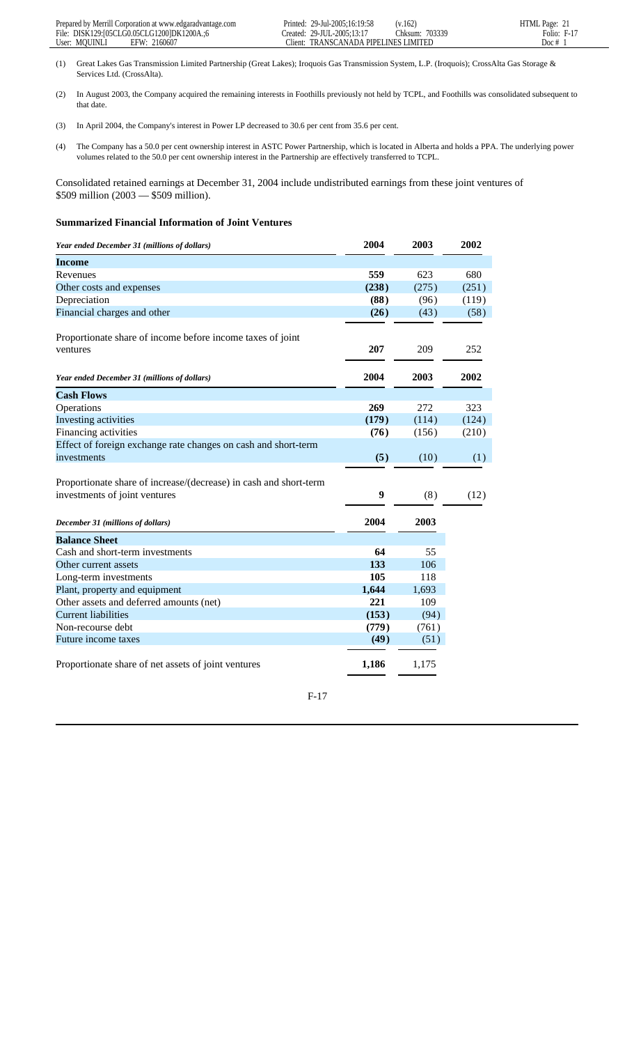(1) Great Lakes Gas Transmission Limited Partnership (Great Lakes); Iroquois Gas Transmission System, L.P. (Iroquois); CrossAlta Gas Storage & Services Ltd. (CrossAlta).

(2) In August 2003, the Company acquired the remaining interests in Foothills previously not held by TCPL, and Foothills was consolidated subsequent to that date.

(3) In April 2004, the Company's interest in Power LP decreased to 30.6 per cent from 35.6 per cent.

(4) The Company has a 50.0 per cent ownership interest in ASTC Power Partnership, which is located in Alberta and holds a PPA. The underlying power volumes related to the 50.0 per cent ownership interest in the Partnership are effectively transferred to TCPL.

Consolidated retained earnings at December 31, 2004 include undistributed earnings from these joint ventures of $509 million (2003 — $509 million).

**Summarized Financial Information of Joint Ventures**

| *Year ended December 31 (millions of dollars)* | **2004** | **2003** | **2002** |
|---|---|---|---|
| **Income** | | | |
| Revenues | **559** | 623 | 680 |
| Other costs and expenses | **(238)** | (275) | (251) |
| Depreciation | **(88)** | (96) | (119) |
| Financial charges and other | **(26)** | (43) | (58) |
| Proportionate share of income before income taxes of joint ventures | **207** | 209 | 252 |

| *Year ended December 31 (millions of dollars)* | **2004** | **2003** | **2002** |
|---|---|---|---|
| **Cash Flows** | | | |
| Operations | **269** | 272 | 323 |
| Investing activities | **(179)** | (114) | (124) |
| Financing activities | **(76)** | (156) | (210) |
| Effect of foreign exchange rate changes on cash and short-term investments | **(5)** | (10) | (1) |
| Proportionate share of increase/(decrease) in cash and short-term investments of joint ventures | **9** | (8) | (12) |

| *December 31 (millions of dollars)* | **2004** | **2003** |
|---|---|---|
| **Balance Sheet** | | |
| Cash and short-term investments | **64** | 55 |
| Other current assets | **133** | 106 |
| Long-term investments | **105** | 118 |
| Plant, property and equipment | **1,644** | 1,693 |
| Other assets and deferred amounts (net) | **221** | 109 |
| Current liabilities | **(153)** | (94) |
| Non-recourse debt | **(779)** | (761) |
| Future income taxes | **(49)** | (51) |
| Proportionate share of net assets of joint ventures | **1,186** | 1,175 |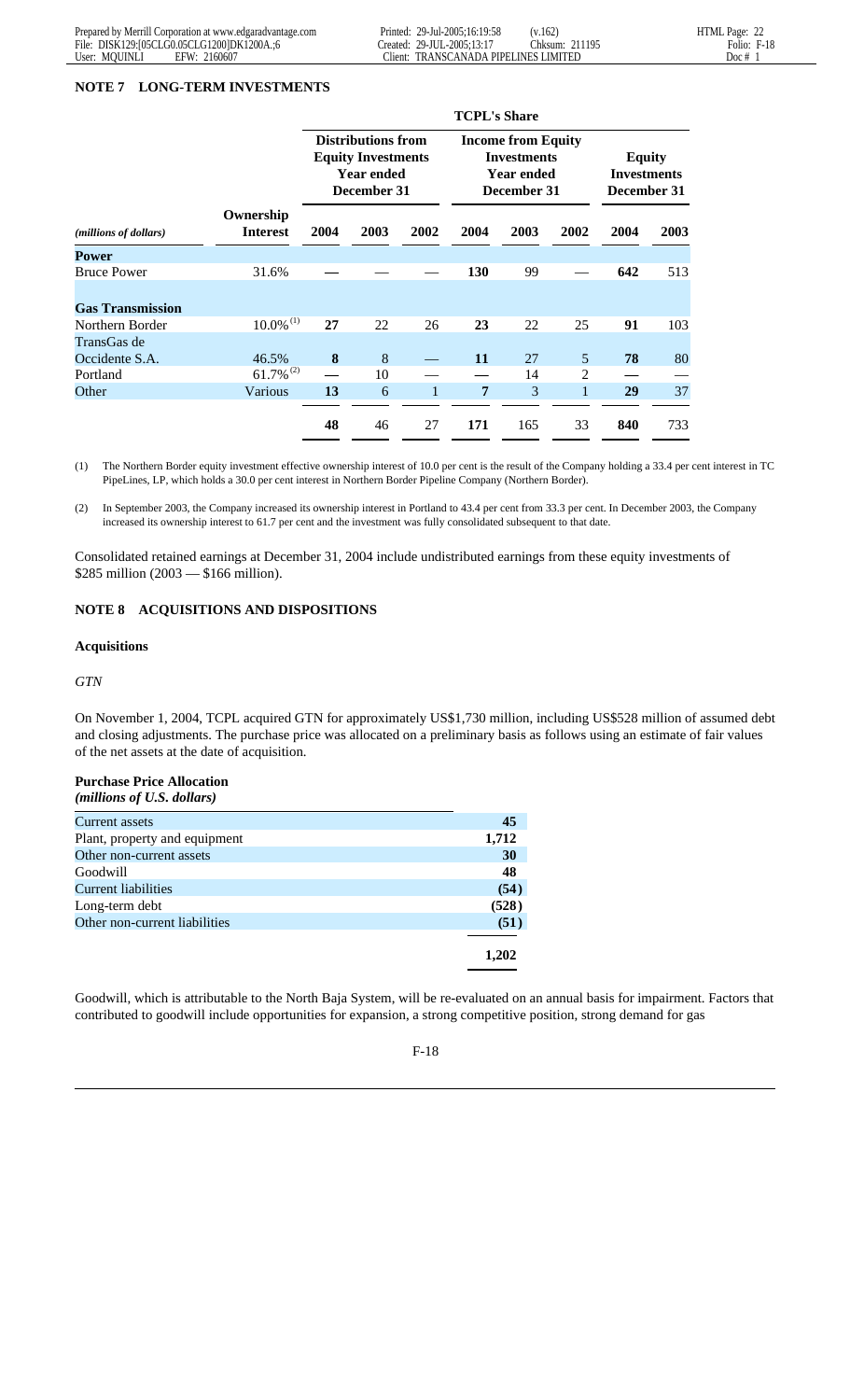## NOTE 7 LONG-TERM INVESTMENTS

| | | TCPL's Share | | | | | | | |
|---|---|---|---|---|---|---|---|---|---|
| | | Distributions from Equity Investments Year ended December 31 | | | Income from Equity Investments Year ended December 31 | | | Equity Investments December 31 | |
| *(millions of dollars)* | Ownership Interest | 2004 | 2003 | 2002 | 2004 | 2003 | 2002 | 2004 | 2003 |
| **Power** | | | | | | | | | |
| Bruce Power | 31.6% | — | — | — | **130** | 99 | — | **642** | 513 |
| **Gas Transmission** | | | | | | | | | |
| Northern Border | 10.0% (1) | **27** | 22 | 26 | **23** | 22 | 25 | **91** | 103 |
| TransGas de Occidente S.A. | 46.5% | **8** | 8 | — | **11** | 27 | 5 | **78** | 80 |
| Portland | 61.7% (2) | — | 10 | — | — | 14 | 2 | — | — |
| Other | Various | **13** | 6 | 1 | **7** | 3 | 1 | **29** | 37 |
| | | **48** | 46 | 27 | **171** | 165 | 33 | **840** | 733 |

(1) The Northern Border equity investment effective ownership interest of 10.0 per cent is the result of the Company holding a 33.4 per cent interest in TC PipeLines, LP, which holds a 30.0 per cent interest in Northern Border Pipeline Company (Northern Border).

(2) In September 2003, the Company increased its ownership interest in Portland to 43.4 per cent from 33.3 per cent. In December 2003, the Company increased its ownership interest to 61.7 per cent and the investment was fully consolidated subsequent to that date.

Consolidated retained earnings at December 31, 2004 include undistributed earnings from these equity investments of $285 million (2003 — $166 million).

## NOTE 8 ACQUISITIONS AND DISPOSITIONS

### Acquisitions

*GTN*

On November 1, 2004, TCPL acquired GTN for approximately US$1,730 million, including US$528 million of assumed debt and closing adjustments. The purchase price was allocated on a preliminary basis as follows using an estimate of fair values of the net assets at the date of acquisition.

**Purchase Price Allocation**
*(millions of U.S. dollars)*

| | |
|---|---|
| Current assets | **45** |
| Plant, property and equipment | **1,712** |
| Other non-current assets | **30** |
| Goodwill | **48** |
| Current liabilities | **(54)** |
| Long-term debt | **(528)** |
| Other non-current liabilities | **(51)** |
| | **1,202** |

Goodwill, which is attributable to the North Baja System, will be re-evaluated on an annual basis for impairment. Factors that contributed to goodwill include opportunities for expansion, a strong competitive position, strong demand for gas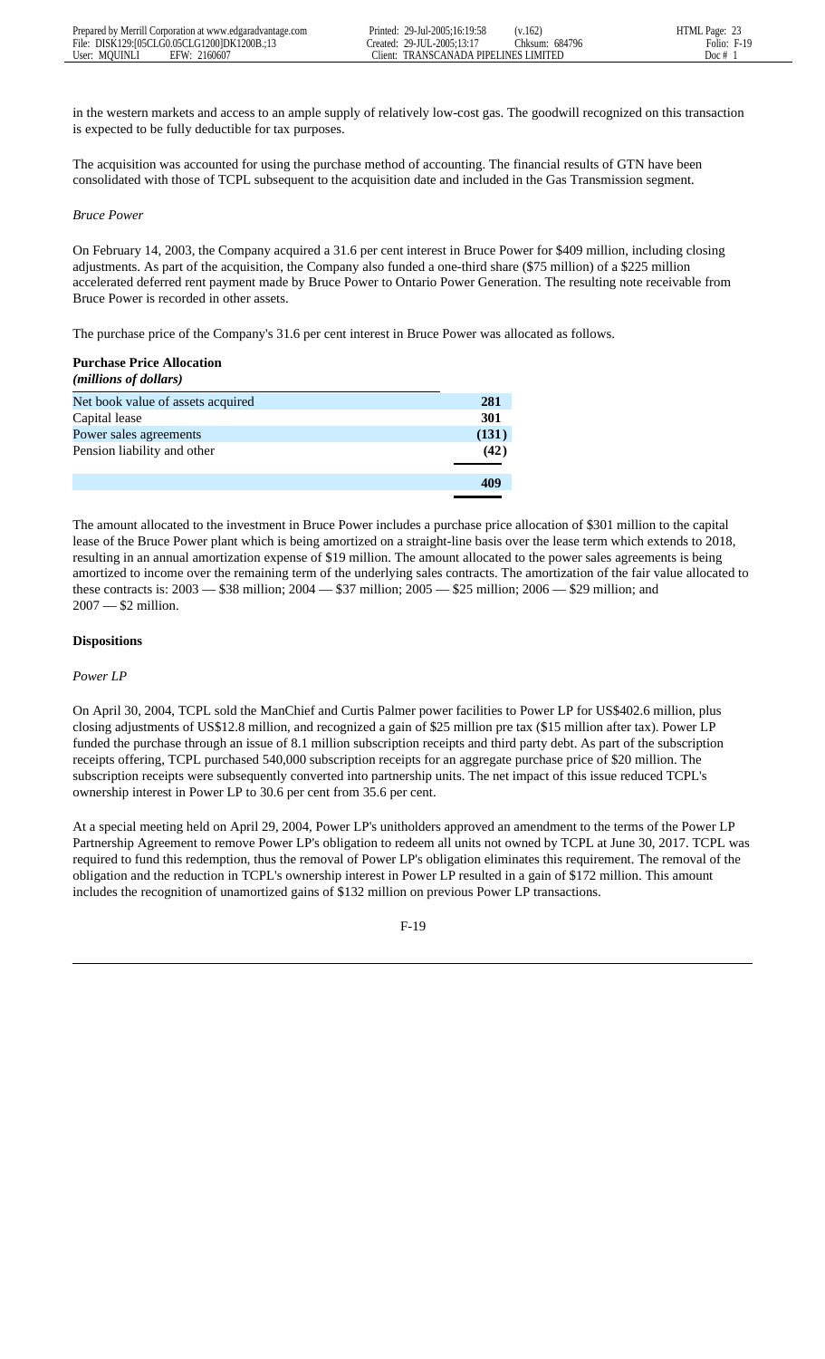in the western markets and access to an ample supply of relatively low-cost gas. The goodwill recognized on this transaction is expected to be fully deductible for tax purposes.

The acquisition was accounted for using the purchase method of accounting. The financial results of GTN have been consolidated with those of TCPL subsequent to the acquisition date and included in the Gas Transmission segment.

*Bruce Power*

On February 14, 2003, the Company acquired a 31.6 per cent interest in Bruce Power for $409 million, including closing adjustments. As part of the acquisition, the Company also funded a one-third share ($75 million) of a $225 million accelerated deferred rent payment made by Bruce Power to Ontario Power Generation. The resulting note receivable from Bruce Power is recorded in other assets.

The purchase price of the Company's 31.6 per cent interest in Bruce Power was allocated as follows.

**Purchase Price Allocation**
***(millions of dollars)***

| | |
|---|---|
| Net book value of assets acquired | **281** |
| Capital lease | **301** |
| Power sales agreements | **(131)** |
| Pension liability and other | **(42)** |
| | **409** |

The amount allocated to the investment in Bruce Power includes a purchase price allocation of $301 million to the capital lease of the Bruce Power plant which is being amortized on a straight-line basis over the lease term which extends to 2018, resulting in an annual amortization expense of $19 million. The amount allocated to the power sales agreements is being amortized to income over the remaining term of the underlying sales contracts. The amortization of the fair value allocated to these contracts is: 2003 — $38 million; 2004 — $37 million; 2005 — $25 million; 2006 — $29 million; and 2007 — $2 million.

**Dispositions**

*Power LP*

On April 30, 2004, TCPL sold the ManChief and Curtis Palmer power facilities to Power LP for US$402.6 million, plus closing adjustments of US$12.8 million, and recognized a gain of $25 million pre tax ($15 million after tax). Power LP funded the purchase through an issue of 8.1 million subscription receipts and third party debt. As part of the subscription receipts offering, TCPL purchased 540,000 subscription receipts for an aggregate purchase price of $20 million. The subscription receipts were subsequently converted into partnership units. The net impact of this issue reduced TCPL's ownership interest in Power LP to 30.6 per cent from 35.6 per cent.

At a special meeting held on April 29, 2004, Power LP's unitholders approved an amendment to the terms of the Power LP Partnership Agreement to remove Power LP's obligation to redeem all units not owned by TCPL at June 30, 2017. TCPL was required to fund this redemption, thus the removal of Power LP's obligation eliminates this requirement. The removal of the obligation and the reduction in TCPL's ownership interest in Power LP resulted in a gain of $172 million. This amount includes the recognition of unamortized gains of $132 million on previous Power LP transactions.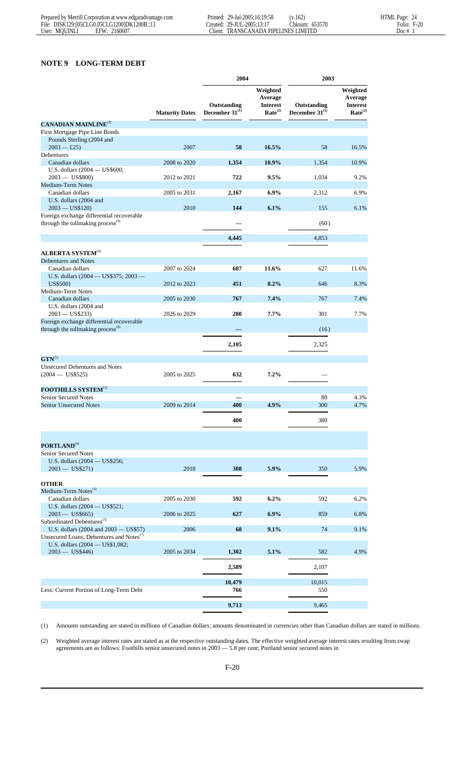## NOTE 9 LONG-TERM DEBT

| | | 2004 | | 2003 | |
|---|---|---|---|---|---|
| | Maturity Dates | Outstanding December 31[1] | Weighted Average Interest Rate[2] | Outstanding December 31[1] | Weighted Average Interest Rate[2] |
| **CANADIAN MAINLINE**[3] | | | | | |
| First Mortgage Pipe Line Bonds | | | | | |
| Pounds Sterling (2004 and 2003 — £25) | 2007 | **58** | **16.5%** | 58 | 16.5% |
| Debentures | | | | | |
| Canadian dollars | 2008 to 2020 | **1,354** | **10.9%** | 1,354 | 10.9% |
| U.S. dollars (2004 — US$600; 2003 — US$800) | 2012 to 2021 | **722** | **9.5%** | 1,034 | 9.2% |
| Medium-Term Notes | | | | | |
| Canadian dollars | 2005 to 2031 | **2,167** | **6.9%** | 2,312 | 6.9% |
| U.S. dollars (2004 and 2003 — US$120) | 2010 | **144** | **6.1%** | 155 | 6.1% |
| Foreign exchange differential recoverable through the tollmaking process[8] | | **—** | | (60) | |
| | | **4,445** | | 4,853 | |
| **ALBERTA SYSTEM**[4] | | | | | |
| Debentures and Notes | | | | | |
| Canadian dollars | 2007 to 2024 | **607** | **11.6%** | 627 | 11.6% |
| U.S. dollars (2004 — US$375; 2003 — US$500) | 2012 to 2023 | **451** | **8.2%** | 646 | 8.3% |
| Medium-Term Notes | | | | | |
| Canadian dollars | 2005 to 2030 | **767** | **7.4%** | 767 | 7.4% |
| U.S. dollars (2004 and 2003 — US$233) | 2026 to 2029 | **280** | **7.7%** | 301 | 7.7% |
| Foreign exchange differential recoverable through the tollmaking process[8] | | **—** | | (16) | |
| | | **2,105** | | 2,325 | |
| **GTN**[5] | | | | | |
| Unsecured Debentures and Notes (2004 — US$525) | 2005 to 2025 | **632** | **7.2%** | — | |
| **FOOTHILLS SYSTEM**[3] | | | | | |
| Senior Secured Notes | | **—** | | 80 | 4.3% |
| Senior Unsecured Notes | 2009 to 2014 | **400** | **4.9%** | 300 | 4.7% |
| | | **400** | | 380 | |
| **PORTLAND**[6] | | | | | |
| Senior Secured Notes | | | | | |
| U.S. dollars (2004 — US$256; 2003 — US$271) | 2018 | **308** | **5.9%** | 350 | 5.9% |
| **OTHER** | | | | | |
| Medium-Term Notes[3] | | | | | |
| Canadian dollars | 2005 to 2030 | **592** | **6.2%** | 592 | 6.2% |
| U.S. dollars (2004 — US$521; 2003 — US$665) | 2006 to 2025 | **627** | **6.9%** | 859 | 6.8% |
| Subordinated Debentures[3] | | | | | |
| U.S. dollars (2004 and 2003 — US$57) | 2006 | **68** | **9.1%** | 74 | 9.1% |
| Unsecured Loans, Debentures and Notes[7] | | | | | |
| U.S. dollars (2004 — US$1,082; 2003 — US$446) | 2005 to 2034 | **1,302** | **5.1%** | 582 | 4.9% |
| | | **2,589** | | 2,107 | |
| | | **10,479** | | 10,015 | |
| Less: Current Portion of Long-Term Debt | | **766** | | 550 | |
| | | **9,713** | | 9,465 | |

(1) Amounts outstanding are stated in millions of Canadian dollars; amounts denominated in currencies other than Canadian dollars are stated in millions.

(2) Weighted average interest rates are stated as at the respective outstanding dates. The effective weighted average interest rates resulting from swap agreements are as follows: Foothills senior unsecured notes in 2003 — 5.8 per cent; Portland senior secured notes in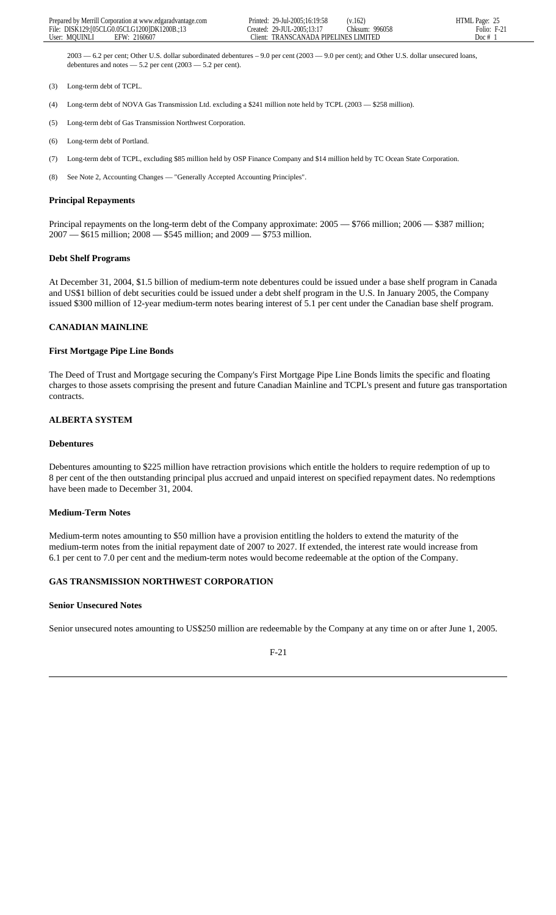2003 — 6.2 per cent; Other U.S. dollar subordinated debentures – 9.0 per cent (2003 — 9.0 per cent); and Other U.S. dollar unsecured loans, debentures and notes — 5.2 per cent (2003 — 5.2 per cent).

(3) Long-term debt of TCPL.

(4) Long-term debt of NOVA Gas Transmission Ltd. excluding a $241 million note held by TCPL (2003 — $258 million).

(5) Long-term debt of Gas Transmission Northwest Corporation.

(6) Long-term debt of Portland.

(7) Long-term debt of TCPL, excluding $85 million held by OSP Finance Company and $14 million held by TC Ocean State Corporation.

(8) See Note 2, Accounting Changes — "Generally Accepted Accounting Principles".

**Principal Repayments**

Principal repayments on the long-term debt of the Company approximate: 2005 — $766 million; 2006 — $387 million; 2007 — $615 million; 2008 — $545 million; and 2009 — $753 million.

**Debt Shelf Programs**

At December 31, 2004, $1.5 billion of medium-term note debentures could be issued under a base shelf program in Canada and US$1 billion of debt securities could be issued under a debt shelf program in the U.S. In January 2005, the Company issued $300 million of 12-year medium-term notes bearing interest of 5.1 per cent under the Canadian base shelf program.

**CANADIAN MAINLINE**

**First Mortgage Pipe Line Bonds**

The Deed of Trust and Mortgage securing the Company's First Mortgage Pipe Line Bonds limits the specific and floating charges to those assets comprising the present and future Canadian Mainline and TCPL's present and future gas transportation contracts.

**ALBERTA SYSTEM**

**Debentures**

Debentures amounting to $225 million have retraction provisions which entitle the holders to require redemption of up to 8 per cent of the then outstanding principal plus accrued and unpaid interest on specified repayment dates. No redemptions have been made to December 31, 2004.

**Medium-Term Notes**

Medium-term notes amounting to $50 million have a provision entitling the holders to extend the maturity of the medium-term notes from the initial repayment date of 2007 to 2027. If extended, the interest rate would increase from 6.1 per cent to 7.0 per cent and the medium-term notes would become redeemable at the option of the Company.

**GAS TRANSMISSION NORTHWEST CORPORATION**

**Senior Unsecured Notes**

Senior unsecured notes amounting to US$250 million are redeemable by the Company at any time on or after June 1, 2005.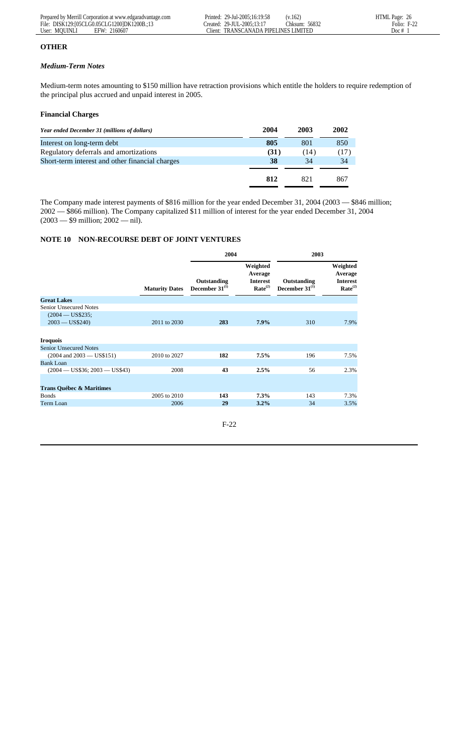**OTHER**

***Medium-Term Notes***

Medium-term notes amounting to $150 million have retraction provisions which entitle the holders to require redemption of the principal plus accrued and unpaid interest in 2005.

**Financial Charges**

| *Year ended December 31 (millions of dollars)* | 2004 | 2003 | 2002 |
|---|---|---|---|
| Interest on long-term debt | **805** | 801 | 850 |
| Regulatory deferrals and amortizations | **(31)** | (14) | (17) |
| Short-term interest and other financial charges | **38** | 34 | 34 |
| | **812** | 821 | 867 |

The Company made interest payments of $816 million for the year ended December 31, 2004 (2003 — $846 million; 2002 — $866 million). The Company capitalized $11 million of interest for the year ended December 31, 2004 (2003 — $9 million; 2002 — nil).

## NOTE 10 NON-RECOURSE DEBT OF JOINT VENTURES

| | | 2004 | | 2003 | |
|---|---|---|---|---|---|
| | Maturity Dates | Outstanding December 31[1] | Weighted Average Interest Rate[2] | Outstanding December 31[1] | Weighted Average Interest Rate[2] |
| **Great Lakes** | | | | | |
| Senior Unsecured Notes | | | | | |
| (2004 — US$235; 2003 — US$240) | 2011 to 2030 | **283** | **7.9%** | 310 | 7.9% |
| **Iroquois** | | | | | |
| Senior Unsecured Notes | | | | | |
| (2004 and 2003 — US$151) | 2010 to 2027 | **182** | **7.5%** | 196 | 7.5% |
| Bank Loan | | | | | |
| (2004 — US$36; 2003 — US$43) | 2008 | **43** | **2.5%** | 56 | 2.3% |
| **Trans Québec & Maritimes** | | | | | |
| Bonds | 2005 to 2010 | **143** | **7.3%** | 143 | 7.3% |
| Term Loan | 2006 | **29** | **3.2%** | 34 | 3.5% |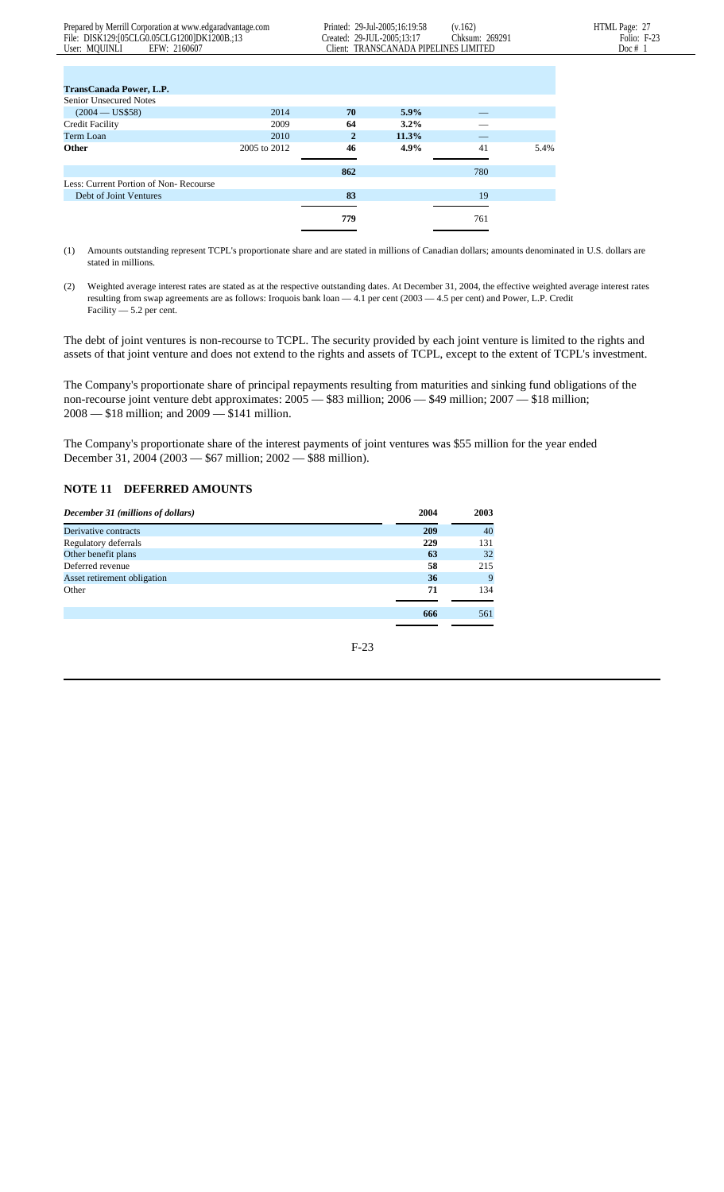| | | | | | |
|---|---|---|---|---|---|
| **TransCanada Power, L.P.** | | | | | |
| Senior Unsecured Notes | | | | | |
| (2004 — US$58) | 2014 | **70** | **5.9%** | — | |
| Credit Facility | 2009 | **64** | **3.2%** | — | |
| Term Loan | 2010 | **2** | **11.3%** | — | |
| **Other** | 2005 to 2012 | **46** | **4.9%** | 41 | 5.4% |
| | | **862** | | 780 | |
| Less: Current Portion of Non- Recourse | | | | | |
| Debt of Joint Ventures | | **83** | | 19 | |
| | | **779** | | 761 | |

(1) Amounts outstanding represent TCPL's proportionate share and are stated in millions of Canadian dollars; amounts denominated in U.S. dollars are stated in millions.

(2) Weighted average interest rates are stated as at the respective outstanding dates. At December 31, 2004, the effective weighted average interest rates resulting from swap agreements are as follows: Iroquois bank loan — 4.1 per cent (2003 — 4.5 per cent) and Power, L.P. Credit Facility — 5.2 per cent.

The debt of joint ventures is non-recourse to TCPL. The security provided by each joint venture is limited to the rights and assets of that joint venture and does not extend to the rights and assets of TCPL, except to the extent of TCPL's investment.

The Company's proportionate share of principal repayments resulting from maturities and sinking fund obligations of the non-recourse joint venture debt approximates: 2005 — $83 million; 2006 — $49 million; 2007 — $18 million; 2008 — $18 million; and 2009 — $141 million.

The Company's proportionate share of the interest payments of joint ventures was $55 million for the year ended December 31, 2004 (2003 — $67 million; 2002 — $88 million).

## NOTE 11 DEFERRED AMOUNTS

| *December 31 (millions of dollars)* | 2004 | 2003 |
|---|---|---|
| Derivative contracts | **209** | 40 |
| Regulatory deferrals | **229** | 131 |
| Other benefit plans | **63** | 32 |
| Deferred revenue | **58** | 215 |
| Asset retirement obligation | **36** | 9 |
| Other | **71** | 134 |
| | **666** | 561 |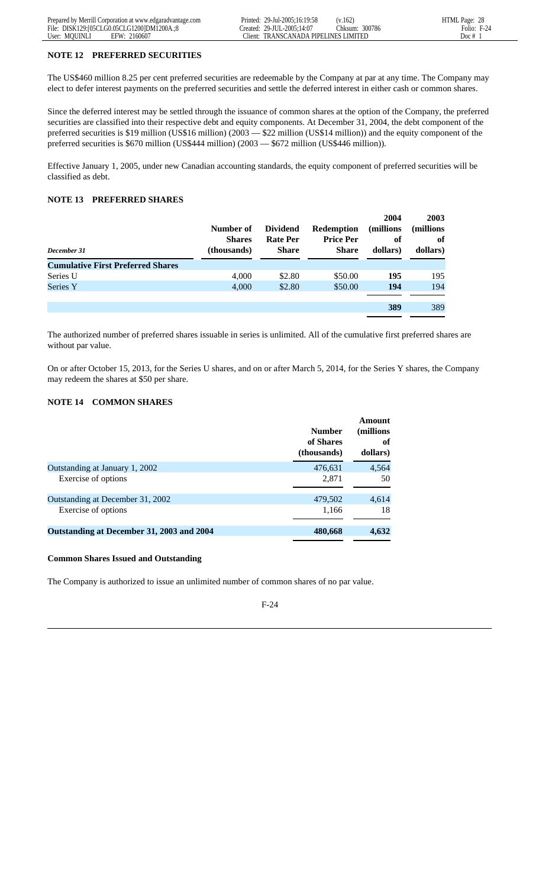### NOTE 12 PREFERRED SECURITIES

The US$460 million 8.25 per cent preferred securities are redeemable by the Company at par at any time. The Company may elect to defer interest payments on the preferred securities and settle the deferred interest in either cash or common shares.

Since the deferred interest may be settled through the issuance of common shares at the option of the Company, the preferred securities are classified into their respective debt and equity components. At December 31, 2004, the debt component of the preferred securities is $19 million (US$16 million) (2003 — $22 million (US$14 million)) and the equity component of the preferred securities is $670 million (US$444 million) (2003 — $672 million (US$446 million)).

Effective January 1, 2005, under new Canadian accounting standards, the equity component of preferred securities will be classified as debt.

### NOTE 13 PREFERRED SHARES

| *December 31* | Number of Shares (thousands) | Dividend Rate Per Share | Redemption Price Per Share | 2004 (millions of dollars) | 2003 (millions of dollars) |
|---|---|---|---|---|---|
| **Cumulative First Preferred Shares** | | | | | |
| Series U | 4,000 | $2.80 | $50.00 | **195** | 195 |
| Series Y | 4,000 | $2.80 | $50.00 | **194** | 194 |
| | | | | **389** | 389 |

The authorized number of preferred shares issuable in series is unlimited. All of the cumulative first preferred shares are without par value.

On or after October 15, 2013, for the Series U shares, and on or after March 5, 2014, for the Series Y shares, the Company may redeem the shares at $50 per share.

### NOTE 14 COMMON SHARES

| | Number of Shares (thousands) | Amount (millions of dollars) |
|---|---|---|
| Outstanding at January 1, 2002 | 476,631 | 4,564 |
| Exercise of options | 2,871 | 50 |
| Outstanding at December 31, 2002 | 479,502 | 4,614 |
| Exercise of options | 1,166 | 18 |
| **Outstanding at December 31, 2003 and 2004** | **480,668** | **4,632** |

**Common Shares Issued and Outstanding**

The Company is authorized to issue an unlimited number of common shares of no par value.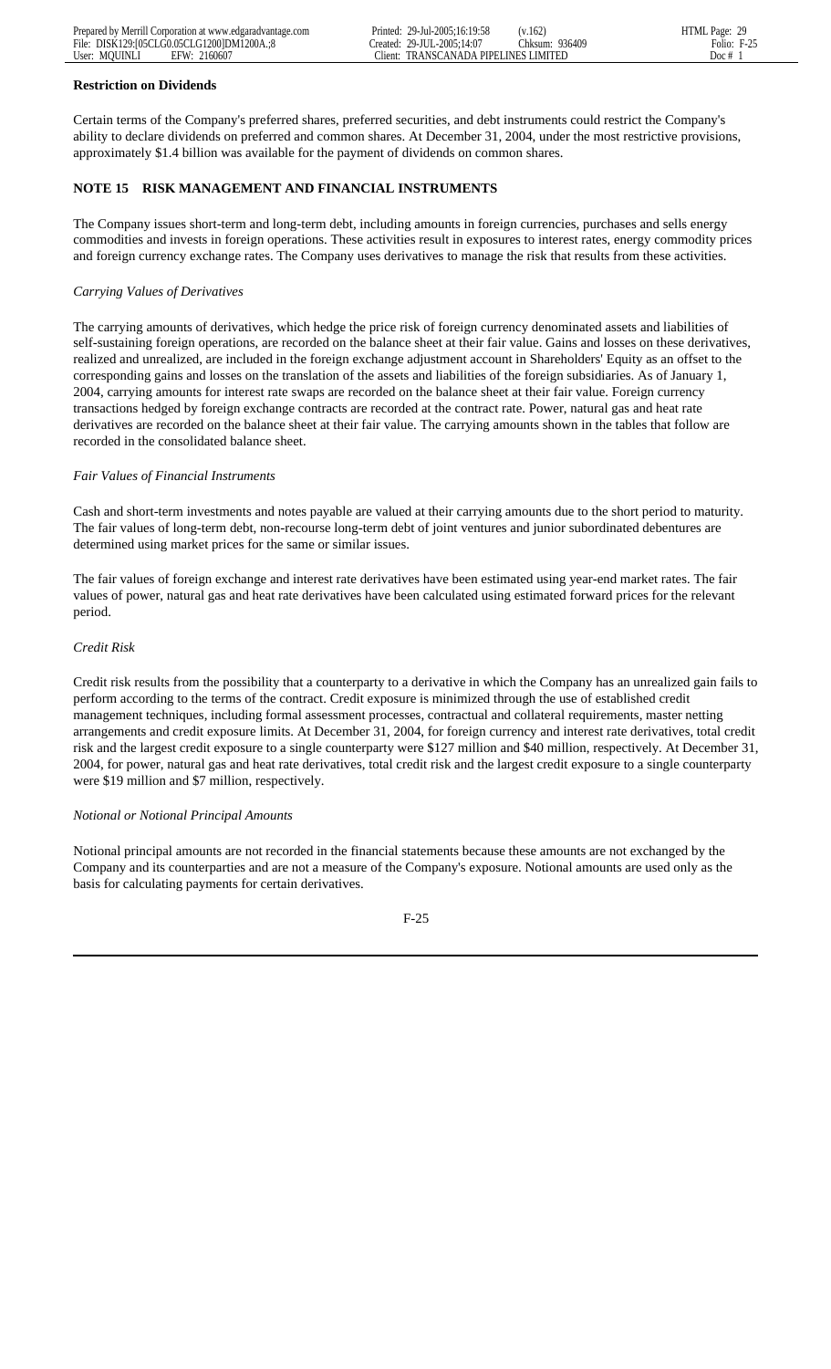**Restriction on Dividends**

Certain terms of the Company's preferred shares, preferred securities, and debt instruments could restrict the Company's ability to declare dividends on preferred and common shares. At December 31, 2004, under the most restrictive provisions, approximately $1.4 billion was available for the payment of dividends on common shares.

## NOTE 15 RISK MANAGEMENT AND FINANCIAL INSTRUMENTS

The Company issues short-term and long-term debt, including amounts in foreign currencies, purchases and sells energy commodities and invests in foreign operations. These activities result in exposures to interest rates, energy commodity prices and foreign currency exchange rates. The Company uses derivatives to manage the risk that results from these activities.

*Carrying Values of Derivatives*

The carrying amounts of derivatives, which hedge the price risk of foreign currency denominated assets and liabilities of self-sustaining foreign operations, are recorded on the balance sheet at their fair value. Gains and losses on these derivatives, realized and unrealized, are included in the foreign exchange adjustment account in Shareholders' Equity as an offset to the corresponding gains and losses on the translation of the assets and liabilities of the foreign subsidiaries. As of January 1, 2004, carrying amounts for interest rate swaps are recorded on the balance sheet at their fair value. Foreign currency transactions hedged by foreign exchange contracts are recorded at the contract rate. Power, natural gas and heat rate derivatives are recorded on the balance sheet at their fair value. The carrying amounts shown in the tables that follow are recorded in the consolidated balance sheet.

*Fair Values of Financial Instruments*

Cash and short-term investments and notes payable are valued at their carrying amounts due to the short period to maturity. The fair values of long-term debt, non-recourse long-term debt of joint ventures and junior subordinated debentures are determined using market prices for the same or similar issues.

The fair values of foreign exchange and interest rate derivatives have been estimated using year-end market rates. The fair values of power, natural gas and heat rate derivatives have been calculated using estimated forward prices for the relevant period.

*Credit Risk*

Credit risk results from the possibility that a counterparty to a derivative in which the Company has an unrealized gain fails to perform according to the terms of the contract. Credit exposure is minimized through the use of established credit management techniques, including formal assessment processes, contractual and collateral requirements, master netting arrangements and credit exposure limits. At December 31, 2004, for foreign currency and interest rate derivatives, total credit risk and the largest credit exposure to a single counterparty were $127 million and $40 million, respectively. At December 31, 2004, for power, natural gas and heat rate derivatives, total credit risk and the largest credit exposure to a single counterparty were $19 million and $7 million, respectively.

*Notional or Notional Principal Amounts*

Notional principal amounts are not recorded in the financial statements because these amounts are not exchanged by the Company and its counterparties and are not a measure of the Company's exposure. Notional amounts are used only as the basis for calculating payments for certain derivatives.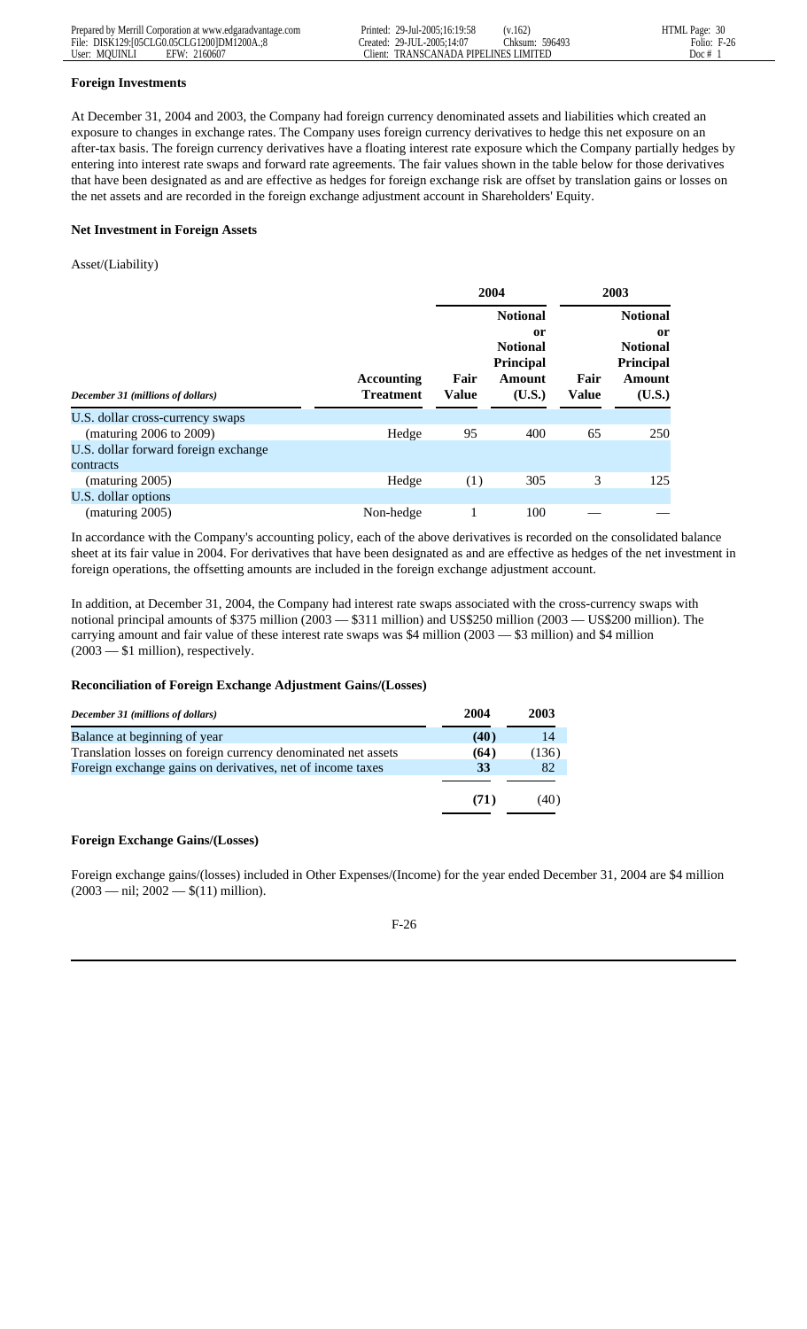### Foreign Investments

At December 31, 2004 and 2003, the Company had foreign currency denominated assets and liabilities which created an exposure to changes in exchange rates. The Company uses foreign currency derivatives to hedge this net exposure on an after-tax basis. The foreign currency derivatives have a floating interest rate exposure which the Company partially hedges by entering into interest rate swaps and forward rate agreements. The fair values shown in the table below for those derivatives that have been designated as and are effective as hedges for foreign exchange risk are offset by translation gains or losses on the net assets and are recorded in the foreign exchange adjustment account in Shareholders' Equity.

### Net Investment in Foreign Assets

Asset/(Liability)

| | | 2004 | | 2003 | |
|---|---|---|---|---|---|
| *December 31 (millions of dollars)* | **Accounting Treatment** | **Fair Value** | **Notional or Notional Principal Amount (U.S.)** | **Fair Value** | **Notional or Notional Principal Amount (U.S.)** |
| U.S. dollar cross-currency swaps (maturing 2006 to 2009) | Hedge | 95 | 400 | 65 | 250 |
| U.S. dollar forward foreign exchange contracts (maturing 2005) | Hedge | (1) | 305 | 3 | 125 |
| U.S. dollar options (maturing 2005) | Non-hedge | 1 | 100 | — | — |

In accordance with the Company's accounting policy, each of the above derivatives is recorded on the consolidated balance sheet at its fair value in 2004. For derivatives that have been designated as and are effective as hedges of the net investment in foreign operations, the offsetting amounts are included in the foreign exchange adjustment account.

In addition, at December 31, 2004, the Company had interest rate swaps associated with the cross-currency swaps with notional principal amounts of $375 million (2003 — $311 million) and US$250 million (2003 — US$200 million). The carrying amount and fair value of these interest rate swaps was $4 million (2003 — $3 million) and $4 million (2003 — $1 million), respectively.

### Reconciliation of Foreign Exchange Adjustment Gains/(Losses)

| *December 31 (millions of dollars)* | 2004 | 2003 |
|---|---|---|
| Balance at beginning of year | **(40)** | 14 |
| Translation losses on foreign currency denominated net assets | **(64)** | (136) |
| Foreign exchange gains on derivatives, net of income taxes | **33** | 82 |
| | **(71)** | (40) |

### Foreign Exchange Gains/(Losses)

Foreign exchange gains/(losses) included in Other Expenses/(Income) for the year ended December 31, 2004 are $4 million (2003 — nil; 2002 — $(11) million).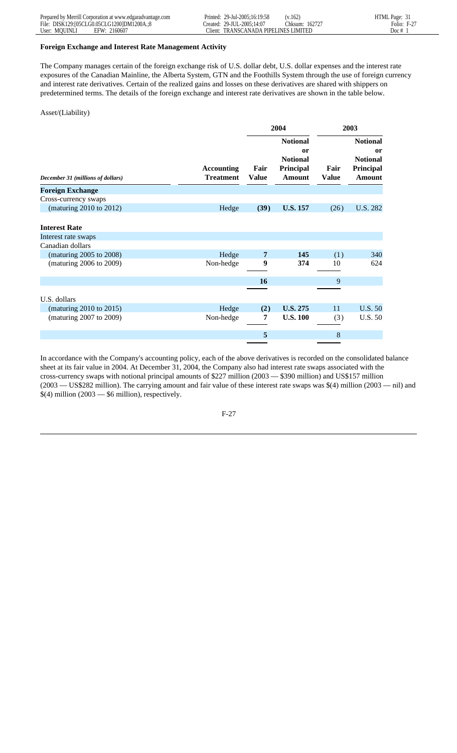**Foreign Exchange and Interest Rate Management Activity**

The Company manages certain of the foreign exchange risk of U.S. dollar debt, U.S. dollar expenses and the interest rate exposures of the Canadian Mainline, the Alberta System, GTN and the Foothills System through the use of foreign currency and interest rate derivatives. Certain of the realized gains and losses on these derivatives are shared with shippers on predetermined terms. The details of the foreign exchange and interest rate derivatives are shown in the table below.

Asset/(Liability)

| | | 2004 | | 2003 | |
|---|---|---|---|---|---|
| *December 31 (millions of dollars)* | **Accounting Treatment** | **Fair Value** | **Notional or Notional Principal Amount** | **Fair Value** | **Notional or Notional Principal Amount** |
| **Foreign Exchange** | | | | | |
| Cross-currency swaps | | | | | |
| (maturing 2010 to 2012) | Hedge | **(39)** | **U.S. 157** | (26) | U.S. 282 |
| **Interest Rate** | | | | | |
| Interest rate swaps | | | | | |
| Canadian dollars | | | | | |
| (maturing 2005 to 2008) | Hedge | **7** | **145** | (1) | 340 |
| (maturing 2006 to 2009) | Non-hedge | **9** | **374** | 10 | 624 |
| | | **16** | | 9 | |
| U.S. dollars | | | | | |
| (maturing 2010 to 2015) | Hedge | **(2)** | **U.S. 275** | 11 | U.S. 50 |
| (maturing 2007 to 2009) | Non-hedge | **7** | **U.S. 100** | (3) | U.S. 50 |
| | | **5** | | 8 | |

In accordance with the Company's accounting policy, each of the above derivatives is recorded on the consolidated balance sheet at its fair value in 2004. At December 31, 2004, the Company also had interest rate swaps associated with the cross-currency swaps with notional principal amounts of $227 million (2003 — $390 million) and US$157 million (2003 — US$282 million). The carrying amount and fair value of these interest rate swaps was $(4) million (2003 — nil) and $(4) million (2003 — $6 million), respectively.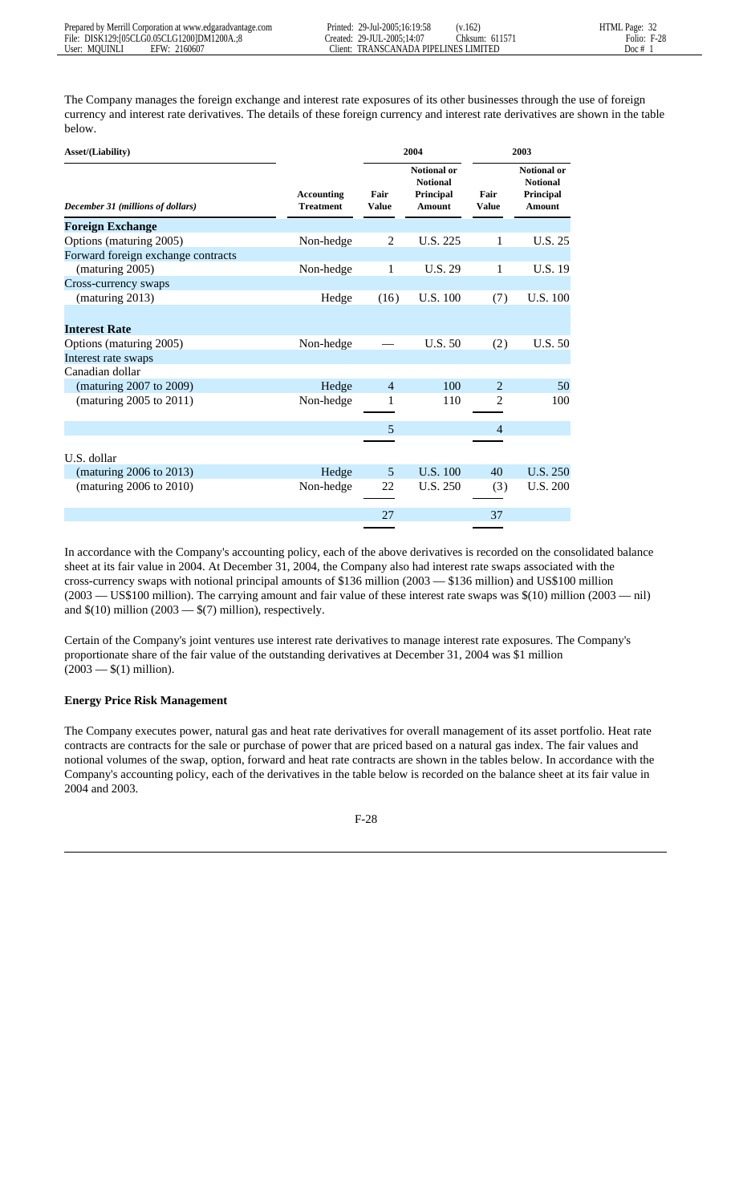The Company manages the foreign exchange and interest rate exposures of its other businesses through the use of foreign currency and interest rate derivatives. The details of these foreign currency and interest rate derivatives are shown in the table below.

| **Asset/(Liability)** | | **2004** | | **2003** | |
|---|---|---|---|---|---|
| *December 31 (millions of dollars)* | **Accounting Treatment** | **Fair Value** | **Notional or Notional Principal Amount** | **Fair Value** | **Notional or Notional Principal Amount** |
| **Foreign Exchange** | | | | | |
| Options (maturing 2005) | Non-hedge | 2 | U.S. 225 | 1 | U.S. 25 |
| Forward foreign exchange contracts (maturing 2005) | Non-hedge | 1 | U.S. 29 | 1 | U.S. 19 |
| Cross-currency swaps (maturing 2013) | Hedge | (16) | U.S. 100 | (7) | U.S. 100 |
| **Interest Rate** | | | | | |
| Options (maturing 2005) | Non-hedge | — | U.S. 50 | (2) | U.S. 50 |
| Interest rate swaps | | | | | |
| Canadian dollar | | | | | |
| (maturing 2007 to 2009) | Hedge | 4 | 100 | 2 | 50 |
| (maturing 2005 to 2011) | Non-hedge | 1 | 110 | 2 | 100 |
| | | 5 | | 4 | |
| U.S. dollar | | | | | |
| (maturing 2006 to 2013) | Hedge | 5 | U.S. 100 | 40 | U.S. 250 |
| (maturing 2006 to 2010) | Non-hedge | 22 | U.S. 250 | (3) | U.S. 200 |
| | | 27 | | 37 | |

In accordance with the Company's accounting policy, each of the above derivatives is recorded on the consolidated balance sheet at its fair value in 2004. At December 31, 2004, the Company also had interest rate swaps associated with the cross-currency swaps with notional principal amounts of $136 million (2003 — $136 million) and US$100 million (2003 — US$100 million). The carrying amount and fair value of these interest rate swaps was $(10) million (2003 — nil) and $(10) million (2003 — $(7) million), respectively.

Certain of the Company's joint ventures use interest rate derivatives to manage interest rate exposures. The Company's proportionate share of the fair value of the outstanding derivatives at December 31, 2004 was $1 million (2003 — $(1) million).

**Energy Price Risk Management**

The Company executes power, natural gas and heat rate derivatives for overall management of its asset portfolio. Heat rate contracts are contracts for the sale or purchase of power that are priced based on a natural gas index. The fair values and notional volumes of the swap, option, forward and heat rate contracts are shown in the tables below. In accordance with the Company's accounting policy, each of the derivatives in the table below is recorded on the balance sheet at its fair value in 2004 and 2003.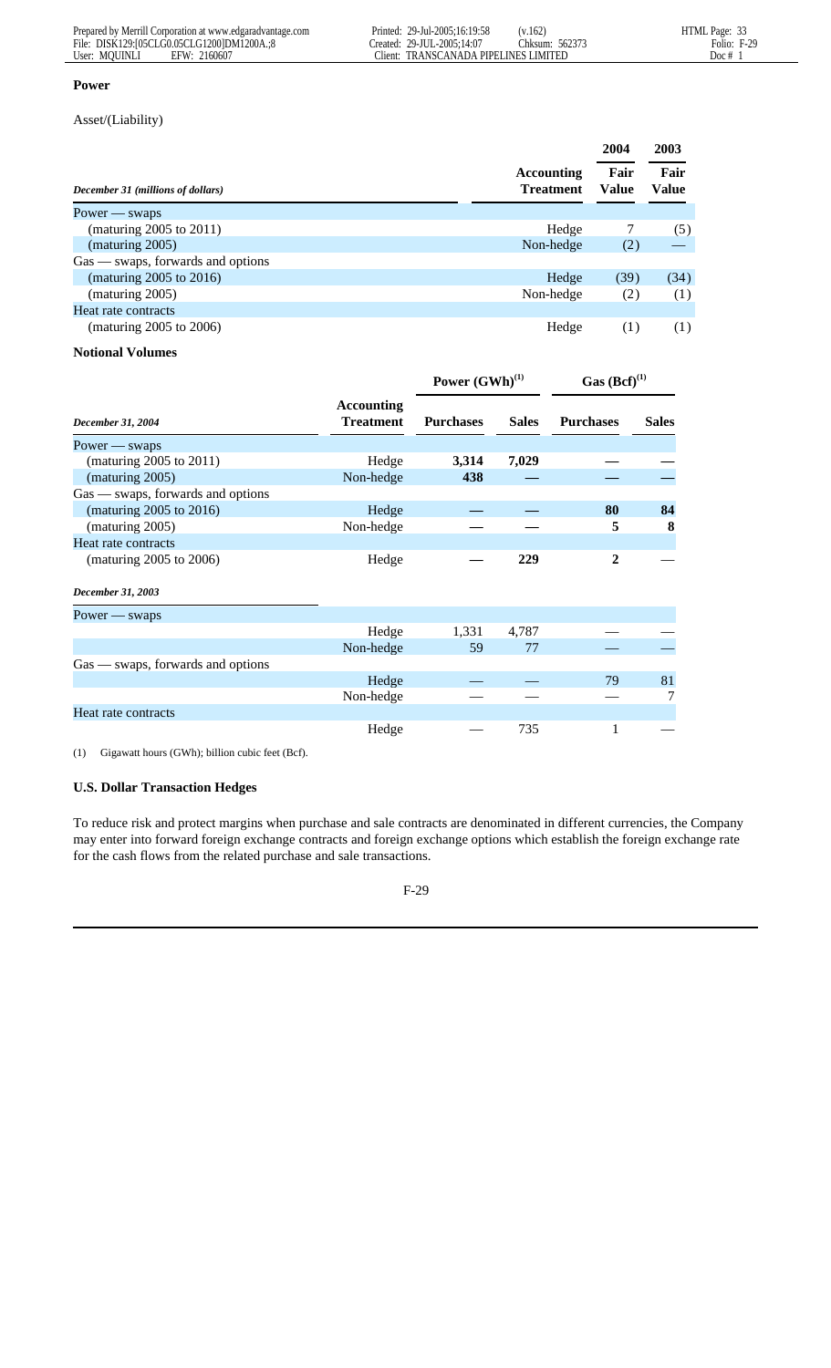**Power**

Asset/(Liability)

| *December 31 (millions of dollars)* | Accounting Treatment | 2004 Fair Value | 2003 Fair Value |
|---|---|---|---|
| Power — swaps | | | |
| (maturing 2005 to 2011) | Hedge | 7 | (5) |
| (maturing 2005) | Non-hedge | (2) | — |
| Gas — swaps, forwards and options | | | |
| (maturing 2005 to 2016) | Hedge | (39) | (34) |
| (maturing 2005) | Non-hedge | (2) | (1) |
| Heat rate contracts | | | |
| (maturing 2005 to 2006) | Hedge | (1) | (1) |

**Notional Volumes**

| | | Power (GWh)[(1)] | | Gas (Bcf)[(1)] | |
|---|---|---|---|---|---|
| *December 31, 2004* | Accounting Treatment | Purchases | Sales | Purchases | Sales |
| Power — swaps | | | | | |
| (maturing 2005 to 2011) | Hedge | **3,314** | **7,029** | — | — |
| (maturing 2005) | Non-hedge | **438** | — | — | — |
| Gas — swaps, forwards and options | | | | | |
| (maturing 2005 to 2016) | Hedge | — | — | **80** | **84** |
| (maturing 2005) | Non-hedge | — | — | **5** | **8** |
| Heat rate contracts | | | | | |
| (maturing 2005 to 2006) | Hedge | — | **229** | **2** | — |
| *December 31, 2003* | | | | | |
| Power — swaps | | | | | |
| | Hedge | 1,331 | 4,787 | — | — |
| | Non-hedge | 59 | 77 | — | — |
| Gas — swaps, forwards and options | | | | | |
| | Hedge | — | — | 79 | 81 |
| | Non-hedge | — | — | — | 7 |
| Heat rate contracts | | | | | |
| | Hedge | — | 735 | 1 | — |

(1) Gigawatt hours (GWh); billion cubic feet (Bcf).

**U.S. Dollar Transaction Hedges**

To reduce risk and protect margins when purchase and sale contracts are denominated in different currencies, the Company may enter into forward foreign exchange contracts and foreign exchange options which establish the foreign exchange rate for the cash flows from the related purchase and sale transactions.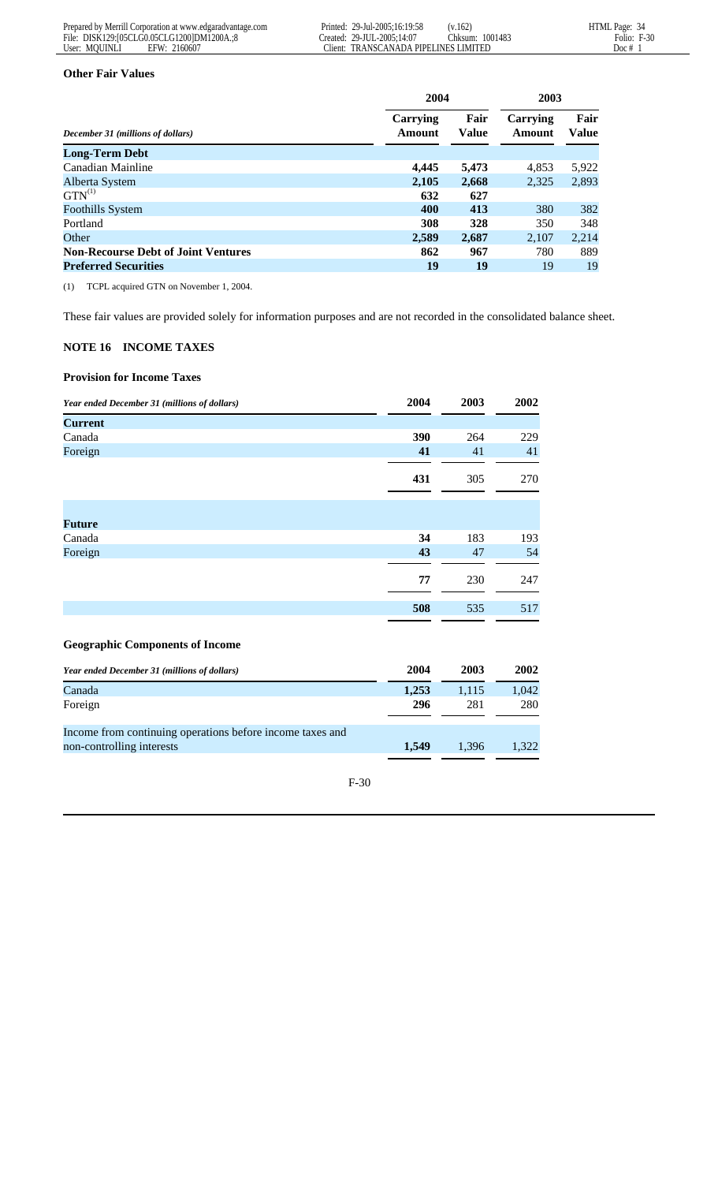### Other Fair Values

| *December 31 (millions of dollars)* | 2004 | | 2003 | |
|---|---|---|---|---|
| | **Carrying Amount** | **Fair Value** | **Carrying Amount** | **Fair Value** |
| **Long-Term Debt** | | | | |
| Canadian Mainline | **4,445** | **5,473** | 4,853 | 5,922 |
| Alberta System | **2,105** | **2,668** | 2,325 | 2,893 |
| GTN[(1)] | **632** | **627** | | |
| Foothills System | **400** | **413** | 380 | 382 |
| Portland | **308** | **328** | 350 | 348 |
| Other | **2,589** | **2,687** | 2,107 | 2,214 |
| **Non-Recourse Debt of Joint Ventures** | **862** | **967** | 780 | 889 |
| **Preferred Securities** | **19** | **19** | 19 | 19 |

(1) TCPL acquired GTN on November 1, 2004.

These fair values are provided solely for information purposes and are not recorded in the consolidated balance sheet.

## NOTE 16 INCOME TAXES

### Provision for Income Taxes

| *Year ended December 31 (millions of dollars)* | 2004 | 2003 | 2002 |
|---|---|---|---|
| **Current** | | | |
| Canada | **390** | 264 | 229 |
| Foreign | **41** | 41 | 41 |
| | **431** | 305 | 270 |
| **Future** | | | |
| Canada | **34** | 183 | 193 |
| Foreign | **43** | 47 | 54 |
| | **77** | 230 | 247 |
| | **508** | 535 | 517 |

### Geographic Components of Income

| *Year ended December 31 (millions of dollars)* | 2004 | 2003 | 2002 |
|---|---|---|---|
| Canada | **1,253** | 1,115 | 1,042 |
| Foreign | **296** | 281 | 280 |
| Income from continuing operations before income taxes and non-controlling interests | **1,549** | 1,396 | 1,322 |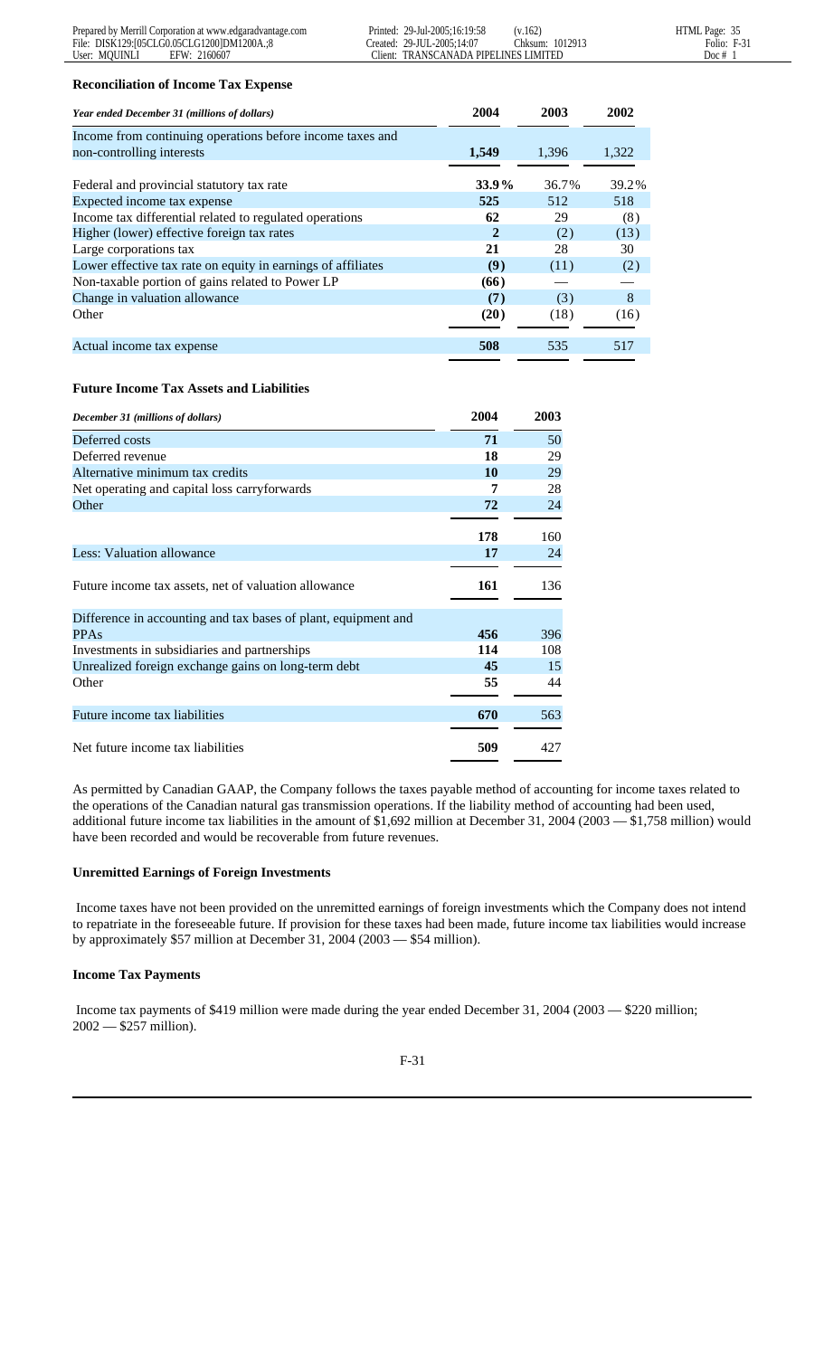### Reconciliation of Income Tax Expense

| *Year ended December 31 (millions of dollars)* | 2004 | 2003 | 2002 |
|---|---|---|---|
| Income from continuing operations before income taxes and non-controlling interests | **1,549** | 1,396 | 1,322 |
| Federal and provincial statutory tax rate | **33.9%** | 36.7% | 39.2% |
| Expected income tax expense | **525** | 512 | 518 |
| Income tax differential related to regulated operations | **62** | 29 | (8) |
| Higher (lower) effective foreign tax rates | **2** | (2) | (13) |
| Large corporations tax | **21** | 28 | 30 |
| Lower effective tax rate on equity in earnings of affiliates | **(9)** | (11) | (2) |
| Non-taxable portion of gains related to Power LP | **(66)** | — | — |
| Change in valuation allowance | **(7)** | (3) | 8 |
| Other | **(20)** | (18) | (16) |
| Actual income tax expense | **508** | 535 | 517 |

### Future Income Tax Assets and Liabilities

| *December 31 (millions of dollars)* | 2004 | 2003 |
|---|---|---|
| Deferred costs | **71** | 50 |
| Deferred revenue | **18** | 29 |
| Alternative minimum tax credits | **10** | 29 |
| Net operating and capital loss carryforwards | **7** | 28 |
| Other | **72** | 24 |
| | **178** | 160 |
| Less: Valuation allowance | **17** | 24 |
| Future income tax assets, net of valuation allowance | **161** | 136 |
| Difference in accounting and tax bases of plant, equipment and PPAs | **456** | 396 |
| Investments in subsidiaries and partnerships | **114** | 108 |
| Unrealized foreign exchange gains on long-term debt | **45** | 15 |
| Other | **55** | 44 |
| Future income tax liabilities | **670** | 563 |
| Net future income tax liabilities | **509** | 427 |

As permitted by Canadian GAAP, the Company follows the taxes payable method of accounting for income taxes related to the operations of the Canadian natural gas transmission operations. If the liability method of accounting had been used, additional future income tax liabilities in the amount of $1,692 million at December 31, 2004 (2003 — $1,758 million) would have been recorded and would be recoverable from future revenues.

### Unremitted Earnings of Foreign Investments

Income taxes have not been provided on the unremitted earnings of foreign investments which the Company does not intend to repatriate in the foreseeable future. If provision for these taxes had been made, future income tax liabilities would increase by approximately $57 million at December 31, 2004 (2003 — $54 million).

### Income Tax Payments

Income tax payments of $419 million were made during the year ended December 31, 2004 (2003 — $220 million; 2002 — $257 million).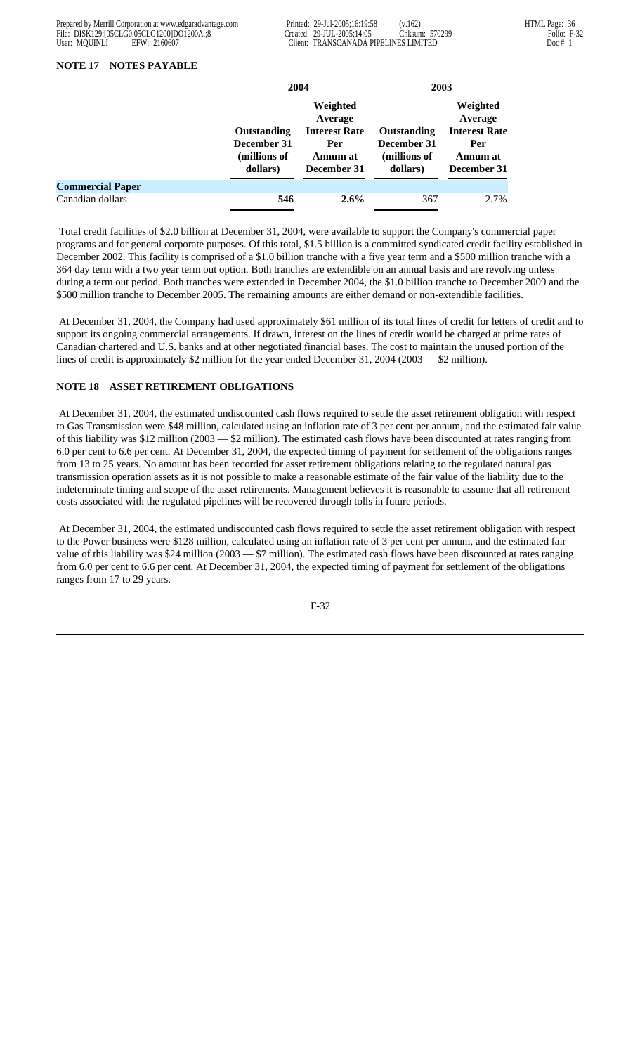### NOTE 17 NOTES PAYABLE

| | 2004 | | 2003 | |
|---|---|---|---|---|
| | Outstanding December 31 (millions of dollars) | Weighted Average Interest Rate Per Annum at December 31 | Outstanding December 31 (millions of dollars) | Weighted Average Interest Rate Per Annum at December 31 |
| **Commercial Paper** | | | | |
| Canadian dollars | **546** | **2.6%** | 367 | 2.7% |

Total credit facilities of $2.0 billion at December 31, 2004, were available to support the Company's commercial paper programs and for general corporate purposes. Of this total, $1.5 billion is a committed syndicated credit facility established in December 2002. This facility is comprised of a $1.0 billion tranche with a five year term and a $500 million tranche with a 364 day term with a two year term out option. Both tranches are extendible on an annual basis and are revolving unless during a term out period. Both tranches were extended in December 2004, the $1.0 billion tranche to December 2009 and the $500 million tranche to December 2005. The remaining amounts are either demand or non-extendible facilities.

At December 31, 2004, the Company had used approximately $61 million of its total lines of credit for letters of credit and to support its ongoing commercial arrangements. If drawn, interest on the lines of credit would be charged at prime rates of Canadian chartered and U.S. banks and at other negotiated financial bases. The cost to maintain the unused portion of the lines of credit is approximately $2 million for the year ended December 31, 2004 (2003 — $2 million).

### NOTE 18 ASSET RETIREMENT OBLIGATIONS

At December 31, 2004, the estimated undiscounted cash flows required to settle the asset retirement obligation with respect to Gas Transmission were $48 million, calculated using an inflation rate of 3 per cent per annum, and the estimated fair value of this liability was $12 million (2003 — $2 million). The estimated cash flows have been discounted at rates ranging from 6.0 per cent to 6.6 per cent. At December 31, 2004, the expected timing of payment for settlement of the obligations ranges from 13 to 25 years. No amount has been recorded for asset retirement obligations relating to the regulated natural gas transmission operation assets as it is not possible to make a reasonable estimate of the fair value of the liability due to the indeterminate timing and scope of the asset retirements. Management believes it is reasonable to assume that all retirement costs associated with the regulated pipelines will be recovered through tolls in future periods.

At December 31, 2004, the estimated undiscounted cash flows required to settle the asset retirement obligation with respect to the Power business were $128 million, calculated using an inflation rate of 3 per cent per annum, and the estimated fair value of this liability was $24 million (2003 — $7 million). The estimated cash flows have been discounted at rates ranging from 6.0 per cent to 6.6 per cent. At December 31, 2004, the expected timing of payment for settlement of the obligations ranges from 17 to 29 years.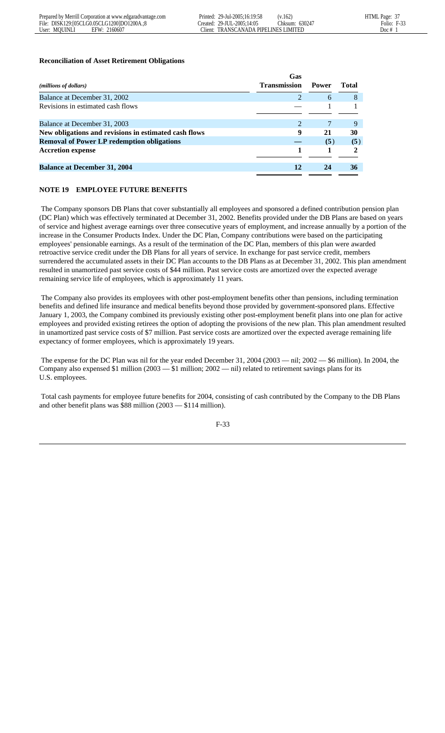**Reconciliation of Asset Retirement Obligations**

| *(millions of dollars)* | Gas Transmission | Power | Total |
|---|---|---|---|
| Balance at December 31, 2002 | 2 | 6 | 8 |
| Revisions in estimated cash flows | — | 1 | 1 |
| Balance at December 31, 2003 | 2 | 7 | 9 |
| **New obligations and revisions in estimated cash flows** | **9** | **21** | **30** |
| **Removal of Power LP redemption obligations** | **—** | **(5)** | **(5)** |
| **Accretion expense** | **1** | **1** | **2** |
| **Balance at December 31, 2004** | **12** | **24** | **36** |

## NOTE 19 EMPLOYEE FUTURE BENEFITS

The Company sponsors DB Plans that cover substantially all employees and sponsored a defined contribution pension plan (DC Plan) which was effectively terminated at December 31, 2002. Benefits provided under the DB Plans are based on years of service and highest average earnings over three consecutive years of employment, and increase annually by a portion of the increase in the Consumer Products Index. Under the DC Plan, Company contributions were based on the participating employees' pensionable earnings. As a result of the termination of the DC Plan, members of this plan were awarded retroactive service credit under the DB Plans for all years of service. In exchange for past service credit, members surrendered the accumulated assets in their DC Plan accounts to the DB Plans as at December 31, 2002. This plan amendment resulted in unamortized past service costs of $44 million. Past service costs are amortized over the expected average remaining service life of employees, which is approximately 11 years.

The Company also provides its employees with other post-employment benefits other than pensions, including termination benefits and defined life insurance and medical benefits beyond those provided by government-sponsored plans. Effective January 1, 2003, the Company combined its previously existing other post-employment benefit plans into one plan for active employees and provided existing retirees the option of adopting the provisions of the new plan. This plan amendment resulted in unamortized past service costs of $7 million. Past service costs are amortized over the expected average remaining life expectancy of former employees, which is approximately 19 years.

The expense for the DC Plan was nil for the year ended December 31, 2004 (2003 — nil; 2002 — $6 million). In 2004, the Company also expensed $1 million (2003 — $1 million; 2002 — nil) related to retirement savings plans for its U.S. employees.

Total cash payments for employee future benefits for 2004, consisting of cash contributed by the Company to the DB Plans and other benefit plans was $88 million (2003 — $114 million).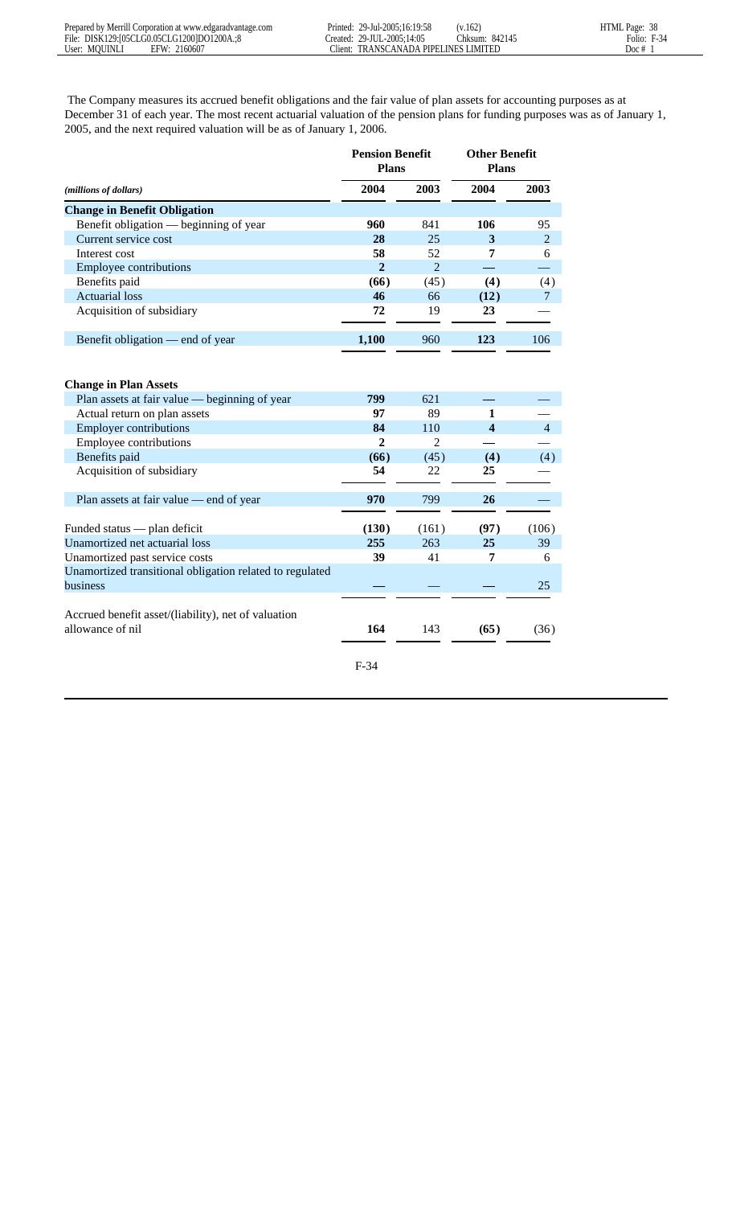The Company measures its accrued benefit obligations and the fair value of plan assets for accounting purposes as at December 31 of each year. The most recent actuarial valuation of the pension plans for funding purposes was as of January 1, 2005, and the next required valuation will be as of January 1, 2006.

| | Pension Benefit Plans | | Other Benefit Plans | |
|---|---|---|---|---|
| *(millions of dollars)* | **2004** | **2003** | **2004** | **2003** |
| **Change in Benefit Obligation** | | | | |
| Benefit obligation — beginning of year | **960** | 841 | **106** | 95 |
| Current service cost | **28** | 25 | **3** | 2 |
| Interest cost | **58** | 52 | **7** | 6 |
| Employee contributions | **2** | 2 | **—** | — |
| Benefits paid | **(66)** | (45) | **(4)** | (4) |
| Actuarial loss | **46** | 66 | **(12)** | 7 |
| Acquisition of subsidiary | **72** | 19 | **23** | — |
| Benefit obligation — end of year | **1,100** | 960 | **123** | 106 |
| **Change in Plan Assets** | | | | |
| Plan assets at fair value — beginning of year | **799** | 621 | **—** | — |
| Actual return on plan assets | **97** | 89 | **1** | — |
| Employer contributions | **84** | 110 | **4** | 4 |
| Employee contributions | **2** | 2 | **—** | — |
| Benefits paid | **(66)** | (45) | **(4)** | (4) |
| Acquisition of subsidiary | **54** | 22 | **25** | — |
| Plan assets at fair value — end of year | **970** | 799 | **26** | — |
| Funded status — plan deficit | **(130)** | (161) | **(97)** | (106) |
| Unamortized net actuarial loss | **255** | 263 | **25** | 39 |
| Unamortized past service costs | **39** | 41 | **7** | 6 |
| Unamortized transitional obligation related to regulated business | **—** | — | **—** | 25 |
| Accrued benefit asset/(liability), net of valuation allowance of nil | **164** | 143 | **(65)** | (36) |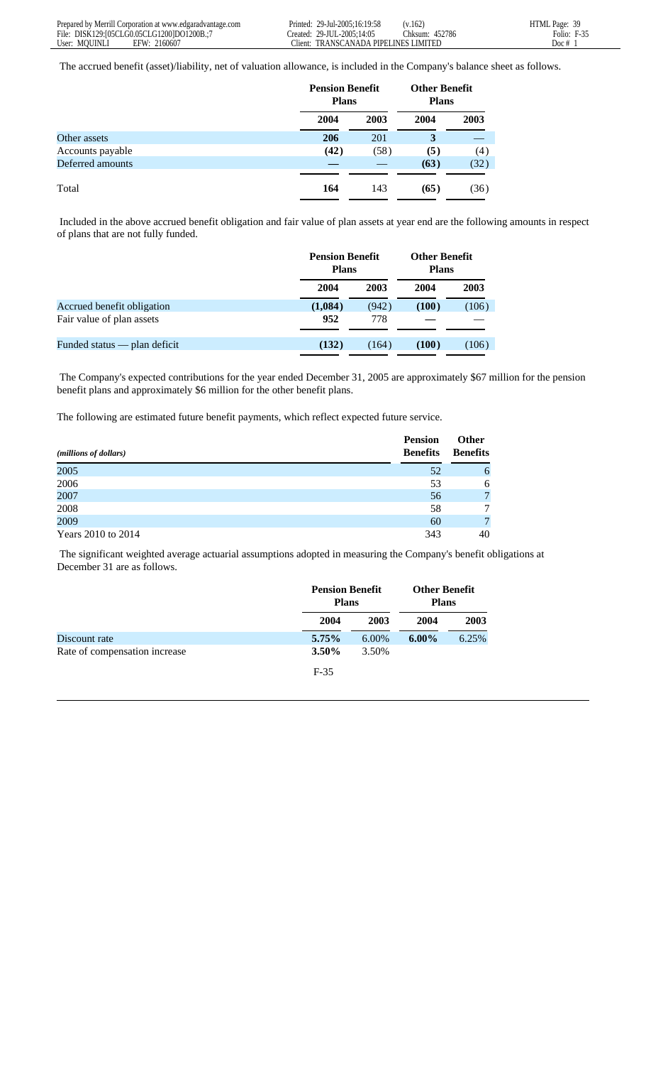The accrued benefit (asset)/liability, net of valuation allowance, is included in the Company's balance sheet as follows.

| | Pension Benefit Plans | | Other Benefit Plans | |
|---|---|---|---|---|
| | **2004** | **2003** | **2004** | **2003** |
| Other assets | **206** | 201 | **3** | — |
| Accounts payable | **(42)** | (58) | **(5)** | (4) |
| Deferred amounts | **—** | — | **(63)** | (32) |
| Total | **164** | 143 | **(65)** | (36) |

Included in the above accrued benefit obligation and fair value of plan assets at year end are the following amounts in respect of plans that are not fully funded.

| | Pension Benefit Plans | | Other Benefit Plans | |
|---|---|---|---|---|
| | **2004** | **2003** | **2004** | **2003** |
| Accrued benefit obligation | **(1,084)** | (942) | **(100)** | (106) |
| Fair value of plan assets | **952** | 778 | **—** | — |
| Funded status — plan deficit | **(132)** | (164) | **(100)** | (106) |

The Company's expected contributions for the year ended December 31, 2005 are approximately $67 million for the pension benefit plans and approximately $6 million for the other benefit plans.

The following are estimated future benefit payments, which reflect expected future service.

| *(millions of dollars)* | Pension Benefits | Other Benefits |
|---|---|---|
| 2005 | 52 | 6 |
| 2006 | 53 | 6 |
| 2007 | 56 | 7 |
| 2008 | 58 | 7 |
| 2009 | 60 | 7 |
| Years 2010 to 2014 | 343 | 40 |

The significant weighted average actuarial assumptions adopted in measuring the Company's benefit obligations at December 31 are as follows.

| | Pension Benefit Plans | | Other Benefit Plans | |
|---|---|---|---|---|
| | **2004** | **2003** | **2004** | **2003** |
| Discount rate | **5.75%** | 6.00% | **6.00%** | 6.25% |
| Rate of compensation increase | **3.50%** | 3.50% | | |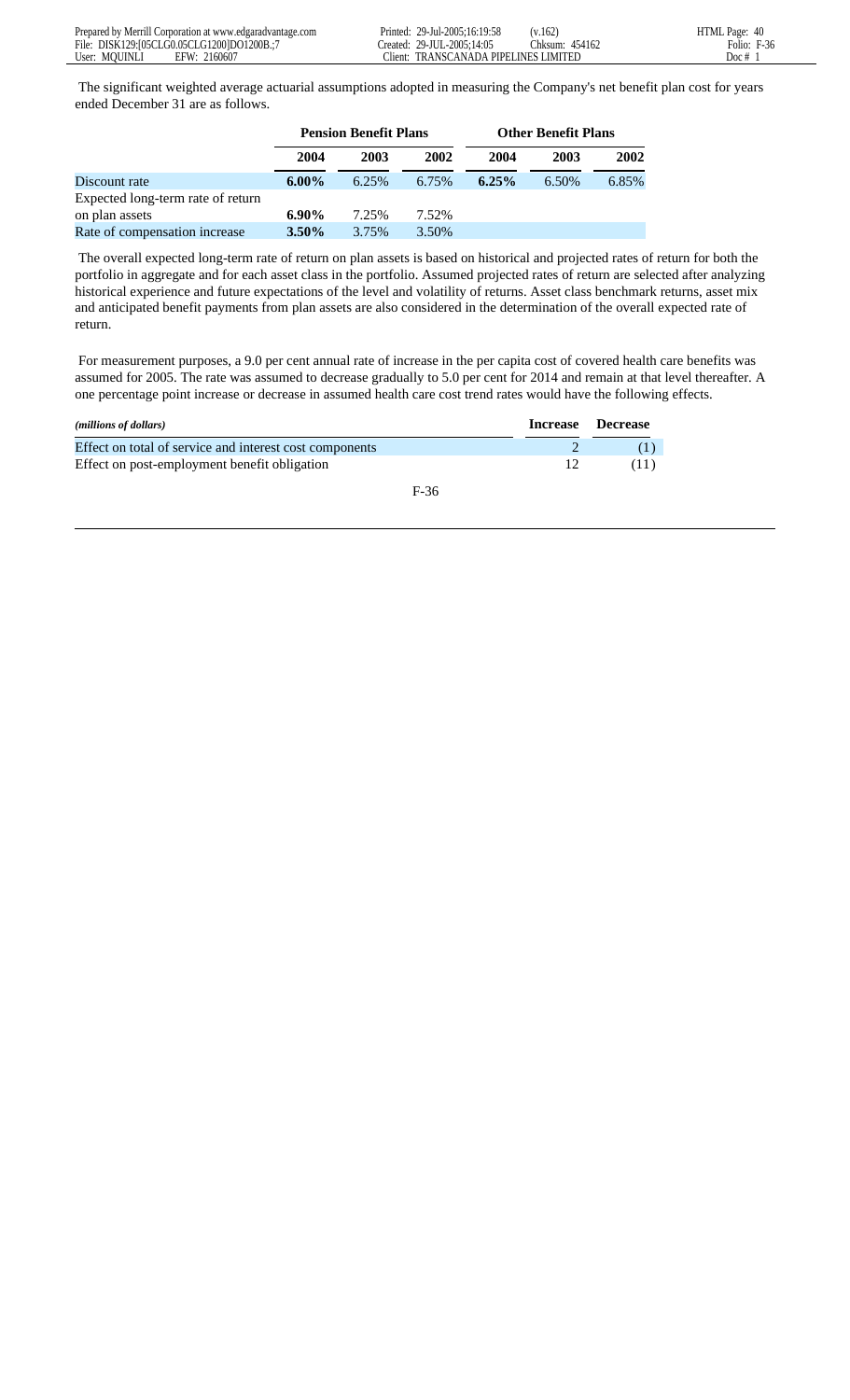The significant weighted average actuarial assumptions adopted in measuring the Company's net benefit plan cost for years ended December 31 are as follows.

| | Pension Benefit Plans | | | Other Benefit Plans | | |
|---|---|---|---|---|---|---|
| | **2004** | **2003** | **2002** | **2004** | **2003** | **2002** |
| Discount rate | **6.00%** | 6.25% | 6.75% | **6.25%** | 6.50% | 6.85% |
| Expected long-term rate of return on plan assets | **6.90%** | 7.25% | 7.52% | | | |
| Rate of compensation increase | **3.50%** | 3.75% | 3.50% | | | |

The overall expected long-term rate of return on plan assets is based on historical and projected rates of return for both the portfolio in aggregate and for each asset class in the portfolio. Assumed projected rates of return are selected after analyzing historical experience and future expectations of the level and volatility of returns. Asset class benchmark returns, asset mix and anticipated benefit payments from plan assets are also considered in the determination of the overall expected rate of return.

For measurement purposes, a 9.0 per cent annual rate of increase in the per capita cost of covered health care benefits was assumed for 2005. The rate was assumed to decrease gradually to 5.0 per cent for 2014 and remain at that level thereafter. A one percentage point increase or decrease in assumed health care cost trend rates would have the following effects.

| *(millions of dollars)* | Increase | Decrease |
|---|---|---|
| Effect on total of service and interest cost components | 2 | (1) |
| Effect on post-employment benefit obligation | 12 | (11) |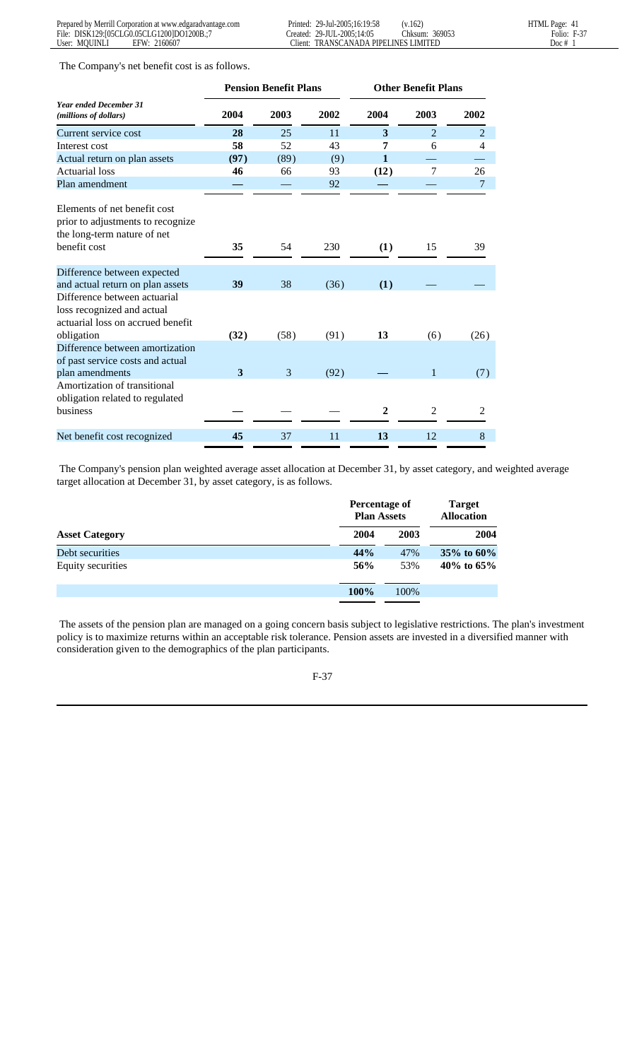The Company's net benefit cost is as follows.

| *Year ended December 31* *(millions of dollars)* | Pension Benefit Plans | | | Other Benefit Plans | | |
|---|---|---|---|---|---|---|
| | **2004** | **2003** | **2002** | **2004** | **2003** | **2002** |
| Current service cost | **28** | 25 | 11 | **3** | 2 | 2 |
| Interest cost | **58** | 52 | 43 | **7** | 6 | 4 |
| Actual return on plan assets | **(97)** | (89) | (9) | **1** | — | — |
| Actuarial loss | **46** | 66 | 93 | **(12)** | 7 | 26 |
| Plan amendment | **—** | — | 92 | **—** | — | 7 |
| Elements of net benefit cost prior to adjustments to recognize the long-term nature of net benefit cost | **35** | 54 | 230 | **(1)** | 15 | 39 |
| Difference between expected and actual return on plan assets | **39** | 38 | (36) | **(1)** | — | — |
| Difference between actuarial loss recognized and actual actuarial loss on accrued benefit obligation | **(32)** | (58) | (91) | **13** | (6) | (26) |
| Difference between amortization of past service costs and actual plan amendments | **3** | 3 | (92) | **—** | 1 | (7) |
| Amortization of transitional obligation related to regulated business | **—** | — | — | **2** | 2 | 2 |
| Net benefit cost recognized | **45** | 37 | 11 | **13** | 12 | 8 |

The Company's pension plan weighted average asset allocation at December 31, by asset category, and weighted average target allocation at December 31, by asset category, is as follows.

| Asset Category | Percentage of Plan Assets | | Target Allocation |
|---|---|---|---|
| | **2004** | **2003** | **2004** |
| Debt securities | **44%** | 47% | **35% to 60%** |
| Equity securities | **56%** | 53% | **40% to 65%** |
| | **100%** | 100% | |

The assets of the pension plan are managed on a going concern basis subject to legislative restrictions. The plan's investment policy is to maximize returns within an acceptable risk tolerance. Pension assets are invested in a diversified manner with consideration given to the demographics of the plan participants.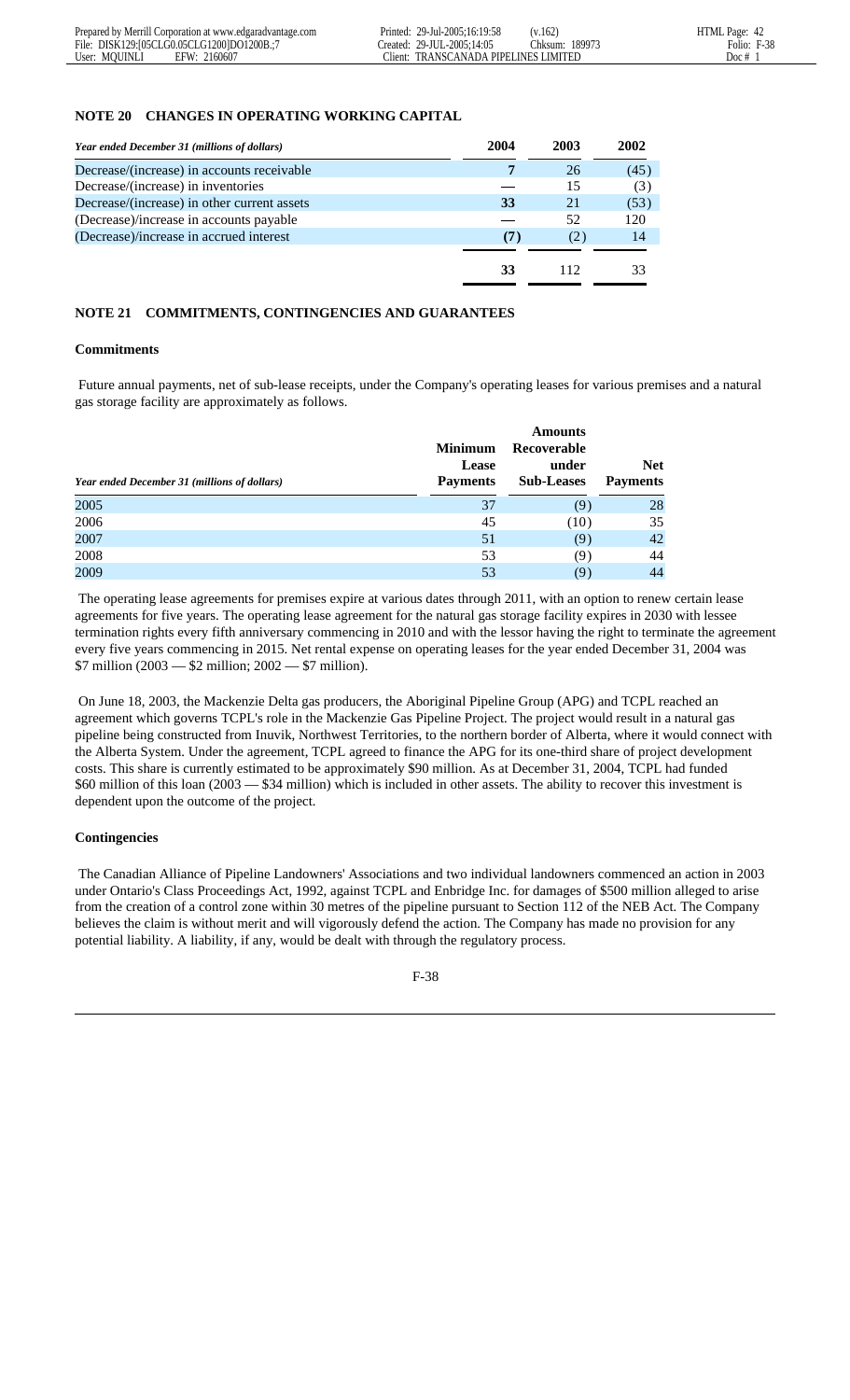### NOTE 20 CHANGES IN OPERATING WORKING CAPITAL

| *Year ended December 31 (millions of dollars)* | **2004** | 2003 | 2002 |
|---|---|---|---|
| Decrease/(increase) in accounts receivable | **7** | 26 | (45) |
| Decrease/(increase) in inventories | **—** | 15 | (3) |
| Decrease/(increase) in other current assets | **33** | 21 | (53) |
| (Decrease)/increase in accounts payable | **—** | 52 | 120 |
| (Decrease)/increase in accrued interest | **(7)** | (2) | 14 |
| | **33** | 112 | 33 |

### NOTE 21 COMMITMENTS, CONTINGENCIES AND GUARANTEES

**Commitments**

Future annual payments, net of sub-lease receipts, under the Company's operating leases for various premises and a natural gas storage facility are approximately as follows.

| *Year ended December 31 (millions of dollars)* | **Minimum Lease Payments** | **Amounts Recoverable under Sub-Leases** | **Net Payments** |
|---|---|---|---|
| 2005 | 37 | (9) | 28 |
| 2006 | 45 | (10) | 35 |
| 2007 | 51 | (9) | 42 |
| 2008 | 53 | (9) | 44 |
| 2009 | 53 | (9) | 44 |

The operating lease agreements for premises expire at various dates through 2011, with an option to renew certain lease agreements for five years. The operating lease agreement for the natural gas storage facility expires in 2030 with lessee termination rights every fifth anniversary commencing in 2010 and with the lessor having the right to terminate the agreement every five years commencing in 2015. Net rental expense on operating leases for the year ended December 31, 2004 was \$7 million (2003 — \$2 million; 2002 — \$7 million).

On June 18, 2003, the Mackenzie Delta gas producers, the Aboriginal Pipeline Group (APG) and TCPL reached an agreement which governs TCPL's role in the Mackenzie Gas Pipeline Project. The project would result in a natural gas pipeline being constructed from Inuvik, Northwest Territories, to the northern border of Alberta, where it would connect with the Alberta System. Under the agreement, TCPL agreed to finance the APG for its one-third share of project development costs. This share is currently estimated to be approximately \$90 million. As at December 31, 2004, TCPL had funded \$60 million of this loan (2003 — \$34 million) which is included in other assets. The ability to recover this investment is dependent upon the outcome of the project.

**Contingencies**

The Canadian Alliance of Pipeline Landowners' Associations and two individual landowners commenced an action in 2003 under Ontario's Class Proceedings Act, 1992, against TCPL and Enbridge Inc. for damages of \$500 million alleged to arise from the creation of a control zone within 30 metres of the pipeline pursuant to Section 112 of the NEB Act. The Company believes the claim is without merit and will vigorously defend the action. The Company has made no provision for any potential liability. A liability, if any, would be dealt with through the regulatory process.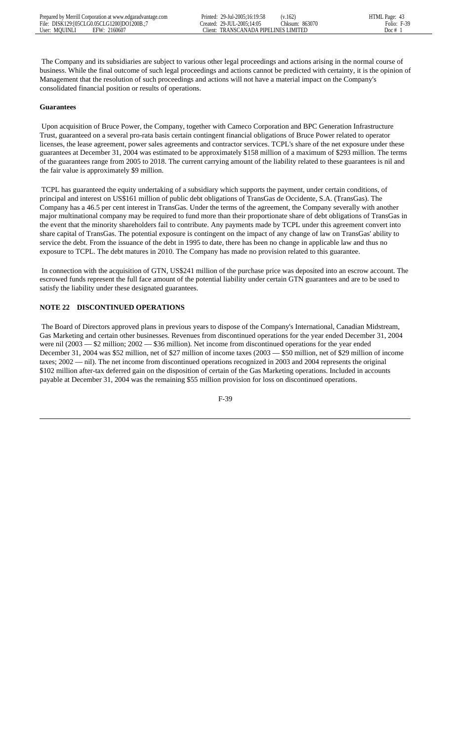The Company and its subsidiaries are subject to various other legal proceedings and actions arising in the normal course of business. While the final outcome of such legal proceedings and actions cannot be predicted with certainty, it is the opinion of Management that the resolution of such proceedings and actions will not have a material impact on the Company's consolidated financial position or results of operations.

**Guarantees**

Upon acquisition of Bruce Power, the Company, together with Cameco Corporation and BPC Generation Infrastructure Trust, guaranteed on a several pro-rata basis certain contingent financial obligations of Bruce Power related to operator licenses, the lease agreement, power sales agreements and contractor services. TCPL's share of the net exposure under these guarantees at December 31, 2004 was estimated to be approximately $158 million of a maximum of $293 million. The terms of the guarantees range from 2005 to 2018. The current carrying amount of the liability related to these guarantees is nil and the fair value is approximately $9 million.

TCPL has guaranteed the equity undertaking of a subsidiary which supports the payment, under certain conditions, of principal and interest on US$161 million of public debt obligations of TransGas de Occidente, S.A. (TransGas). The Company has a 46.5 per cent interest in TransGas. Under the terms of the agreement, the Company severally with another major multinational company may be required to fund more than their proportionate share of debt obligations of TransGas in the event that the minority shareholders fail to contribute. Any payments made by TCPL under this agreement convert into share capital of TransGas. The potential exposure is contingent on the impact of any change of law on TransGas' ability to service the debt. From the issuance of the debt in 1995 to date, there has been no change in applicable law and thus no exposure to TCPL. The debt matures in 2010. The Company has made no provision related to this guarantee.

In connection with the acquisition of GTN, US$241 million of the purchase price was deposited into an escrow account. The escrowed funds represent the full face amount of the potential liability under certain GTN guarantees and are to be used to satisfy the liability under these designated guarantees.

## NOTE 22 DISCONTINUED OPERATIONS

The Board of Directors approved plans in previous years to dispose of the Company's International, Canadian Midstream, Gas Marketing and certain other businesses. Revenues from discontinued operations for the year ended December 31, 2004 were nil (2003 — $2 million; 2002 — $36 million). Net income from discontinued operations for the year ended December 31, 2004 was $52 million, net of $27 million of income taxes (2003 — $50 million, net of $29 million of income taxes; 2002 — nil). The net income from discontinued operations recognized in 2003 and 2004 represents the original $102 million after-tax deferred gain on the disposition of certain of the Gas Marketing operations. Included in accounts payable at December 31, 2004 was the remaining $55 million provision for loss on discontinued operations.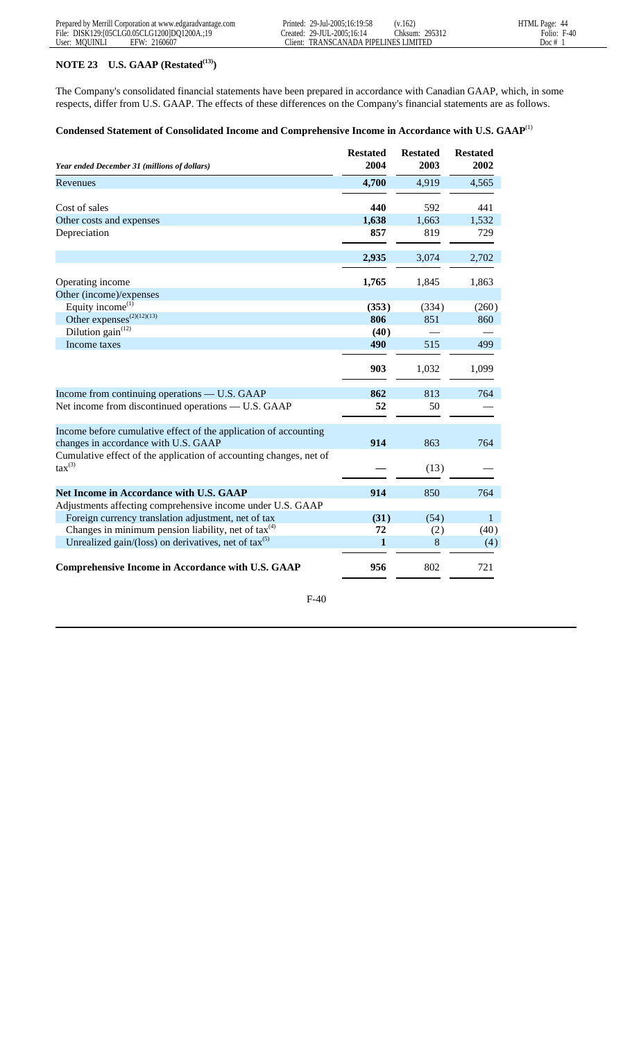## NOTE 23 U.S. GAAP (Restated[13])

The Company's consolidated financial statements have been prepared in accordance with Canadian GAAP, which, in some respects, differ from U.S. GAAP. The effects of these differences on the Company's financial statements are as follows.

### Condensed Statement of Consolidated Income and Comprehensive Income in Accordance with U.S. GAAP[1]

| *Year ended December 31 (millions of dollars)* | **Restated 2004** | **Restated 2003** | **Restated 2002** |
|---|---|---|---|
| Revenues | **4,700** | 4,919 | 4,565 |
| Cost of sales | **440** | 592 | 441 |
| Other costs and expenses | **1,638** | 1,663 | 1,532 |
| Depreciation | **857** | 819 | 729 |
| | **2,935** | 3,074 | 2,702 |
| Operating income | **1,765** | 1,845 | 1,863 |
| Other (income)/expenses | | | |
| Equity income[1] | **(353)** | (334) | (260) |
| Other expenses[2][12][13] | **806** | 851 | 860 |
| Dilution gain[12] | **(40)** | — | — |
| Income taxes | **490** | 515 | 499 |
| | **903** | 1,032 | 1,099 |
| Income from continuing operations — U.S. GAAP | **862** | 813 | 764 |
| Net income from discontinued operations — U.S. GAAP | **52** | 50 | — |
| Income before cumulative effect of the application of accounting changes in accordance with U.S. GAAP | **914** | 863 | 764 |
| Cumulative effect of the application of accounting changes, net of tax[3] | — | (13) | — |
| **Net Income in Accordance with U.S. GAAP** | **914** | 850 | 764 |
| Adjustments affecting comprehensive income under U.S. GAAP | | | |
| Foreign currency translation adjustment, net of tax | **(31)** | (54) | 1 |
| Changes in minimum pension liability, net of tax[4] | **72** | (2) | (40) |
| Unrealized gain/(loss) on derivatives, net of tax[5] | **1** | 8 | (4) |
| **Comprehensive Income in Accordance with U.S. GAAP** | **956** | 802 | 721 |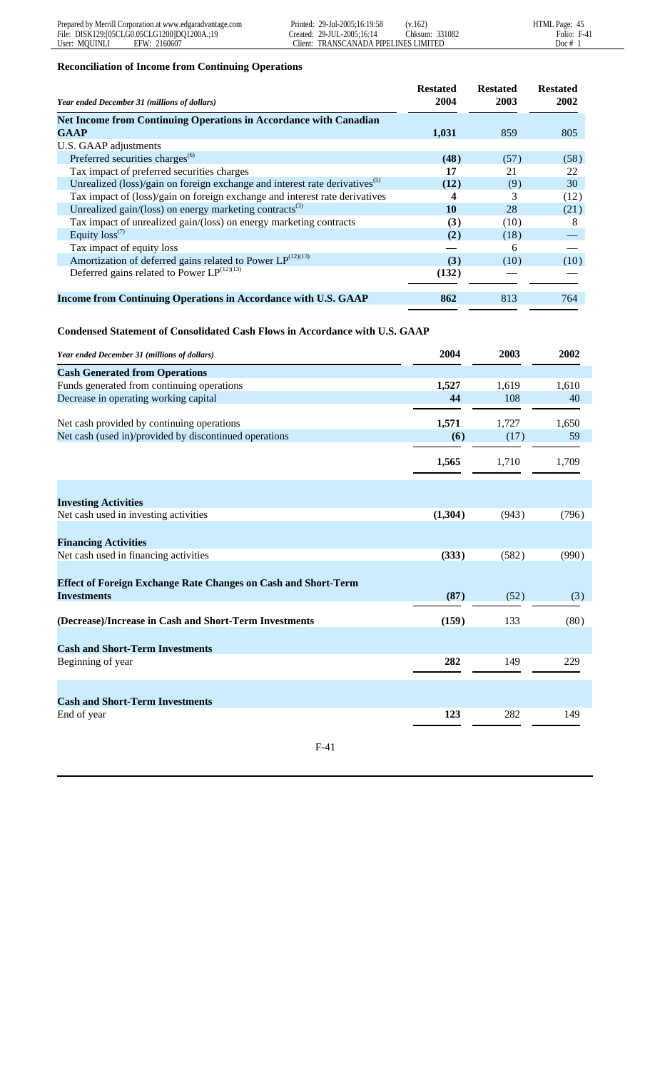**Reconciliation of Income from Continuing Operations**

| *Year ended December 31 (millions of dollars)* | Restated 2004 | Restated 2003 | Restated 2002 |
|---|---|---|---|
| **Net Income from Continuing Operations in Accordance with Canadian GAAP** | **1,031** | 859 | 805 |
| U.S. GAAP adjustments | | | |
| Preferred securities charges[(6)] | **(48)** | (57) | (58) |
| Tax impact of preferred securities charges | **17** | 21 | 22 |
| Unrealized (loss)/gain on foreign exchange and interest rate derivatives[(5)] | **(12)** | (9) | 30 |
| Tax impact of (loss)/gain on foreign exchange and interest rate derivatives | **4** | 3 | (12) |
| Unrealized gain/(loss) on energy marketing contracts[(3)] | **10** | 28 | (21) |
| Tax impact of unrealized gain/(loss) on energy marketing contracts | **(3)** | (10) | 8 |
| Equity loss[(7)] | **(2)** | (18) | — |
| Tax impact of equity loss | **—** | 6 | — |
| Amortization of deferred gains related to Power LP[(12)(13)] | **(3)** | (10) | (10) |
| Deferred gains related to Power LP[(12)(13)] | **(132)** | — | — |
| **Income from Continuing Operations in Accordance with U.S. GAAP** | **862** | 813 | 764 |

**Condensed Statement of Consolidated Cash Flows in Accordance with U.S. GAAP**

| *Year ended December 31 (millions of dollars)* | 2004 | 2003 | 2002 |
|---|---|---|---|
| **Cash Generated from Operations** | | | |
| Funds generated from continuing operations | **1,527** | 1,619 | 1,610 |
| Decrease in operating working capital | **44** | 108 | 40 |
| Net cash provided by continuing operations | **1,571** | 1,727 | 1,650 |
| Net cash (used in)/provided by discontinued operations | **(6)** | (17) | 59 |
| | **1,565** | 1,710 | 1,709 |
| **Investing Activities** | | | |
| Net cash used in investing activities | **(1,304)** | (943) | (796) |
| **Financing Activities** | | | |
| Net cash used in financing activities | **(333)** | (582) | (990) |
| **Effect of Foreign Exchange Rate Changes on Cash and Short-Term Investments** | **(87)** | (52) | (3) |
| **(Decrease)/Increase in Cash and Short-Term Investments** | **(159)** | 133 | (80) |
| **Cash and Short-Term Investments** | | | |
| Beginning of year | **282** | 149 | 229 |
| **Cash and Short-Term Investments** | | | |
| End of year | **123** | 282 | 149 |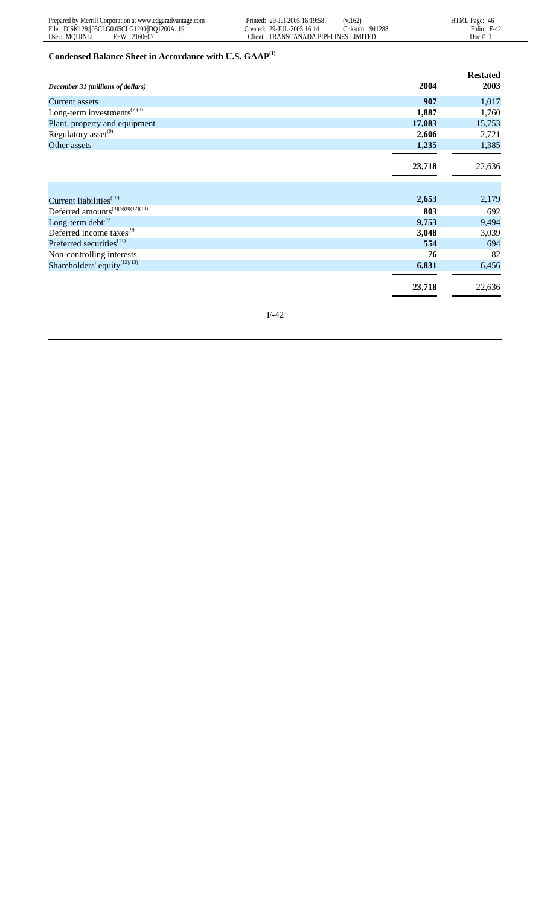### Condensed Balance Sheet in Accordance with U.S. GAAP[1]

| *December 31 (millions of dollars)* | 2004 | Restated 2003 |
|---|---|---|
| Current assets | **907** | 1,017 |
| Long-term investments[7][8] | **1,887** | 1,760 |
| Plant, property and equipment | **17,083** | 15,753 |
| Regulatory asset[9] | **2,606** | 2,721 |
| Other assets | **1,235** | 1,385 |
| | **23,718** | 22,636 |
| Current liabilities[10] | **2,653** | 2,179 |
| Deferred amounts[3][5][8][12][13] | **803** | 692 |
| Long-term debt[5] | **9,753** | 9,494 |
| Deferred income taxes[9] | **3,048** | 3,039 |
| Preferred securities[11] | **554** | 694 |
| Non-controlling interests | **76** | 82 |
| Shareholders' equity[12][13] | **6,831** | 6,456 |
| | **23,718** | 22,636 |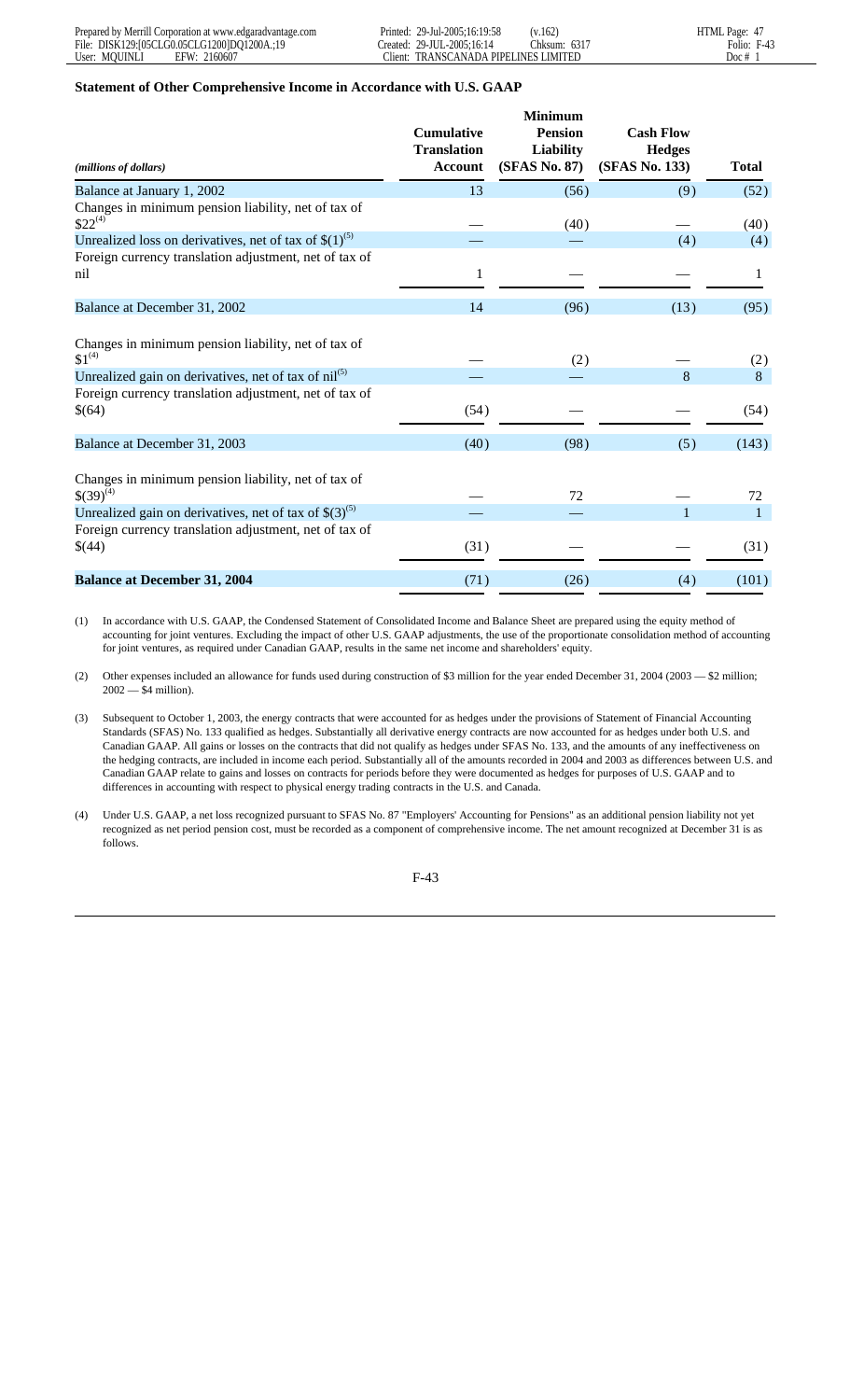**Statement of Other Comprehensive Income in Accordance with U.S. GAAP**

| *(millions of dollars)* | Cumulative Translation Account | Minimum Pension Liability (SFAS No. 87) | Cash Flow Hedges (SFAS No. 133) | Total |
|---|---|---|---|---|
| Balance at January 1, 2002 | 13 | (56) | (9) | (52) |
| Changes in minimum pension liability, net of tax of $22[4] | — | (40) | — | (40) |
| Unrealized loss on derivatives, net of tax of $(1)[5] | — | — | (4) | (4) |
| Foreign currency translation adjustment, net of tax of nil | 1 | — | — | 1 |
| Balance at December 31, 2002 | 14 | (96) | (13) | (95) |
| Changes in minimum pension liability, net of tax of $1[4] | — | (2) | — | (2) |
| Unrealized gain on derivatives, net of tax of nil[5] | — | — | 8 | 8 |
| Foreign currency translation adjustment, net of tax of $(64) | (54) | — | — | (54) |
| Balance at December 31, 2003 | (40) | (98) | (5) | (143) |
| Changes in minimum pension liability, net of tax of $(39)[4] | — | 72 | — | 72 |
| Unrealized gain on derivatives, net of tax of $(3)[5] | — | — | 1 | 1 |
| Foreign currency translation adjustment, net of tax of $(44) | (31) | — | — | (31) |
| **Balance at December 31, 2004** | (71) | (26) | (4) | (101) |

(1) In accordance with U.S. GAAP, the Condensed Statement of Consolidated Income and Balance Sheet are prepared using the equity method of accounting for joint ventures. Excluding the impact of other U.S. GAAP adjustments, the use of the proportionate consolidation method of accounting for joint ventures, as required under Canadian GAAP, results in the same net income and shareholders' equity.

(2) Other expenses included an allowance for funds used during construction of $3 million for the year ended December 31, 2004 (2003 — $2 million; 2002 — $4 million).

(3) Subsequent to October 1, 2003, the energy contracts that were accounted for as hedges under the provisions of Statement of Financial Accounting Standards (SFAS) No. 133 qualified as hedges. Substantially all derivative energy contracts are now accounted for as hedges under both U.S. and Canadian GAAP. All gains or losses on the contracts that did not qualify as hedges under SFAS No. 133, and the amounts of any ineffectiveness on the hedging contracts, are included in income each period. Substantially all of the amounts recorded in 2004 and 2003 as differences between U.S. and Canadian GAAP relate to gains and losses on contracts for periods before they were documented as hedges for purposes of U.S. GAAP and to differences in accounting with respect to physical energy trading contracts in the U.S. and Canada.

(4) Under U.S. GAAP, a net loss recognized pursuant to SFAS No. 87 "Employers' Accounting for Pensions" as an additional pension liability not yet recognized as net period pension cost, must be recorded as a component of comprehensive income. The net amount recognized at December 31 is as follows.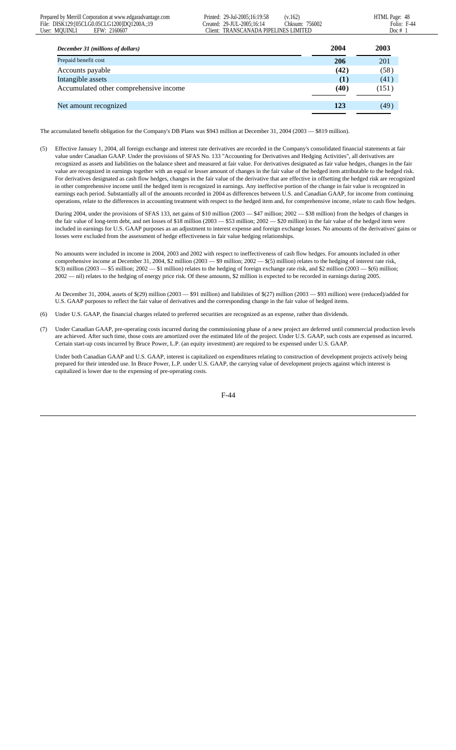| December 31 (millions of dollars) | 2004 | 2003 |
| --- | --- | --- |
| Prepaid benefit cost | **206** | 201 |
| Accounts payable | **(42)** | (58) |
| Intangible assets | **(1)** | (41) |
| Accumulated other comprehensive income | **(40)** | (151) |
| Net amount recognized | **123** | (49) |

The accumulated benefit obligation for the Company's DB Plans was $943 million at December 31, 2004 (2003 — $819 million).

(5) Effective January 1, 2004, all foreign exchange and interest rate derivatives are recorded in the Company's consolidated financial statements at fair value under Canadian GAAP. Under the provisions of SFAS No. 133 "Accounting for Derivatives and Hedging Activities", all derivatives are recognized as assets and liabilities on the balance sheet and measured at fair value. For derivatives designated as fair value hedges, changes in the fair value are recognized in earnings together with an equal or lesser amount of changes in the fair value of the hedged item attributable to the hedged risk. For derivatives designated as cash flow hedges, changes in the fair value of the derivative that are effective in offsetting the hedged risk are recognized in other comprehensive income until the hedged item is recognized in earnings. Any ineffective portion of the change in fair value is recognized in earnings each period. Substantially all of the amounts recorded in 2004 as differences between U.S. and Canadian GAAP, for income from continuing operations, relate to the differences in accounting treatment with respect to the hedged item and, for comprehensive income, relate to cash flow hedges.

During 2004, under the provisions of SFAS 133, net gains of $10 million (2003 — $47 million; 2002 — $38 million) from the hedges of changes in the fair value of long-term debt, and net losses of $18 million (2003 — $53 million; 2002 — $20 million) in the fair value of the hedged item were included in earnings for U.S. GAAP purposes as an adjustment to interest expense and foreign exchange losses. No amounts of the derivatives' gains or losses were excluded from the assessment of hedge effectiveness in fair value hedging relationships.

No amounts were included in income in 2004, 2003 and 2002 with respect to ineffectiveness of cash flow hedges. For amounts included in other comprehensive income at December 31, 2004, $2 million (2003 — $9 million; 2002 — $(5) million) relates to the hedging of interest rate risk, $(3) million (2003 — $5 million; 2002 — $1 million) relates to the hedging of foreign exchange rate risk, and $2 million (2003 — $(6) million; 2002 — nil) relates to the hedging of energy price risk. Of these amounts, $2 million is expected to be recorded in earnings during 2005.

At December 31, 2004, assets of $(29) million (2003 — $91 million) and liabilities of $(27) million (2003 — $93 million) were (reduced)/added for U.S. GAAP purposes to reflect the fair value of derivatives and the corresponding change in the fair value of hedged items.

(6) Under U.S. GAAP, the financial charges related to preferred securities are recognized as an expense, rather than dividends.

(7) Under Canadian GAAP, pre-operating costs incurred during the commissioning phase of a new project are deferred until commercial production levels are achieved. After such time, those costs are amortized over the estimated life of the project. Under U.S. GAAP, such costs are expensed as incurred. Certain start-up costs incurred by Bruce Power, L.P. (an equity investment) are required to be expensed under U.S. GAAP.

Under both Canadian GAAP and U.S. GAAP, interest is capitalized on expenditures relating to construction of development projects actively being prepared for their intended use. In Bruce Power, L.P. under U.S. GAAP, the carrying value of development projects against which interest is capitalized is lower due to the expensing of pre-operating costs.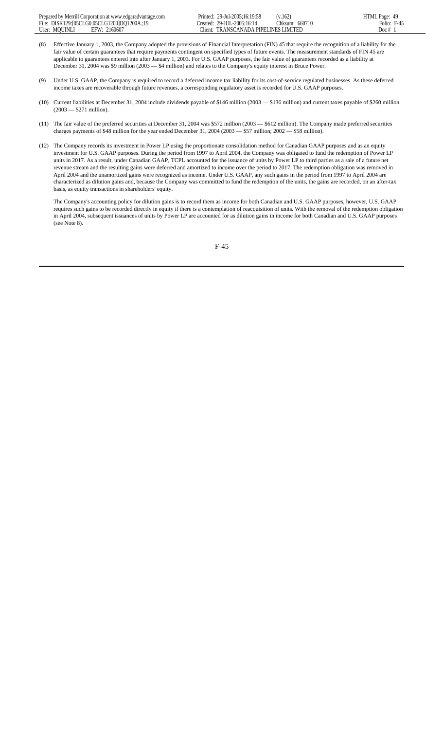(8) Effective January 1, 2003, the Company adopted the provisions of Financial Interpretation (FIN) 45 that require the recognition of a liability for the fair value of certain guarantees that require payments contingent on specified types of future events. The measurement standards of FIN 45 are applicable to guarantees entered into after January 1, 2003. For U.S. GAAP purposes, the fair value of guarantees recorded as a liability at December 31, 2004 was $9 million (2003 — $4 million) and relates to the Company's equity interest in Bruce Power.

(9) Under U.S. GAAP, the Company is required to record a deferred income tax liability for its cost-of-service regulated businesses. As these deferred income taxes are recoverable through future revenues, a corresponding regulatory asset is recorded for U.S. GAAP purposes.

(10) Current liabilities at December 31, 2004 include dividends payable of $146 million (2003 — $136 million) and current taxes payable of $260 million (2003 — $271 million).

(11) The fair value of the preferred securities at December 31, 2004 was $572 million (2003 — $612 million). The Company made preferred securities charges payments of $48 million for the year ended December 31, 2004 (2003 — $57 million; 2002 — $58 million).

(12) The Company records its investment in Power LP using the proportionate consolidation method for Canadian GAAP purposes and as an equity investment for U.S. GAAP purposes. During the period from 1997 to April 2004, the Company was obligated to fund the redemption of Power LP units in 2017. As a result, under Canadian GAAP, TCPL accounted for the issuance of units by Power LP to third parties as a sale of a future net revenue stream and the resulting gains were deferred and amortized to income over the period to 2017. The redemption obligation was removed in April 2004 and the unamortized gains were recognized as income. Under U.S. GAAP, any such gains in the period from 1997 to April 2004 are characterized as dilution gains and, because the Company was committed to fund the redemption of the units, the gains are recorded, on an after-tax basis, as equity transactions in shareholders' equity.

The Company's accounting policy for dilution gains is to record them as income for both Canadian and U.S. GAAP purposes, however, U.S. GAAP requires such gains to be recorded directly in equity if there is a contemplation of reacquisition of units. With the removal of the redemption obligation in April 2004, subsequent issuances of units by Power LP are accounted for as dilution gains in income for both Canadian and U.S. GAAP purposes (see Note 8).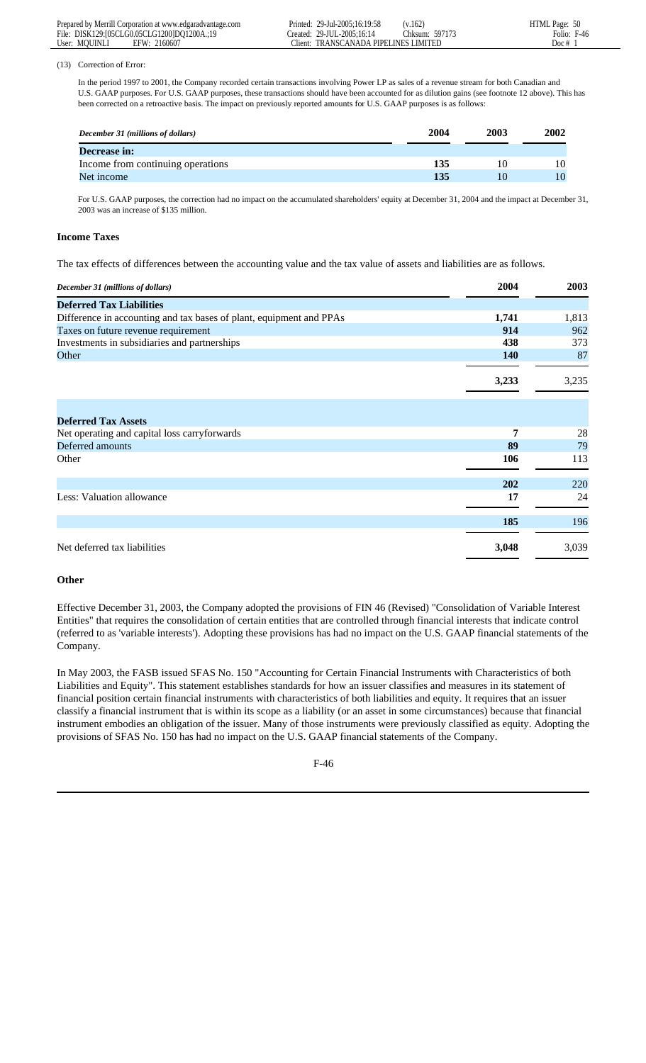(13) Correction of Error:

In the period 1997 to 2001, the Company recorded certain transactions involving Power LP as sales of a revenue stream for both Canadian and U.S. GAAP purposes. For U.S. GAAP purposes, these transactions should have been accounted for as dilution gains (see footnote 12 above). This has been corrected on a retroactive basis. The impact on previously reported amounts for U.S. GAAP purposes is as follows:

| *December 31 (millions of dollars)* | 2004 | 2003 | 2002 |
|---|---|---|---|
| **Decrease in:** | | | |
| Income from continuing operations | **135** | 10 | 10 |
| Net income | **135** | 10 | 10 |

For U.S. GAAP purposes, the correction had no impact on the accumulated shareholders' equity at December 31, 2004 and the impact at December 31, 2003 was an increase of $135 million.

### Income Taxes

The tax effects of differences between the accounting value and the tax value of assets and liabilities are as follows.

| *December 31 (millions of dollars)* | 2004 | 2003 |
|---|---|---|
| **Deferred Tax Liabilities** | | |
| Difference in accounting and tax bases of plant, equipment and PPAs | **1,741** | 1,813 |
| Taxes on future revenue requirement | **914** | 962 |
| Investments in subsidiaries and partnerships | **438** | 373 |
| Other | **140** | 87 |
| | **3,233** | 3,235 |
| **Deferred Tax Assets** | | |
| Net operating and capital loss carryforwards | **7** | 28 |
| Deferred amounts | **89** | 79 |
| Other | **106** | 113 |
| | **202** | 220 |
| Less: Valuation allowance | **17** | 24 |
| | **185** | 196 |
| Net deferred tax liabilities | **3,048** | 3,039 |

### Other

Effective December 31, 2003, the Company adopted the provisions of FIN 46 (Revised) "Consolidation of Variable Interest Entities" that requires the consolidation of certain entities that are controlled through financial interests that indicate control (referred to as 'variable interests'). Adopting these provisions has had no impact on the U.S. GAAP financial statements of the Company.

In May 2003, the FASB issued SFAS No. 150 "Accounting for Certain Financial Instruments with Characteristics of both Liabilities and Equity". This statement establishes standards for how an issuer classifies and measures in its statement of financial position certain financial instruments with characteristics of both liabilities and equity. It requires that an issuer classify a financial instrument that is within its scope as a liability (or an asset in some circumstances) because that financial instrument embodies an obligation of the issuer. Many of those instruments were previously classified as equity. Adopting the provisions of SFAS No. 150 has had no impact on the U.S. GAAP financial statements of the Company.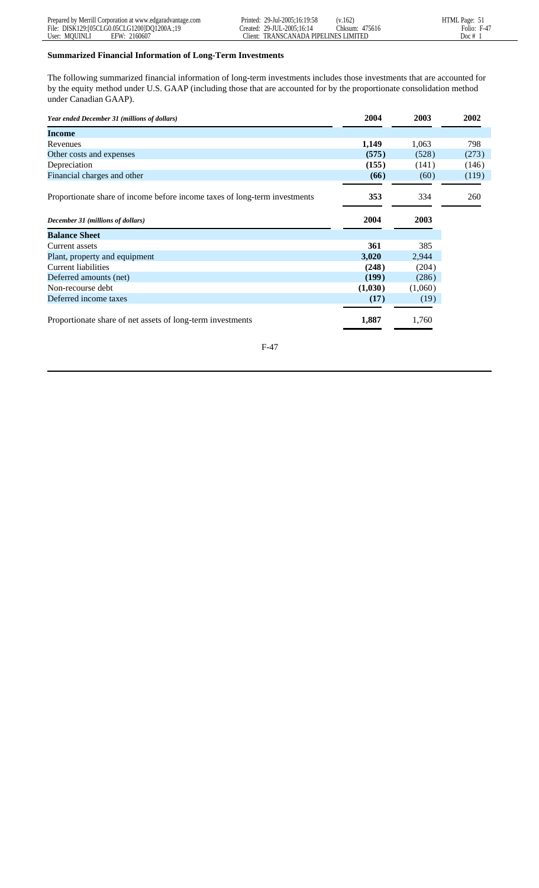### Summarized Financial Information of Long-Term Investments

The following summarized financial information of long-term investments includes those investments that are accounted for by the equity method under U.S. GAAP (including those that are accounted for by the proportionate consolidation method under Canadian GAAP).

| *Year ended December 31 (millions of dollars)* | 2004 | 2003 | 2002 |
|---|---|---|---|
| **Income** | | | |
| Revenues | **1,149** | 1,063 | 798 |
| Other costs and expenses | **(575)** | (528) | (273) |
| Depreciation | **(155)** | (141) | (146) |
| Financial charges and other | **(66)** | (60) | (119) |
| Proportionate share of income before income taxes of long-term investments | **353** | 334 | 260 |

| *December 31 (millions of dollars)* | 2004 | 2003 |
|---|---|---|
| **Balance Sheet** | | |
| Current assets | **361** | 385 |
| Plant, property and equipment | **3,020** | 2,944 |
| Current liabilities | **(248)** | (204) |
| Deferred amounts (net) | **(199)** | (286) |
| Non-recourse debt | **(1,030)** | (1,060) |
| Deferred income taxes | **(17)** | (19) |
| Proportionate share of net assets of long-term investments | **1,887** | 1,760 |